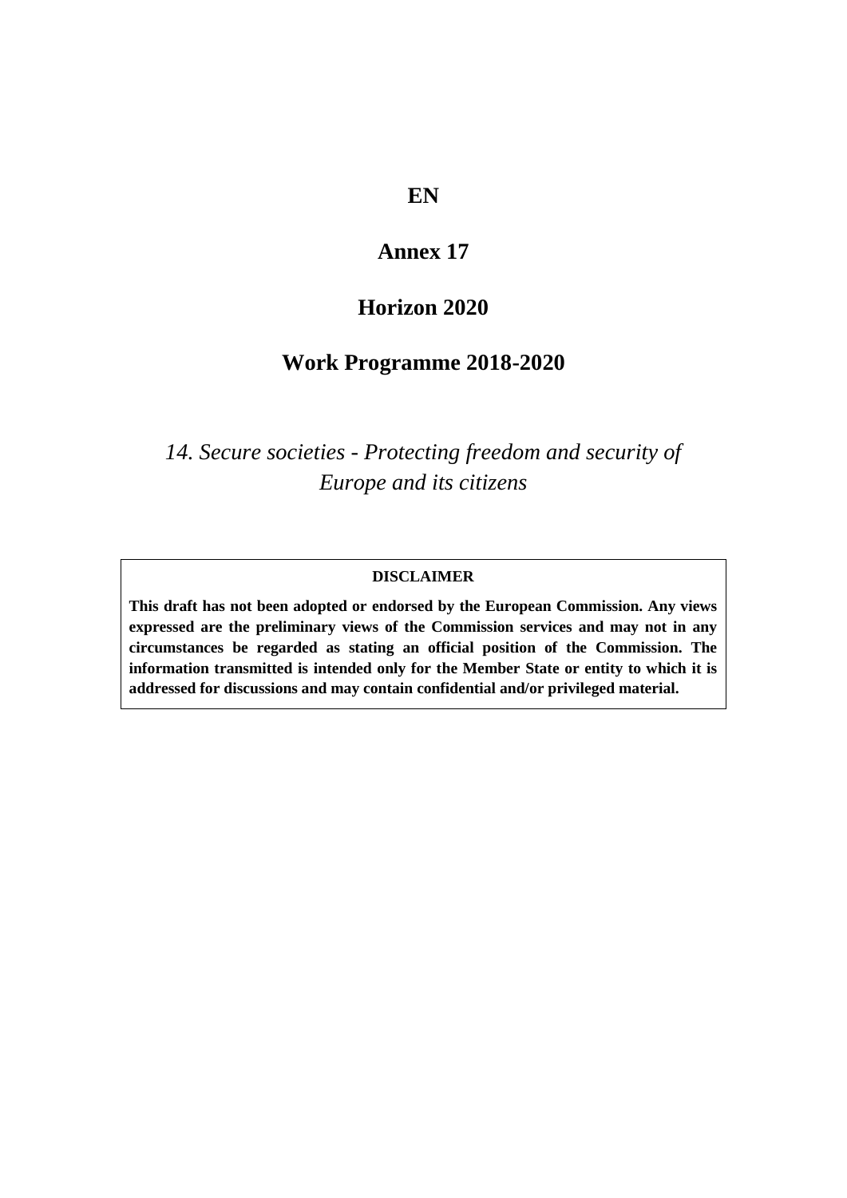**EN**

# Annex 17

# Horizon 2020

# Work Programme 2018-2020

*14. Secure societies - Protecting freedom and security of Europe and its citizens*

**DISCLAIMER**

**This draft has not been adopted or endorsed by the European Commission. Any views expressed are the preliminary views of the Commission services and may not in any circumstances be regarded as stating an official position of the Commission. The information transmitted is intended only for the Member State or entity to which it is addressed for discussions and may contain confidential and/or privileged material.**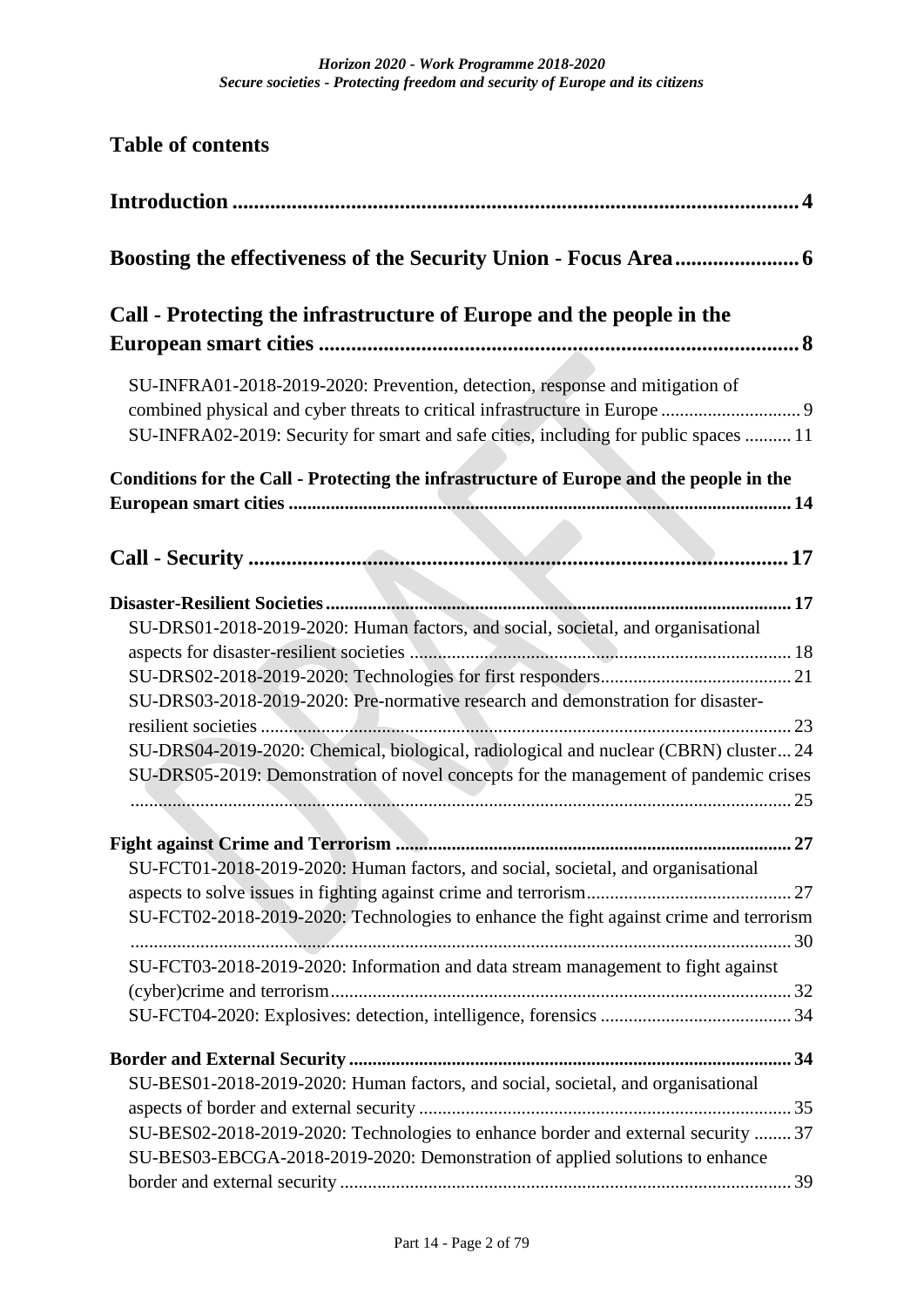## Table of contents

**Introduction** ........................................................................................................... 4

**Boosting the effectiveness of the Security Union - Focus Area** ........................ 6

**Call - Protecting the infrastructure of Europe and the people in the European smart cities** ........................................................................................ 8

SU-INFRA01-2018-2019-2020: Prevention, detection, response and mitigation of combined physical and cyber threats to critical infrastructure in Europe ............................. 9

SU-INFRA02-2019: Security for smart and safe cities, including for public spaces .......... 11

**Conditions for the Call - Protecting the infrastructure of Europe and the people in the European smart cities** ............................................................................................................ 14

**Call - Security** ........................................................................................................ 17

**Disaster-Resilient Societies** ......................................................................................... 17

SU-DRS01-2018-2019-2020: Human factors, and social, societal, and organisational aspects for disaster-resilient societies ................................................................................ 18

SU-DRS02-2018-2019-2020: Technologies for first responders......................................... 21

SU-DRS03-2018-2019-2020: Pre-normative research and demonstration for disaster-resilient societies ................................................................................................................. 23

SU-DRS04-2019-2020: Chemical, biological, radiological and nuclear (CBRN) cluster... 24

SU-DRS05-2019: Demonstration of novel concepts for the management of pandemic crises ................................................................................................................................ 25

**Fight against Crime and Terrorism** .................................................................................. 27

SU-FCT01-2018-2019-2020: Human factors, and social, societal, and organisational aspects to solve issues in fighting against crime and terrorism........................................... 27

SU-FCT02-2018-2019-2020: Technologies to enhance the fight against crime and terrorism ............................................................................................................................ 30

SU-FCT03-2018-2019-2020: Information and data stream management to fight against (cyber)crime and terrorism................................................................................................. 32

SU-FCT04-2020: Explosives: detection, intelligence, forensics ......................................... 34

**Border and External Security** ............................................................................................. 34

SU-BES01-2018-2019-2020: Human factors, and social, societal, and organisational aspects of border and external security ............................................................................... 35

SU-BES02-2018-2019-2020: Technologies to enhance border and external security ........ 37

SU-BES03-EBCGA-2018-2019-2020: Demonstration of applied solutions to enhance border and external security ................................................................................................ 39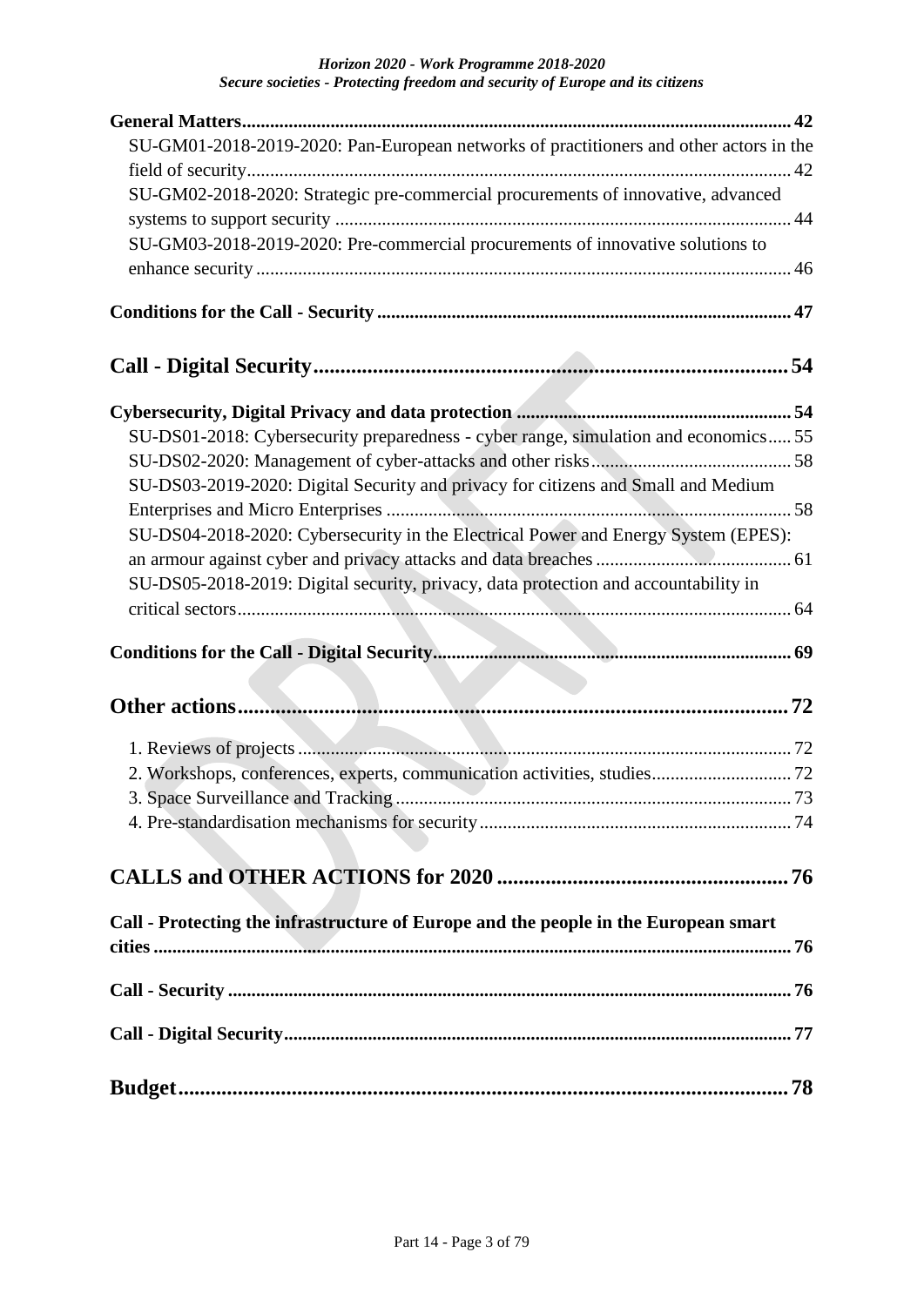**General Matters** 42

SU-GM01-2018-2019-2020: Pan-European networks of practitioners and other actors in the field of security 42

SU-GM02-2018-2020: Strategic pre-commercial procurements of innovative, advanced systems to support security 44

SU-GM03-2018-2019-2020: Pre-commercial procurements of innovative solutions to enhance security 46

**Conditions for the Call - Security** 47

**Call - Digital Security** 54

**Cybersecurity, Digital Privacy and data protection** 54

SU-DS01-2018: Cybersecurity preparedness - cyber range, simulation and economics 55

SU-DS02-2020: Management of cyber-attacks and other risks 58

SU-DS03-2019-2020: Digital Security and privacy for citizens and Small and Medium Enterprises and Micro Enterprises 58

SU-DS04-2018-2020: Cybersecurity in the Electrical Power and Energy System (EPES): an armour against cyber and privacy attacks and data breaches 61

SU-DS05-2018-2019: Digital security, privacy, data protection and accountability in critical sectors 64

**Conditions for the Call - Digital Security** 69

**Other actions** 72

1. Reviews of projects 72
2. Workshops, conferences, experts, communication activities, studies 72
3. Space Surveillance and Tracking 73
4. Pre-standardisation mechanisms for security 74

**CALLS and OTHER ACTIONS for 2020** 76

**Call - Protecting the infrastructure of Europe and the people in the European smart cities** 76

**Call - Security** 76

**Call - Digital Security** 77

**Budget** 78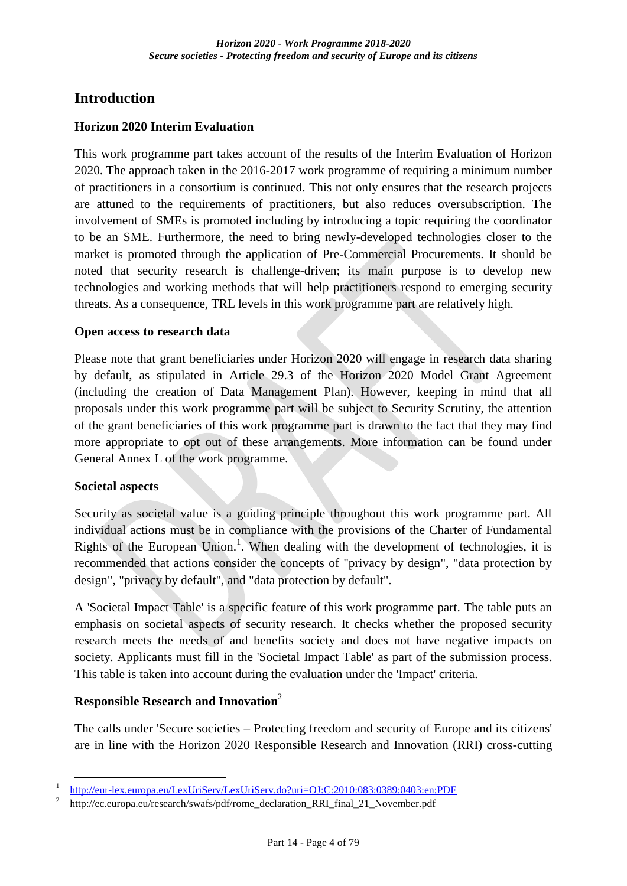# Introduction

### Horizon 2020 Interim Evaluation

This work programme part takes account of the results of the Interim Evaluation of Horizon 2020. The approach taken in the 2016-2017 work programme of requiring a minimum number of practitioners in a consortium is continued. This not only ensures that the research projects are attuned to the requirements of practitioners, but also reduces oversubscription. The involvement of SMEs is promoted including by introducing a topic requiring the coordinator to be an SME. Furthermore, the need to bring newly-developed technologies closer to the market is promoted through the application of Pre-Commercial Procurements. It should be noted that security research is challenge-driven; its main purpose is to develop new technologies and working methods that will help practitioners respond to emerging security threats. As a consequence, TRL levels in this work programme part are relatively high.

### Open access to research data

Please note that grant beneficiaries under Horizon 2020 will engage in research data sharing by default, as stipulated in Article 29.3 of the Horizon 2020 Model Grant Agreement (including the creation of Data Management Plan). However, keeping in mind that all proposals under this work programme part will be subject to Security Scrutiny, the attention of the grant beneficiaries of this work programme part is drawn to the fact that they may find more appropriate to opt out of these arrangements. More information can be found under General Annex L of the work programme.

### Societal aspects

Security as societal value is a guiding principle throughout this work programme part. All individual actions must be in compliance with the provisions of the Charter of Fundamental Rights of the European Union.[1]. When dealing with the development of technologies, it is recommended that actions consider the concepts of "privacy by design", "data protection by design", "privacy by default", and "data protection by default".

A 'Societal Impact Table' is a specific feature of this work programme part. The table puts an emphasis on societal aspects of security research. It checks whether the proposed security research meets the needs of and benefits society and does not have negative impacts on society. Applicants must fill in the 'Societal Impact Table' as part of the submission process. This table is taken into account during the evaluation under the 'Impact' criteria.

### Responsible Research and Innovation[2]

The calls under 'Secure societies – Protecting freedom and security of Europe and its citizens' are in line with the Horizon 2020 Responsible Research and Innovation (RRI) cross-cutting

---

[1] http://eur-lex.europa.eu/LexUriServ/LexUriServ.do?uri=OJ:C:2010:083:0389:0403:en:PDF

[2] http://ec.europa.eu/research/swafs/pdf/rome_declaration_RRI_final_21_November.pdf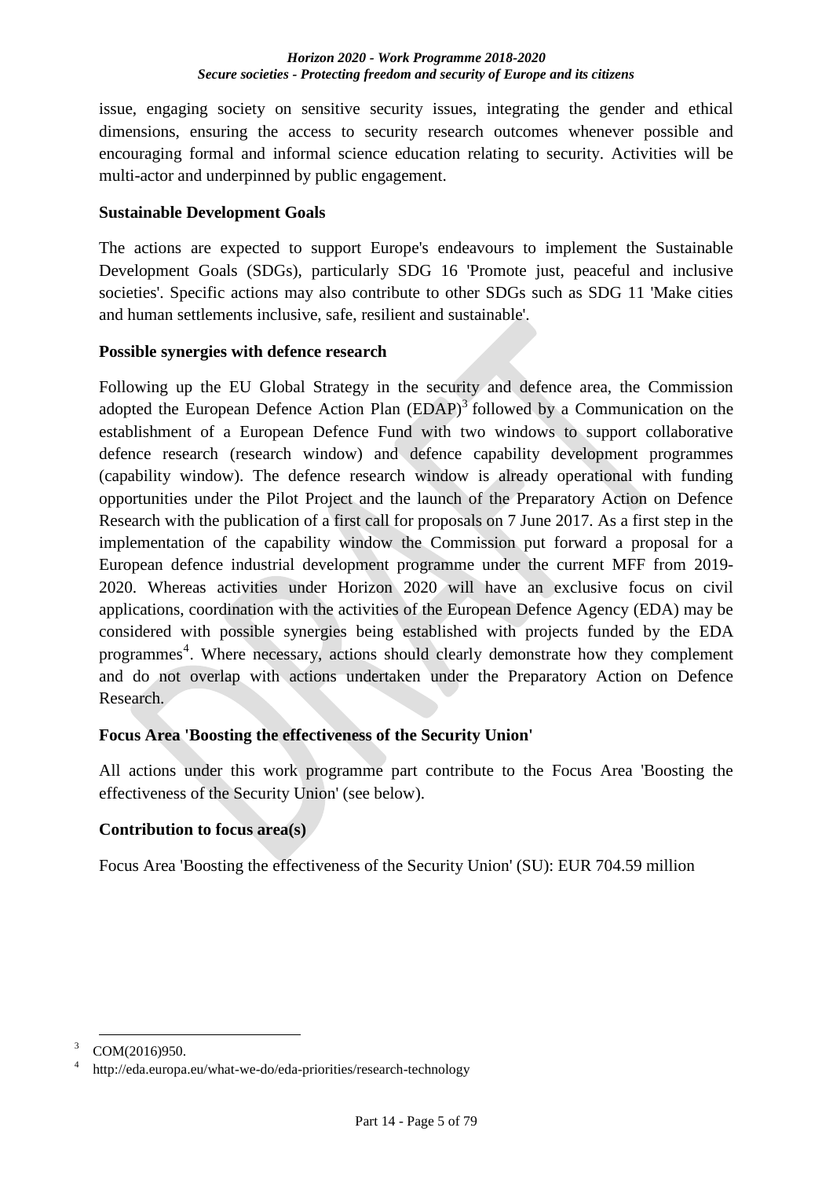issue, engaging society on sensitive security issues, integrating the gender and ethical dimensions, ensuring the access to security research outcomes whenever possible and encouraging formal and informal science education relating to security. Activities will be multi-actor and underpinned by public engagement.

**Sustainable Development Goals**

The actions are expected to support Europe's endeavours to implement the Sustainable Development Goals (SDGs), particularly SDG 16 'Promote just, peaceful and inclusive societies'. Specific actions may also contribute to other SDGs such as SDG 11 'Make cities and human settlements inclusive, safe, resilient and sustainable'.

**Possible synergies with defence research**

Following up the EU Global Strategy in the security and defence area, the Commission adopted the European Defence Action Plan (EDAP)[3] followed by a Communication on the establishment of a European Defence Fund with two windows to support collaborative defence research (research window) and defence capability development programmes (capability window). The defence research window is already operational with funding opportunities under the Pilot Project and the launch of the Preparatory Action on Defence Research with the publication of a first call for proposals on 7 June 2017. As a first step in the implementation of the capability window the Commission put forward a proposal for a European defence industrial development programme under the current MFF from 2019-2020. Whereas activities under Horizon 2020 will have an exclusive focus on civil applications, coordination with the activities of the European Defence Agency (EDA) may be considered with possible synergies being established with projects funded by the EDA programmes[4]. Where necessary, actions should clearly demonstrate how they complement and do not overlap with actions undertaken under the Preparatory Action on Defence Research.

**Focus Area 'Boosting the effectiveness of the Security Union'**

All actions under this work programme part contribute to the Focus Area 'Boosting the effectiveness of the Security Union' (see below).

**Contribution to focus area(s)**

Focus Area 'Boosting the effectiveness of the Security Union' (SU): EUR 704.59 million

---

[3] COM(2016)950.

[4] http://eda.europa.eu/what-we-do/eda-priorities/research-technology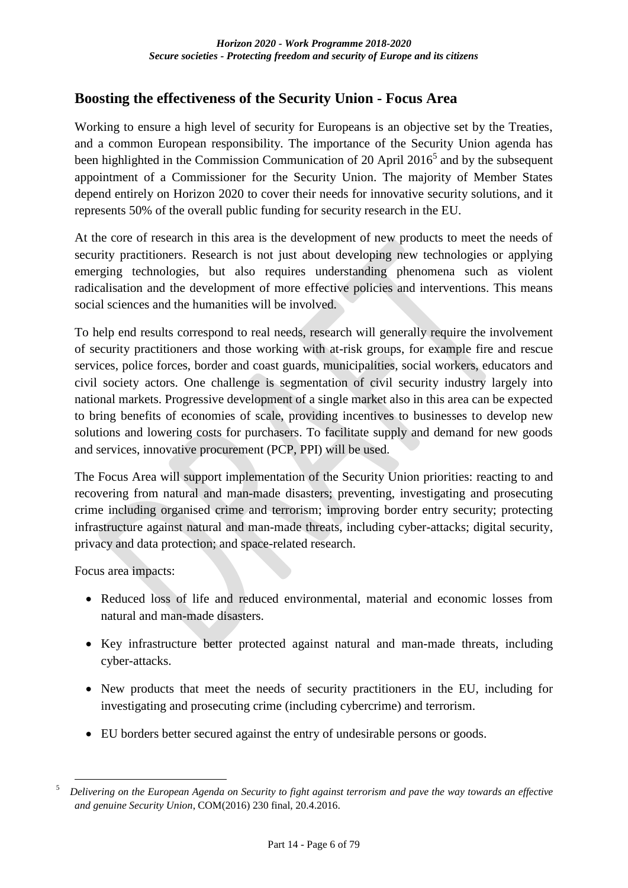## Boosting the effectiveness of the Security Union - Focus Area

Working to ensure a high level of security for Europeans is an objective set by the Treaties, and a common European responsibility. The importance of the Security Union agenda has been highlighted in the Commission Communication of 20 April 2016[5] and by the subsequent appointment of a Commissioner for the Security Union. The majority of Member States depend entirely on Horizon 2020 to cover their needs for innovative security solutions, and it represents 50% of the overall public funding for security research in the EU.

At the core of research in this area is the development of new products to meet the needs of security practitioners. Research is not just about developing new technologies or applying emerging technologies, but also requires understanding phenomena such as violent radicalisation and the development of more effective policies and interventions. This means social sciences and the humanities will be involved.

To help end results correspond to real needs, research will generally require the involvement of security practitioners and those working with at-risk groups, for example fire and rescue services, police forces, border and coast guards, municipalities, social workers, educators and civil society actors. One challenge is segmentation of civil security industry largely into national markets. Progressive development of a single market also in this area can be expected to bring benefits of economies of scale, providing incentives to businesses to develop new solutions and lowering costs for purchasers. To facilitate supply and demand for new goods and services, innovative procurement (PCP, PPI) will be used.

The Focus Area will support implementation of the Security Union priorities: reacting to and recovering from natural and man-made disasters; preventing, investigating and prosecuting crime including organised crime and terrorism; improving border entry security; protecting infrastructure against natural and man-made threats, including cyber-attacks; digital security, privacy and data protection; and space-related research.

Focus area impacts:

- Reduced loss of life and reduced environmental, material and economic losses from natural and man-made disasters.
- Key infrastructure better protected against natural and man-made threats, including cyber-attacks.
- New products that meet the needs of security practitioners in the EU, including for investigating and prosecuting crime (including cybercrime) and terrorism.
- EU borders better secured against the entry of undesirable persons or goods.

[5] *Delivering on the European Agenda on Security to fight against terrorism and pave the way towards an effective and genuine Security Union*, COM(2016) 230 final, 20.4.2016.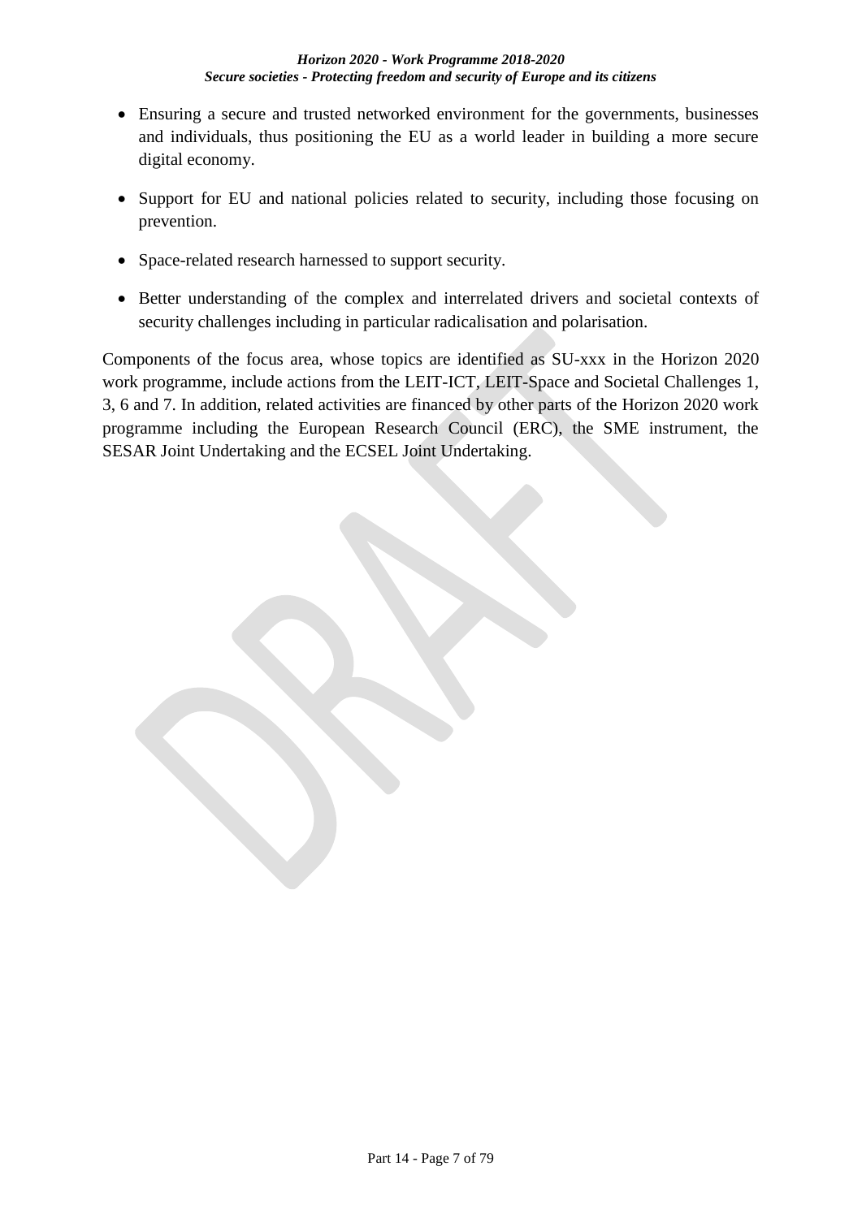- Ensuring a secure and trusted networked environment for the governments, businesses and individuals, thus positioning the EU as a world leader in building a more secure digital economy.
- Support for EU and national policies related to security, including those focusing on prevention.
- Space-related research harnessed to support security.
- Better understanding of the complex and interrelated drivers and societal contexts of security challenges including in particular radicalisation and polarisation.

Components of the focus area, whose topics are identified as SU-xxx in the Horizon 2020 work programme, include actions from the LEIT-ICT, LEIT-Space and Societal Challenges 1, 3, 6 and 7. In addition, related activities are financed by other parts of the Horizon 2020 work programme including the European Research Council (ERC), the SME instrument, the SESAR Joint Undertaking and the ECSEL Joint Undertaking.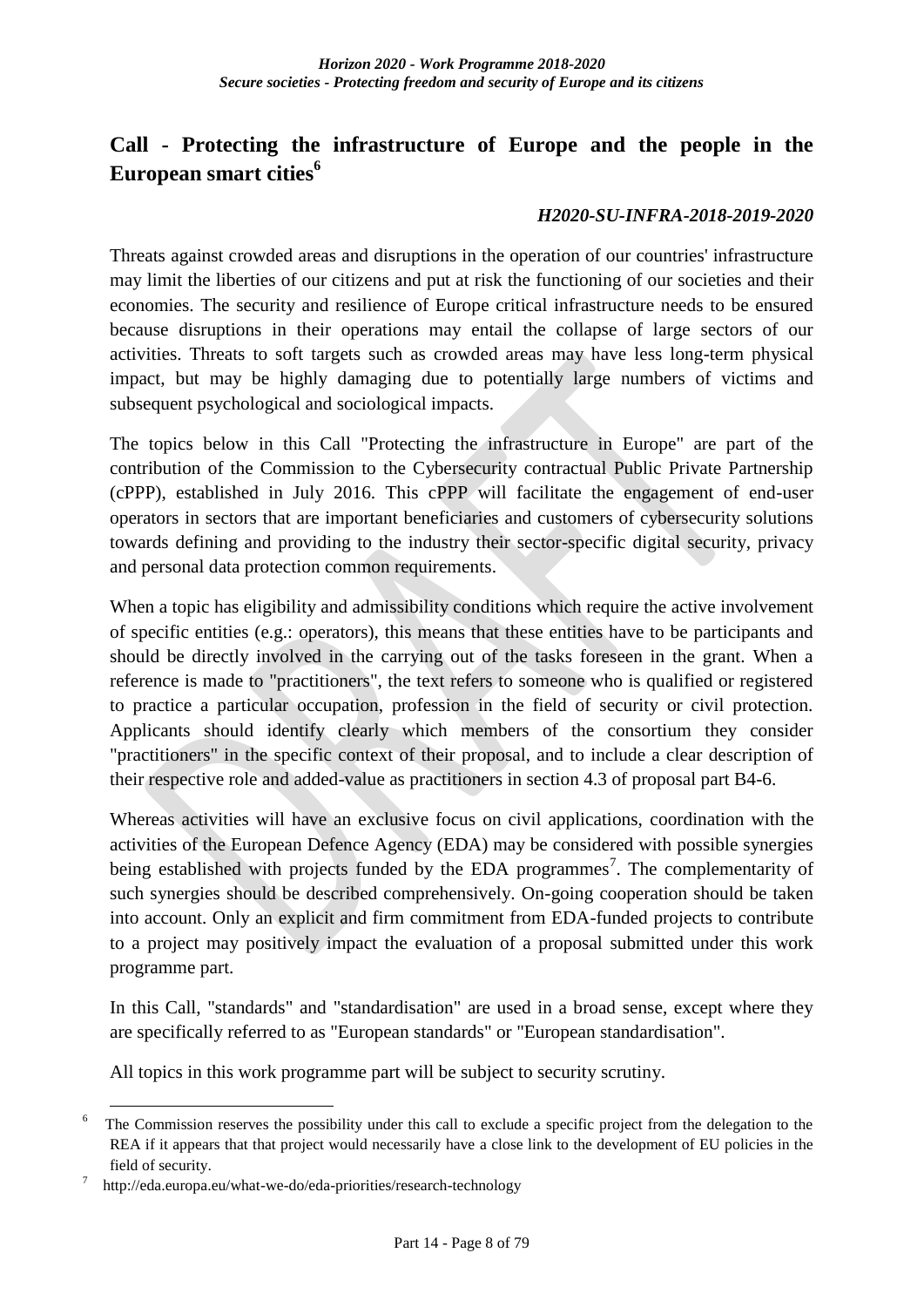## Call - Protecting the infrastructure of Europe and the people in the European smart cities[6]

***H2020-SU-INFRA-2018-2019-2020***

Threats against crowded areas and disruptions in the operation of our countries' infrastructure may limit the liberties of our citizens and put at risk the functioning of our societies and their economies. The security and resilience of Europe critical infrastructure needs to be ensured because disruptions in their operations may entail the collapse of large sectors of our activities. Threats to soft targets such as crowded areas may have less long-term physical impact, but may be highly damaging due to potentially large numbers of victims and subsequent psychological and sociological impacts.

The topics below in this Call "Protecting the infrastructure in Europe" are part of the contribution of the Commission to the Cybersecurity contractual Public Private Partnership (cPPP), established in July 2016. This cPPP will facilitate the engagement of end-user operators in sectors that are important beneficiaries and customers of cybersecurity solutions towards defining and providing to the industry their sector-specific digital security, privacy and personal data protection common requirements.

When a topic has eligibility and admissibility conditions which require the active involvement of specific entities (e.g.: operators), this means that these entities have to be participants and should be directly involved in the carrying out of the tasks foreseen in the grant. When a reference is made to "practitioners", the text refers to someone who is qualified or registered to practice a particular occupation, profession in the field of security or civil protection. Applicants should identify clearly which members of the consortium they consider "practitioners" in the specific context of their proposal, and to include a clear description of their respective role and added-value as practitioners in section 4.3 of proposal part B4-6.

Whereas activities will have an exclusive focus on civil applications, coordination with the activities of the European Defence Agency (EDA) may be considered with possible synergies being established with projects funded by the EDA programmes[7]. The complementarity of such synergies should be described comprehensively. On-going cooperation should be taken into account. Only an explicit and firm commitment from EDA-funded projects to contribute to a project may positively impact the evaluation of a proposal submitted under this work programme part.

In this Call, "standards" and "standardisation" are used in a broad sense, except where they are specifically referred to as "European standards" or "European standardisation".

All topics in this work programme part will be subject to security scrutiny.

---

[6] The Commission reserves the possibility under this call to exclude a specific project from the delegation to the REA if it appears that that project would necessarily have a close link to the development of EU policies in the field of security.

[7] http://eda.europa.eu/what-we-do/eda-priorities/research-technology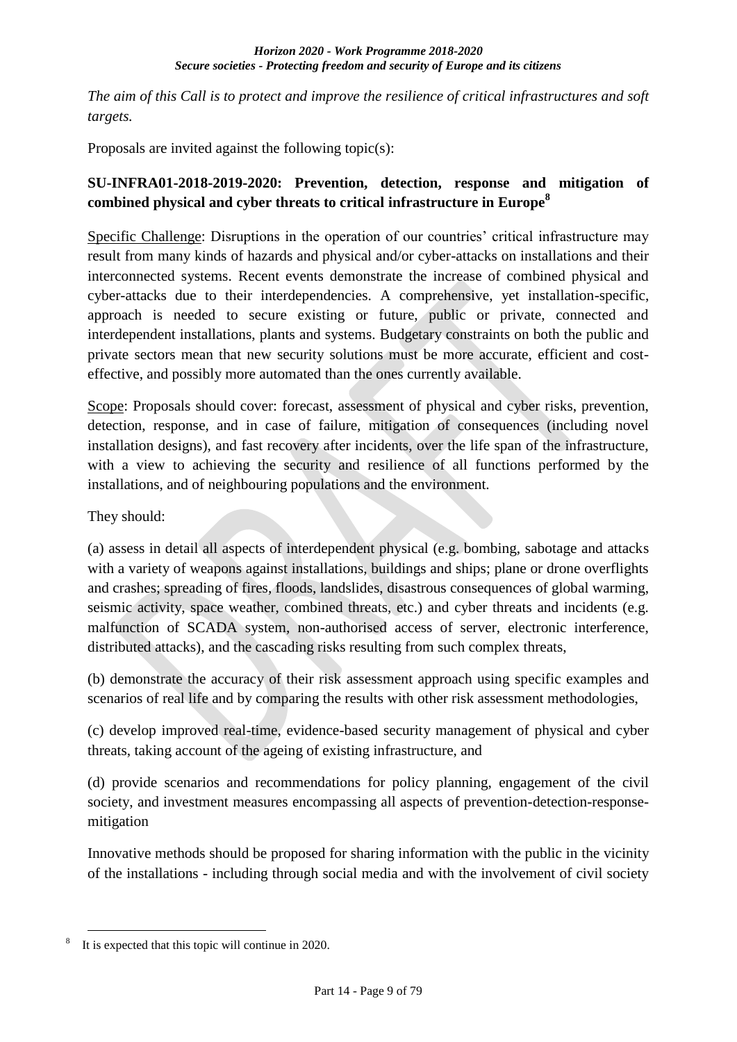*The aim of this Call is to protect and improve the resilience of critical infrastructures and soft targets.*

Proposals are invited against the following topic(s):

**SU-INFRA01-2018-2019-2020: Prevention, detection, response and mitigation of combined physical and cyber threats to critical infrastructure in Europe[8]**

Specific Challenge: Disruptions in the operation of our countries' critical infrastructure may result from many kinds of hazards and physical and/or cyber-attacks on installations and their interconnected systems. Recent events demonstrate the increase of combined physical and cyber-attacks due to their interdependencies. A comprehensive, yet installation-specific, approach is needed to secure existing or future, public or private, connected and interdependent installations, plants and systems. Budgetary constraints on both the public and private sectors mean that new security solutions must be more accurate, efficient and cost-effective, and possibly more automated than the ones currently available.

Scope: Proposals should cover: forecast, assessment of physical and cyber risks, prevention, detection, response, and in case of failure, mitigation of consequences (including novel installation designs), and fast recovery after incidents, over the life span of the infrastructure, with a view to achieving the security and resilience of all functions performed by the installations, and of neighbouring populations and the environment.

They should:

(a) assess in detail all aspects of interdependent physical (e.g. bombing, sabotage and attacks with a variety of weapons against installations, buildings and ships; plane or drone overflights and crashes; spreading of fires, floods, landslides, disastrous consequences of global warming, seismic activity, space weather, combined threats, etc.) and cyber threats and incidents (e.g. malfunction of SCADA system, non-authorised access of server, electronic interference, distributed attacks), and the cascading risks resulting from such complex threats,

(b) demonstrate the accuracy of their risk assessment approach using specific examples and scenarios of real life and by comparing the results with other risk assessment methodologies,

(c) develop improved real-time, evidence-based security management of physical and cyber threats, taking account of the ageing of existing infrastructure, and

(d) provide scenarios and recommendations for policy planning, engagement of the civil society, and investment measures encompassing all aspects of prevention-detection-response-mitigation

Innovative methods should be proposed for sharing information with the public in the vicinity of the installations - including through social media and with the involvement of civil society

---

[8] It is expected that this topic will continue in 2020.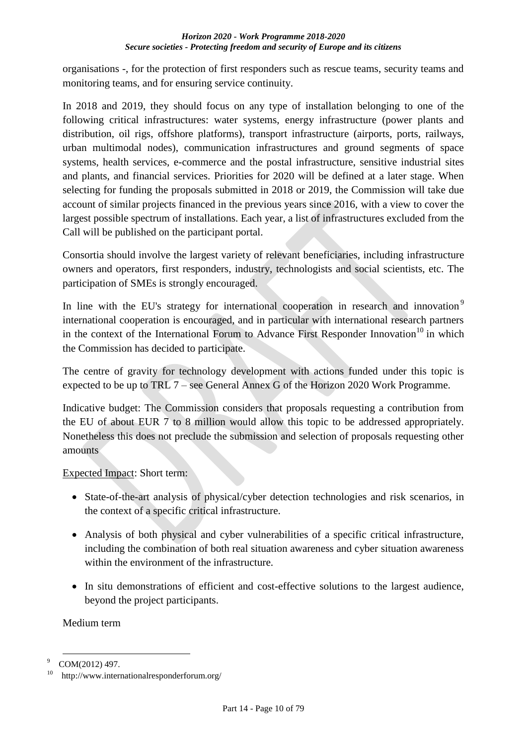organisations -, for the protection of first responders such as rescue teams, security teams and monitoring teams, and for ensuring service continuity.

In 2018 and 2019, they should focus on any type of installation belonging to one of the following critical infrastructures: water systems, energy infrastructure (power plants and distribution, oil rigs, offshore platforms), transport infrastructure (airports, ports, railways, urban multimodal nodes), communication infrastructures and ground segments of space systems, health services, e-commerce and the postal infrastructure, sensitive industrial sites and plants, and financial services. Priorities for 2020 will be defined at a later stage. When selecting for funding the proposals submitted in 2018 or 2019, the Commission will take due account of similar projects financed in the previous years since 2016, with a view to cover the largest possible spectrum of installations. Each year, a list of infrastructures excluded from the Call will be published on the participant portal.

Consortia should involve the largest variety of relevant beneficiaries, including infrastructure owners and operators, first responders, industry, technologists and social scientists, etc. The participation of SMEs is strongly encouraged.

In line with the EU's strategy for international cooperation in research and innovation[9] international cooperation is encouraged, and in particular with international research partners in the context of the International Forum to Advance First Responder Innovation[10] in which the Commission has decided to participate.

The centre of gravity for technology development with actions funded under this topic is expected to be up to TRL 7 – see General Annex G of the Horizon 2020 Work Programme.

Indicative budget: The Commission considers that proposals requesting a contribution from the EU of about EUR 7 to 8 million would allow this topic to be addressed appropriately. Nonetheless this does not preclude the submission and selection of proposals requesting other amounts

Expected Impact: Short term:

- State-of-the-art analysis of physical/cyber detection technologies and risk scenarios, in the context of a specific critical infrastructure.
- Analysis of both physical and cyber vulnerabilities of a specific critical infrastructure, including the combination of both real situation awareness and cyber situation awareness within the environment of the infrastructure.
- In situ demonstrations of efficient and cost-effective solutions to the largest audience, beyond the project participants.

Medium term

---

[9] COM(2012) 497.

[10] http://www.internationalresponderforum.org/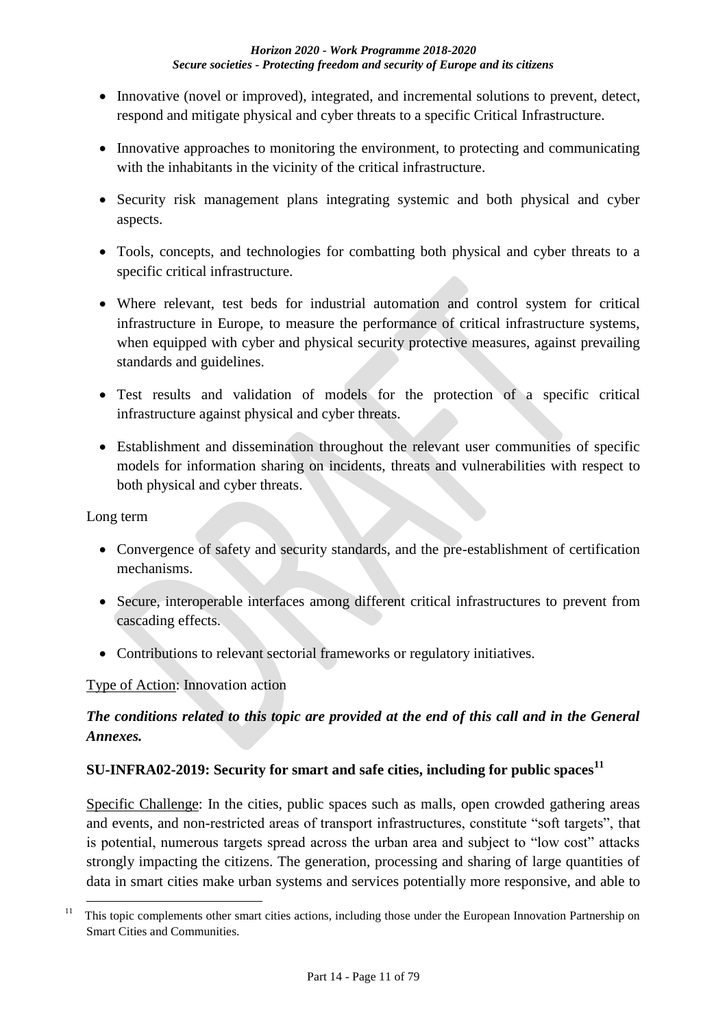- Innovative (novel or improved), integrated, and incremental solutions to prevent, detect, respond and mitigate physical and cyber threats to a specific Critical Infrastructure.
- Innovative approaches to monitoring the environment, to protecting and communicating with the inhabitants in the vicinity of the critical infrastructure.
- Security risk management plans integrating systemic and both physical and cyber aspects.
- Tools, concepts, and technologies for combatting both physical and cyber threats to a specific critical infrastructure.
- Where relevant, test beds for industrial automation and control system for critical infrastructure in Europe, to measure the performance of critical infrastructure systems, when equipped with cyber and physical security protective measures, against prevailing standards and guidelines.
- Test results and validation of models for the protection of a specific critical infrastructure against physical and cyber threats.
- Establishment and dissemination throughout the relevant user communities of specific models for information sharing on incidents, threats and vulnerabilities with respect to both physical and cyber threats.

Long term

- Convergence of safety and security standards, and the pre-establishment of certification mechanisms.
- Secure, interoperable interfaces among different critical infrastructures to prevent from cascading effects.
- Contributions to relevant sectorial frameworks or regulatory initiatives.

Type of Action: Innovation action

***The conditions related to this topic are provided at the end of this call and in the General Annexes.***

**SU-INFRA02-2019: Security for smart and safe cities, including for public spaces[11]**

Specific Challenge: In the cities, public spaces such as malls, open crowded gathering areas and events, and non-restricted areas of transport infrastructures, constitute "soft targets", that is potential, numerous targets spread across the urban area and subject to "low cost" attacks strongly impacting the citizens. The generation, processing and sharing of large quantities of data in smart cities make urban systems and services potentially more responsive, and able to

[11] This topic complements other smart cities actions, including those under the European Innovation Partnership on Smart Cities and Communities.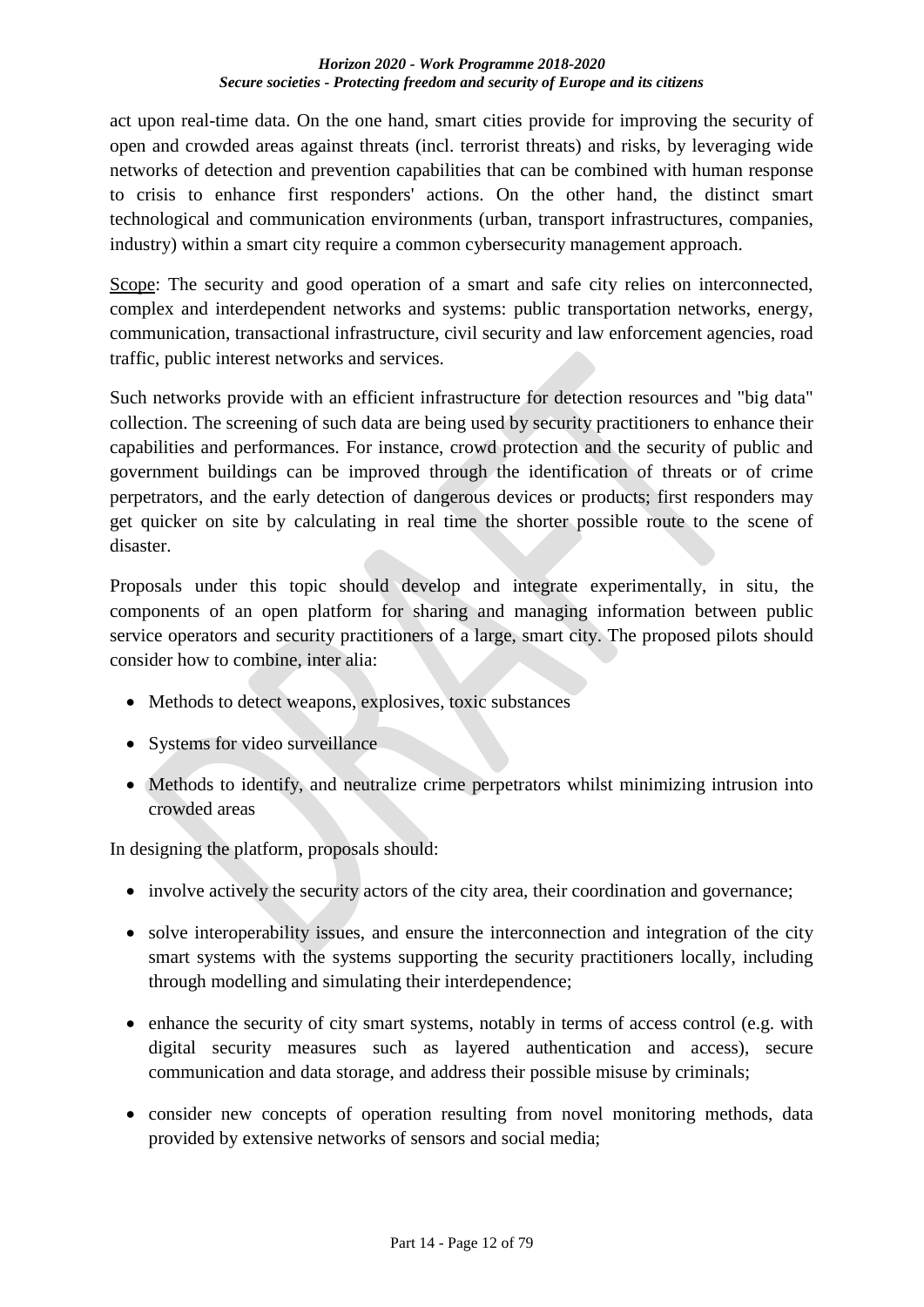act upon real-time data. On the one hand, smart cities provide for improving the security of open and crowded areas against threats (incl. terrorist threats) and risks, by leveraging wide networks of detection and prevention capabilities that can be combined with human response to crisis to enhance first responders' actions. On the other hand, the distinct smart technological and communication environments (urban, transport infrastructures, companies, industry) within a smart city require a common cybersecurity management approach.

Scope: The security and good operation of a smart and safe city relies on interconnected, complex and interdependent networks and systems: public transportation networks, energy, communication, transactional infrastructure, civil security and law enforcement agencies, road traffic, public interest networks and services.

Such networks provide with an efficient infrastructure for detection resources and "big data" collection. The screening of such data are being used by security practitioners to enhance their capabilities and performances. For instance, crowd protection and the security of public and government buildings can be improved through the identification of threats or of crime perpetrators, and the early detection of dangerous devices or products; first responders may get quicker on site by calculating in real time the shorter possible route to the scene of disaster.

Proposals under this topic should develop and integrate experimentally, in situ, the components of an open platform for sharing and managing information between public service operators and security practitioners of a large, smart city. The proposed pilots should consider how to combine, inter alia:

- Methods to detect weapons, explosives, toxic substances
- Systems for video surveillance
- Methods to identify, and neutralize crime perpetrators whilst minimizing intrusion into crowded areas

In designing the platform, proposals should:

- involve actively the security actors of the city area, their coordination and governance;
- solve interoperability issues, and ensure the interconnection and integration of the city smart systems with the systems supporting the security practitioners locally, including through modelling and simulating their interdependence;
- enhance the security of city smart systems, notably in terms of access control (e.g. with digital security measures such as layered authentication and access), secure communication and data storage, and address their possible misuse by criminals;
- consider new concepts of operation resulting from novel monitoring methods, data provided by extensive networks of sensors and social media;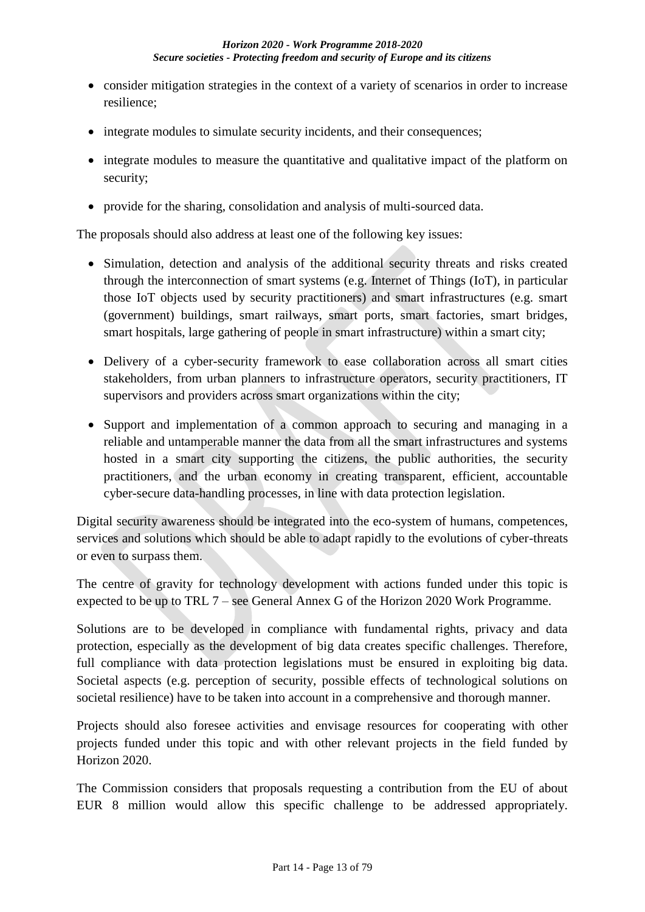- consider mitigation strategies in the context of a variety of scenarios in order to increase resilience;
- integrate modules to simulate security incidents, and their consequences;
- integrate modules to measure the quantitative and qualitative impact of the platform on security;
- provide for the sharing, consolidation and analysis of multi-sourced data.

The proposals should also address at least one of the following key issues:

- Simulation, detection and analysis of the additional security threats and risks created through the interconnection of smart systems (e.g. Internet of Things (IoT), in particular those IoT objects used by security practitioners) and smart infrastructures (e.g. smart (government) buildings, smart railways, smart ports, smart factories, smart bridges, smart hospitals, large gathering of people in smart infrastructure) within a smart city;
- Delivery of a cyber-security framework to ease collaboration across all smart cities stakeholders, from urban planners to infrastructure operators, security practitioners, IT supervisors and providers across smart organizations within the city;
- Support and implementation of a common approach to securing and managing in a reliable and untamperable manner the data from all the smart infrastructures and systems hosted in a smart city supporting the citizens, the public authorities, the security practitioners, and the urban economy in creating transparent, efficient, accountable cyber-secure data-handling processes, in line with data protection legislation.

Digital security awareness should be integrated into the eco-system of humans, competences, services and solutions which should be able to adapt rapidly to the evolutions of cyber-threats or even to surpass them.

The centre of gravity for technology development with actions funded under this topic is expected to be up to TRL 7 – see General Annex G of the Horizon 2020 Work Programme.

Solutions are to be developed in compliance with fundamental rights, privacy and data protection, especially as the development of big data creates specific challenges. Therefore, full compliance with data protection legislations must be ensured in exploiting big data. Societal aspects (e.g. perception of security, possible effects of technological solutions on societal resilience) have to be taken into account in a comprehensive and thorough manner.

Projects should also foresee activities and envisage resources for cooperating with other projects funded under this topic and with other relevant projects in the field funded by Horizon 2020.

The Commission considers that proposals requesting a contribution from the EU of about EUR 8 million would allow this specific challenge to be addressed appropriately.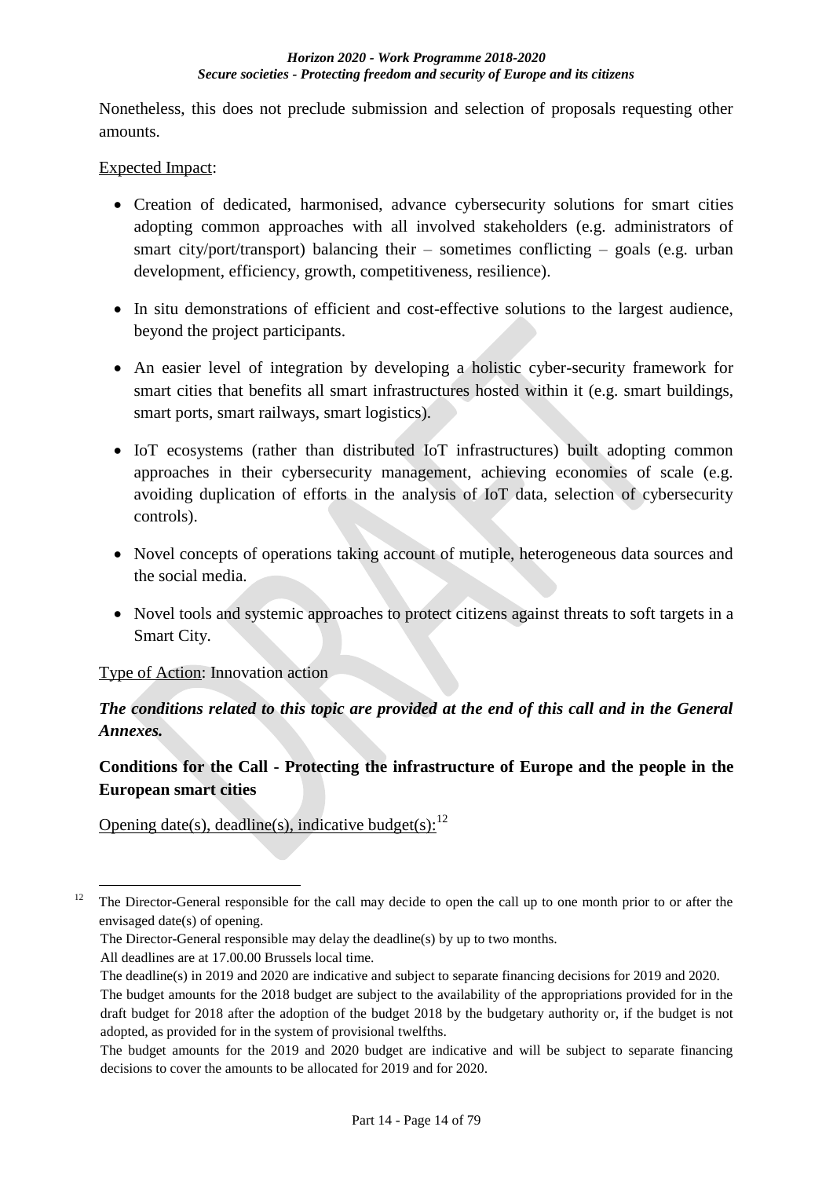Nonetheless, this does not preclude submission and selection of proposals requesting other amounts.

Expected Impact:

- Creation of dedicated, harmonised, advance cybersecurity solutions for smart cities adopting common approaches with all involved stakeholders (e.g. administrators of smart city/port/transport) balancing their – sometimes conflicting – goals (e.g. urban development, efficiency, growth, competitiveness, resilience).
- In situ demonstrations of efficient and cost-effective solutions to the largest audience, beyond the project participants.
- An easier level of integration by developing a holistic cyber-security framework for smart cities that benefits all smart infrastructures hosted within it (e.g. smart buildings, smart ports, smart railways, smart logistics).
- IoT ecosystems (rather than distributed IoT infrastructures) built adopting common approaches in their cybersecurity management, achieving economies of scale (e.g. avoiding duplication of efforts in the analysis of IoT data, selection of cybersecurity controls).
- Novel concepts of operations taking account of mutiple, heterogeneous data sources and the social media.
- Novel tools and systemic approaches to protect citizens against threats to soft targets in a Smart City.

Type of Action: Innovation action

***The conditions related to this topic are provided at the end of this call and in the General Annexes.***

**Conditions for the Call - Protecting the infrastructure of Europe and the people in the European smart cities**

Opening date(s), deadline(s), indicative budget(s):[12]

[12] The Director-General responsible for the call may decide to open the call up to one month prior to or after the envisaged date(s) of opening.
The Director-General responsible may delay the deadline(s) by up to two months.
All deadlines are at 17.00.00 Brussels local time.
The deadline(s) in 2019 and 2020 are indicative and subject to separate financing decisions for 2019 and 2020.
The budget amounts for the 2018 budget are subject to the availability of the appropriations provided for in the draft budget for 2018 after the adoption of the budget 2018 by the budgetary authority or, if the budget is not adopted, as provided for in the system of provisional twelfths.
The budget amounts for the 2019 and 2020 budget are indicative and will be subject to separate financing decisions to cover the amounts to be allocated for 2019 and for 2020.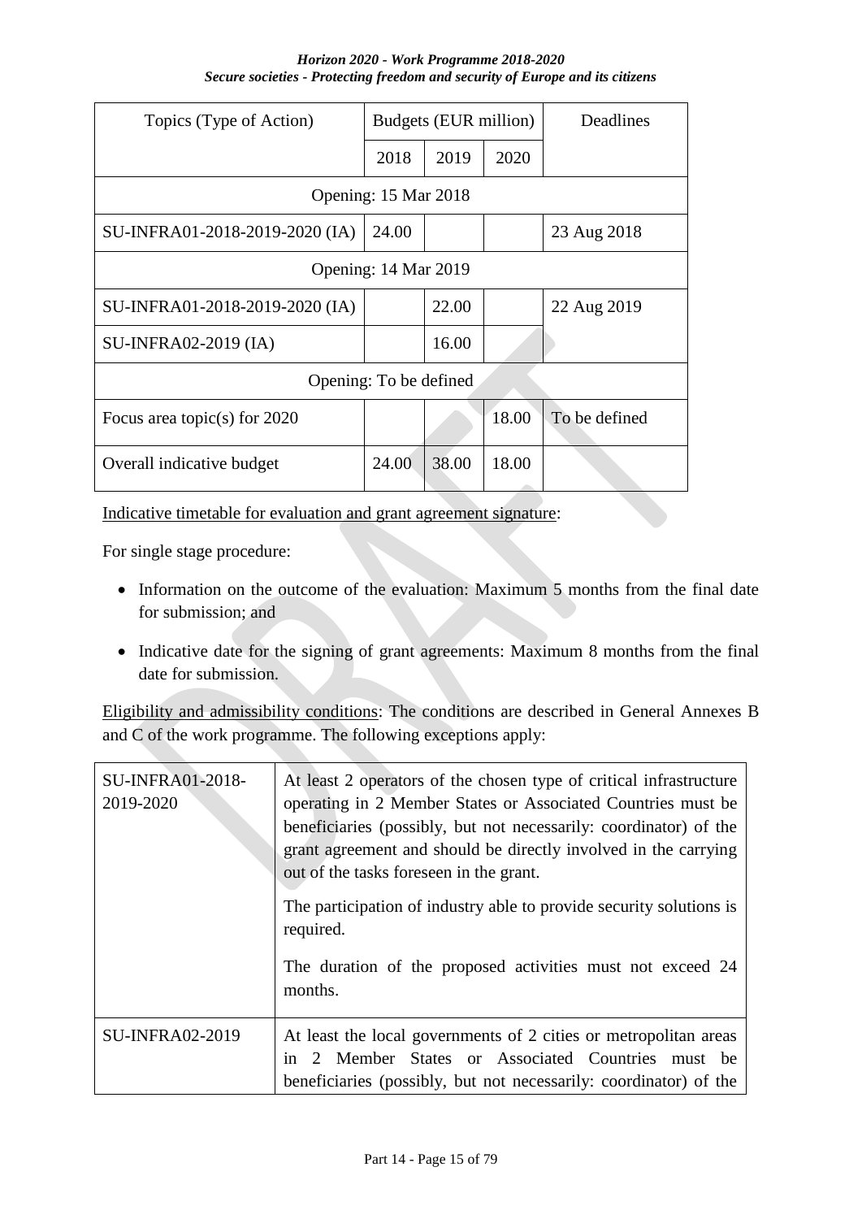| Topics (Type of Action) | Budgets (EUR million) | | | Deadlines |
|---|---|---|---|---|
| | 2018 | 2019 | 2020 | |
| Opening: 15 Mar 2018 | | | | |
| SU-INFRA01-2018-2019-2020 (IA) | 24.00 | | | 23 Aug 2018 |
| Opening: 14 Mar 2019 | | | | |
| SU-INFRA01-2018-2019-2020 (IA) | | 22.00 | | 22 Aug 2019 |
| SU-INFRA02-2019 (IA) | | 16.00 | | |
| Opening: To be defined | | | | |
| Focus area topic(s) for 2020 | | | 18.00 | To be defined |
| Overall indicative budget | 24.00 | 38.00 | 18.00 | |

Indicative timetable for evaluation and grant agreement signature:

For single stage procedure:

- Information on the outcome of the evaluation: Maximum 5 months from the final date for submission; and
- Indicative date for the signing of grant agreements: Maximum 8 months from the final date for submission.

Eligibility and admissibility conditions: The conditions are described in General Annexes B and C of the work programme. The following exceptions apply:

| | |
|---|---|
| SU-INFRA01-2018-2019-2020 | At least 2 operators of the chosen type of critical infrastructure operating in 2 Member States or Associated Countries must be beneficiaries (possibly, but not necessarily: coordinator) of the grant agreement and should be directly involved in the carrying out of the tasks foreseen in the grant.<br><br>The participation of industry able to provide security solutions is required.<br><br>The duration of the proposed activities must not exceed 24 months. |
| SU-INFRA02-2019 | At least the local governments of 2 cities or metropolitan areas in 2 Member States or Associated Countries must be beneficiaries (possibly, but not necessarily: coordinator) of the |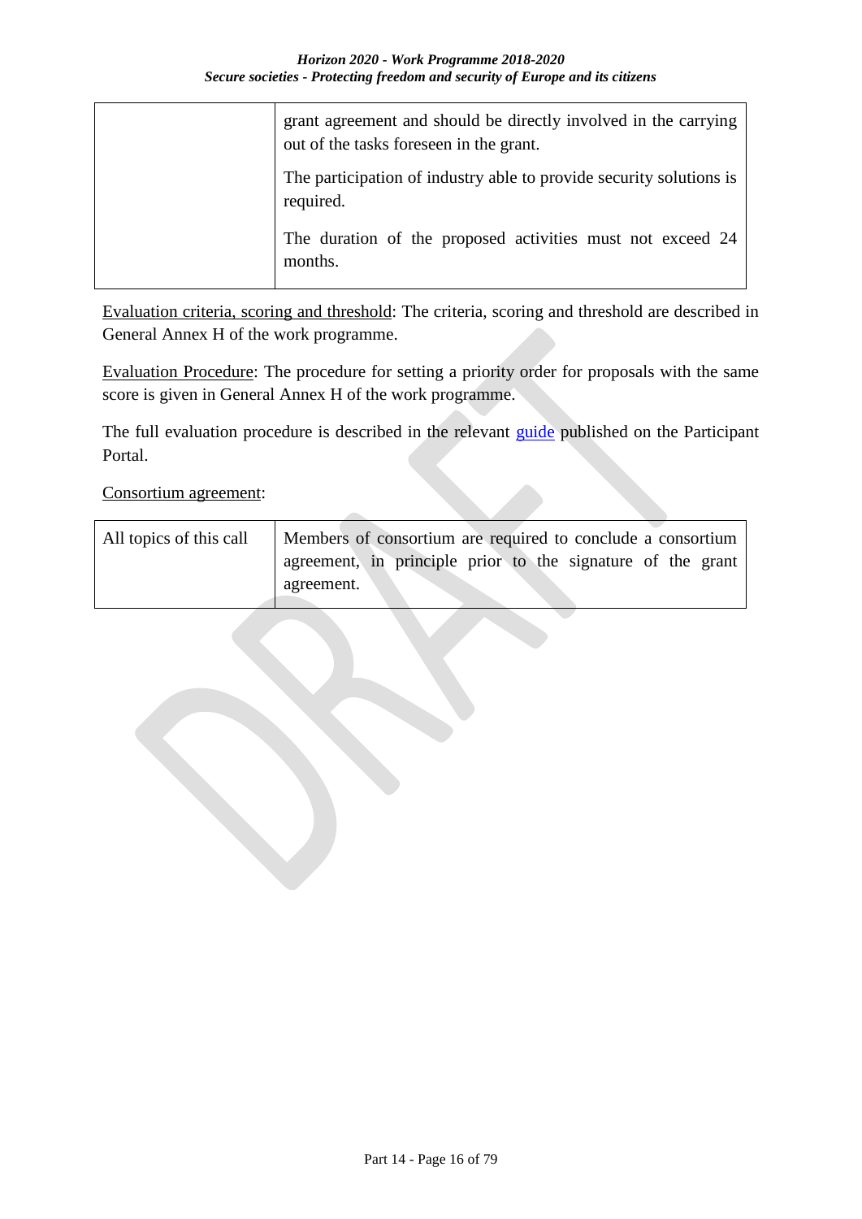| | |
|---|---|
| | grant agreement and should be directly involved in the carrying out of the tasks foreseen in the grant.<br><br>The participation of industry able to provide security solutions is required.<br><br>The duration of the proposed activities must not exceed 24 months. |

Evaluation criteria, scoring and threshold: The criteria, scoring and threshold are described in General Annex H of the work programme.

Evaluation Procedure: The procedure for setting a priority order for proposals with the same score is given in General Annex H of the work programme.

The full evaluation procedure is described in the relevant guide published on the Participant Portal.

Consortium agreement:

| | |
|---|---|
| All topics of this call | Members of consortium are required to conclude a consortium agreement, in principle prior to the signature of the grant agreement. |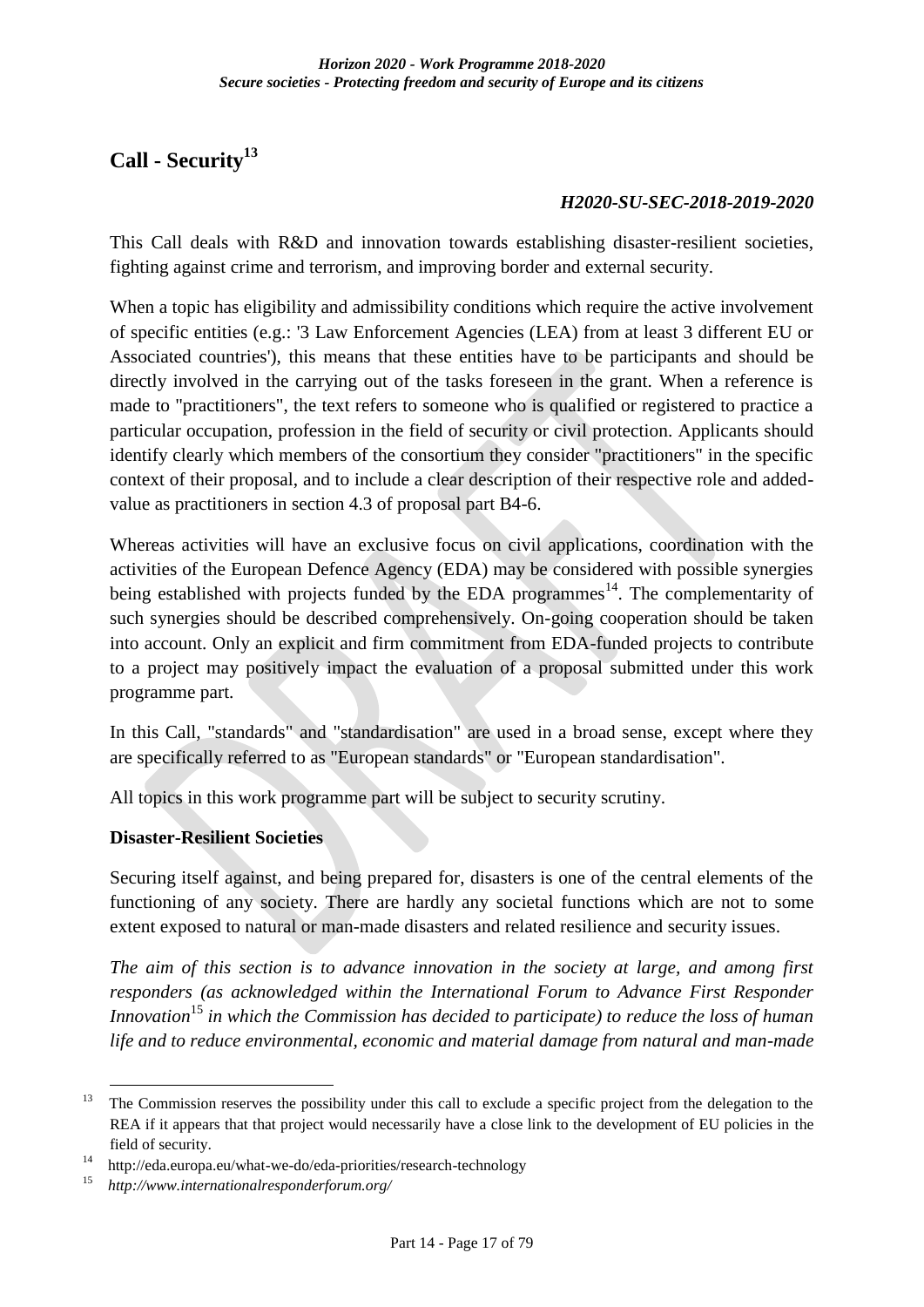# Call - Security[13]

***H2020-SU-SEC-2018-2019-2020***

This Call deals with R&D and innovation towards establishing disaster-resilient societies, fighting against crime and terrorism, and improving border and external security.

When a topic has eligibility and admissibility conditions which require the active involvement of specific entities (e.g.: '3 Law Enforcement Agencies (LEA) from at least 3 different EU or Associated countries'), this means that these entities have to be participants and should be directly involved in the carrying out of the tasks foreseen in the grant. When a reference is made to "practitioners", the text refers to someone who is qualified or registered to practice a particular occupation, profession in the field of security or civil protection. Applicants should identify clearly which members of the consortium they consider "practitioners" in the specific context of their proposal, and to include a clear description of their respective role and added-value as practitioners in section 4.3 of proposal part B4-6.

Whereas activities will have an exclusive focus on civil applications, coordination with the activities of the European Defence Agency (EDA) may be considered with possible synergies being established with projects funded by the EDA programmes[14]. The complementarity of such synergies should be described comprehensively. On-going cooperation should be taken into account. Only an explicit and firm commitment from EDA-funded projects to contribute to a project may positively impact the evaluation of a proposal submitted under this work programme part.

In this Call, "standards" and "standardisation" are used in a broad sense, except where they are specifically referred to as "European standards" or "European standardisation".

All topics in this work programme part will be subject to security scrutiny.

## Disaster-Resilient Societies

Securing itself against, and being prepared for, disasters is one of the central elements of the functioning of any society. There are hardly any societal functions which are not to some extent exposed to natural or man-made disasters and related resilience and security issues.

*The aim of this section is to advance innovation in the society at large, and among first responders (as acknowledged within the International Forum to Advance First Responder Innovation[15] in which the Commission has decided to participate) to reduce the loss of human life and to reduce environmental, economic and material damage from natural and man-made*

---

[13] The Commission reserves the possibility under this call to exclude a specific project from the delegation to the REA if it appears that that project would necessarily have a close link to the development of EU policies in the field of security.

[14] http://eda.europa.eu/what-we-do/eda-priorities/research-technology

[15] *http://www.internationalresponderforum.org/*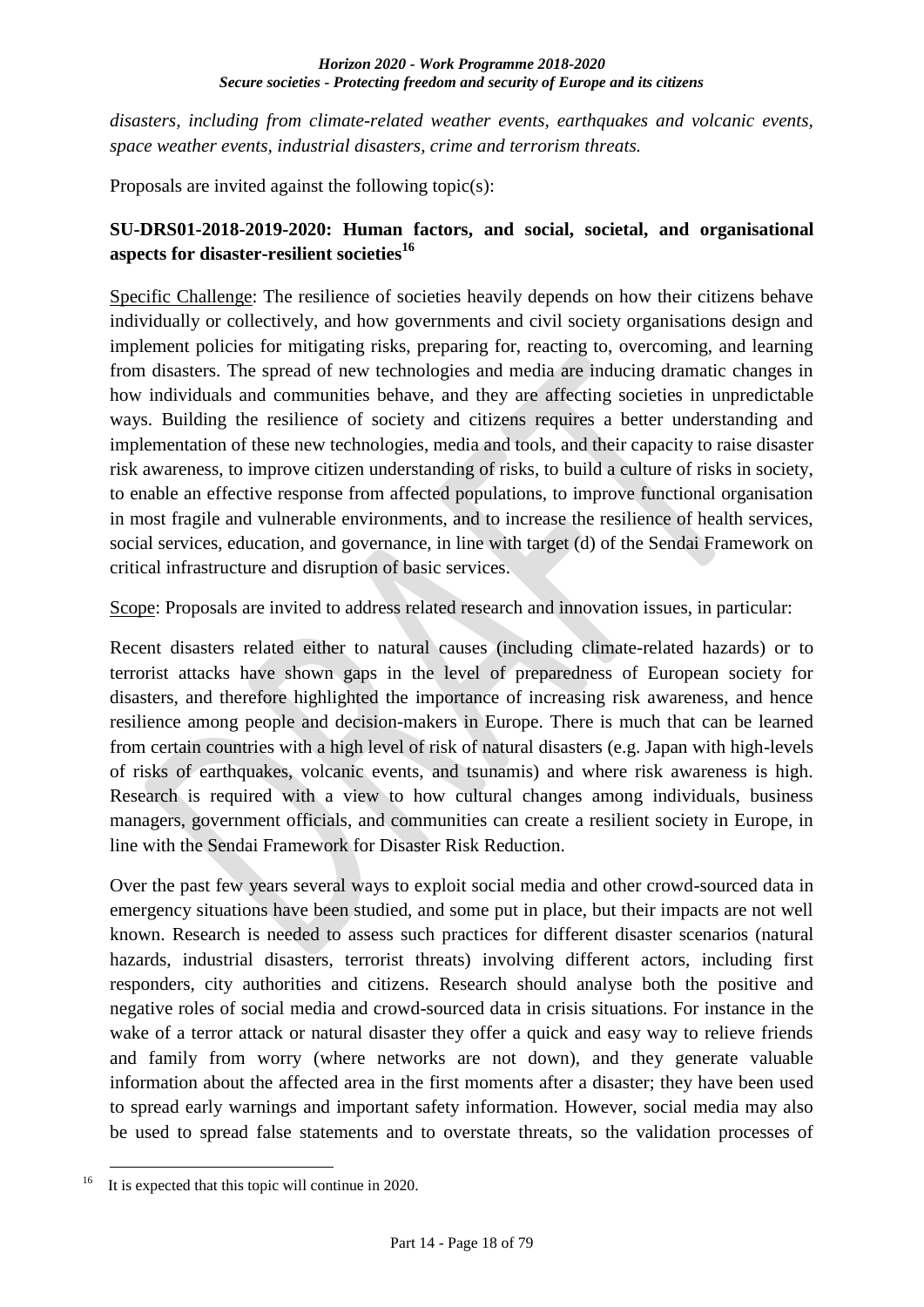*disasters, including from climate-related weather events, earthquakes and volcanic events, space weather events, industrial disasters, crime and terrorism threats.*

Proposals are invited against the following topic(s):

### SU-DRS01-2018-2019-2020: Human factors, and social, societal, and organisational aspects for disaster-resilient societies[16]

Specific Challenge: The resilience of societies heavily depends on how their citizens behave individually or collectively, and how governments and civil society organisations design and implement policies for mitigating risks, preparing for, reacting to, overcoming, and learning from disasters. The spread of new technologies and media are inducing dramatic changes in how individuals and communities behave, and they are affecting societies in unpredictable ways. Building the resilience of society and citizens requires a better understanding and implementation of these new technologies, media and tools, and their capacity to raise disaster risk awareness, to improve citizen understanding of risks, to build a culture of risks in society, to enable an effective response from affected populations, to improve functional organisation in most fragile and vulnerable environments, and to increase the resilience of health services, social services, education, and governance, in line with target (d) of the Sendai Framework on critical infrastructure and disruption of basic services.

Scope: Proposals are invited to address related research and innovation issues, in particular:

Recent disasters related either to natural causes (including climate-related hazards) or to terrorist attacks have shown gaps in the level of preparedness of European society for disasters, and therefore highlighted the importance of increasing risk awareness, and hence resilience among people and decision-makers in Europe. There is much that can be learned from certain countries with a high level of risk of natural disasters (e.g. Japan with high-levels of risks of earthquakes, volcanic events, and tsunamis) and where risk awareness is high. Research is required with a view to how cultural changes among individuals, business managers, government officials, and communities can create a resilient society in Europe, in line with the Sendai Framework for Disaster Risk Reduction.

Over the past few years several ways to exploit social media and other crowd-sourced data in emergency situations have been studied, and some put in place, but their impacts are not well known. Research is needed to assess such practices for different disaster scenarios (natural hazards, industrial disasters, terrorist threats) involving different actors, including first responders, city authorities and citizens. Research should analyse both the positive and negative roles of social media and crowd-sourced data in crisis situations. For instance in the wake of a terror attack or natural disaster they offer a quick and easy way to relieve friends and family from worry (where networks are not down), and they generate valuable information about the affected area in the first moments after a disaster; they have been used to spread early warnings and important safety information. However, social media may also be used to spread false statements and to overstate threats, so the validation processes of

---

[16] It is expected that this topic will continue in 2020.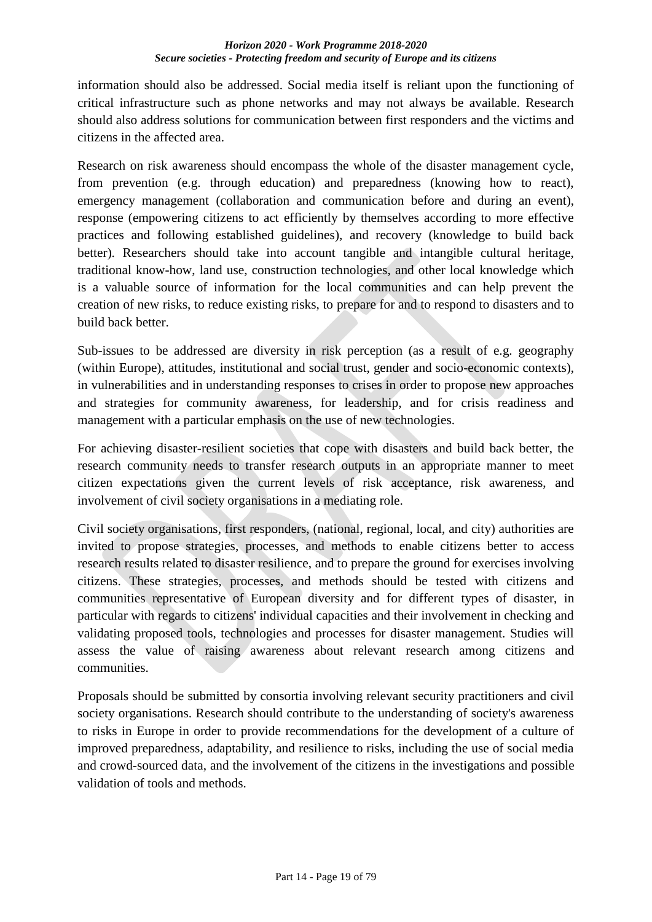information should also be addressed. Social media itself is reliant upon the functioning of critical infrastructure such as phone networks and may not always be available. Research should also address solutions for communication between first responders and the victims and citizens in the affected area.

Research on risk awareness should encompass the whole of the disaster management cycle, from prevention (e.g. through education) and preparedness (knowing how to react), emergency management (collaboration and communication before and during an event), response (empowering citizens to act efficiently by themselves according to more effective practices and following established guidelines), and recovery (knowledge to build back better). Researchers should take into account tangible and intangible cultural heritage, traditional know-how, land use, construction technologies, and other local knowledge which is a valuable source of information for the local communities and can help prevent the creation of new risks, to reduce existing risks, to prepare for and to respond to disasters and to build back better.

Sub-issues to be addressed are diversity in risk perception (as a result of e.g. geography (within Europe), attitudes, institutional and social trust, gender and socio-economic contexts), in vulnerabilities and in understanding responses to crises in order to propose new approaches and strategies for community awareness, for leadership, and for crisis readiness and management with a particular emphasis on the use of new technologies.

For achieving disaster-resilient societies that cope with disasters and build back better, the research community needs to transfer research outputs in an appropriate manner to meet citizen expectations given the current levels of risk acceptance, risk awareness, and involvement of civil society organisations in a mediating role.

Civil society organisations, first responders, (national, regional, local, and city) authorities are invited to propose strategies, processes, and methods to enable citizens better to access research results related to disaster resilience, and to prepare the ground for exercises involving citizens. These strategies, processes, and methods should be tested with citizens and communities representative of European diversity and for different types of disaster, in particular with regards to citizens' individual capacities and their involvement in checking and validating proposed tools, technologies and processes for disaster management. Studies will assess the value of raising awareness about relevant research among citizens and communities.

Proposals should be submitted by consortia involving relevant security practitioners and civil society organisations. Research should contribute to the understanding of society's awareness to risks in Europe in order to provide recommendations for the development of a culture of improved preparedness, adaptability, and resilience to risks, including the use of social media and crowd-sourced data, and the involvement of the citizens in the investigations and possible validation of tools and methods.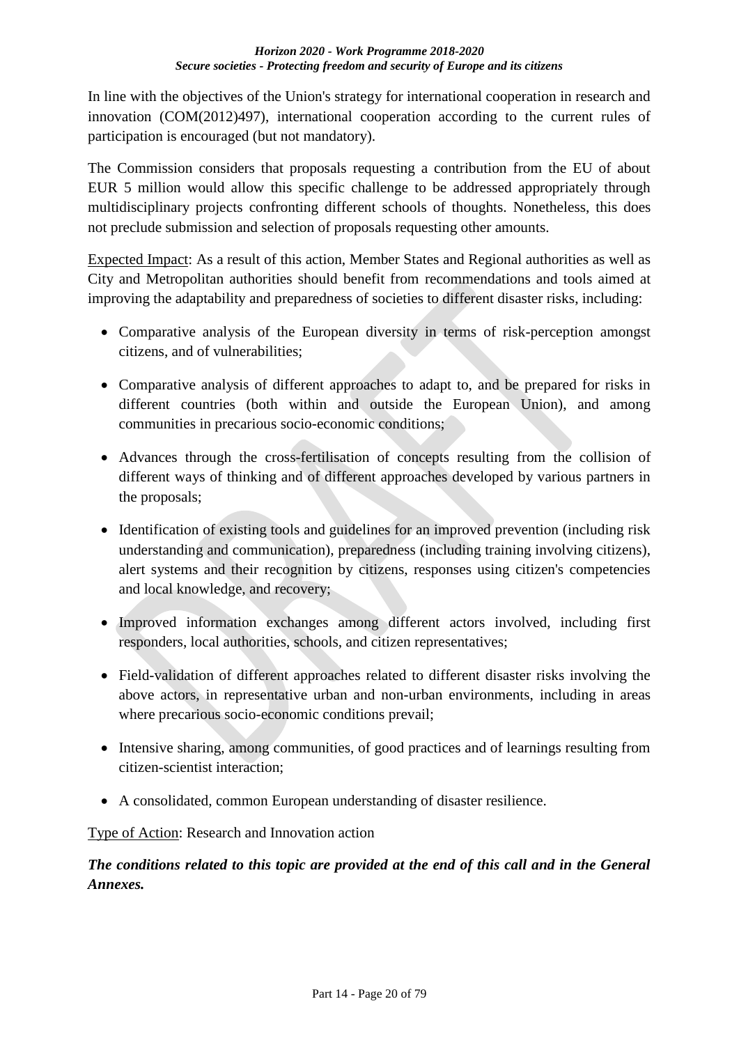In line with the objectives of the Union's strategy for international cooperation in research and innovation (COM(2012)497), international cooperation according to the current rules of participation is encouraged (but not mandatory).

The Commission considers that proposals requesting a contribution from the EU of about EUR 5 million would allow this specific challenge to be addressed appropriately through multidisciplinary projects confronting different schools of thoughts. Nonetheless, this does not preclude submission and selection of proposals requesting other amounts.

Expected Impact: As a result of this action, Member States and Regional authorities as well as City and Metropolitan authorities should benefit from recommendations and tools aimed at improving the adaptability and preparedness of societies to different disaster risks, including:

- Comparative analysis of the European diversity in terms of risk-perception amongst citizens, and of vulnerabilities;
- Comparative analysis of different approaches to adapt to, and be prepared for risks in different countries (both within and outside the European Union), and among communities in precarious socio-economic conditions;
- Advances through the cross-fertilisation of concepts resulting from the collision of different ways of thinking and of different approaches developed by various partners in the proposals;
- Identification of existing tools and guidelines for an improved prevention (including risk understanding and communication), preparedness (including training involving citizens), alert systems and their recognition by citizens, responses using citizen's competencies and local knowledge, and recovery;
- Improved information exchanges among different actors involved, including first responders, local authorities, schools, and citizen representatives;
- Field-validation of different approaches related to different disaster risks involving the above actors, in representative urban and non-urban environments, including in areas where precarious socio-economic conditions prevail;
- Intensive sharing, among communities, of good practices and of learnings resulting from citizen-scientist interaction;
- A consolidated, common European understanding of disaster resilience.

Type of Action: Research and Innovation action

***The conditions related to this topic are provided at the end of this call and in the General Annexes.***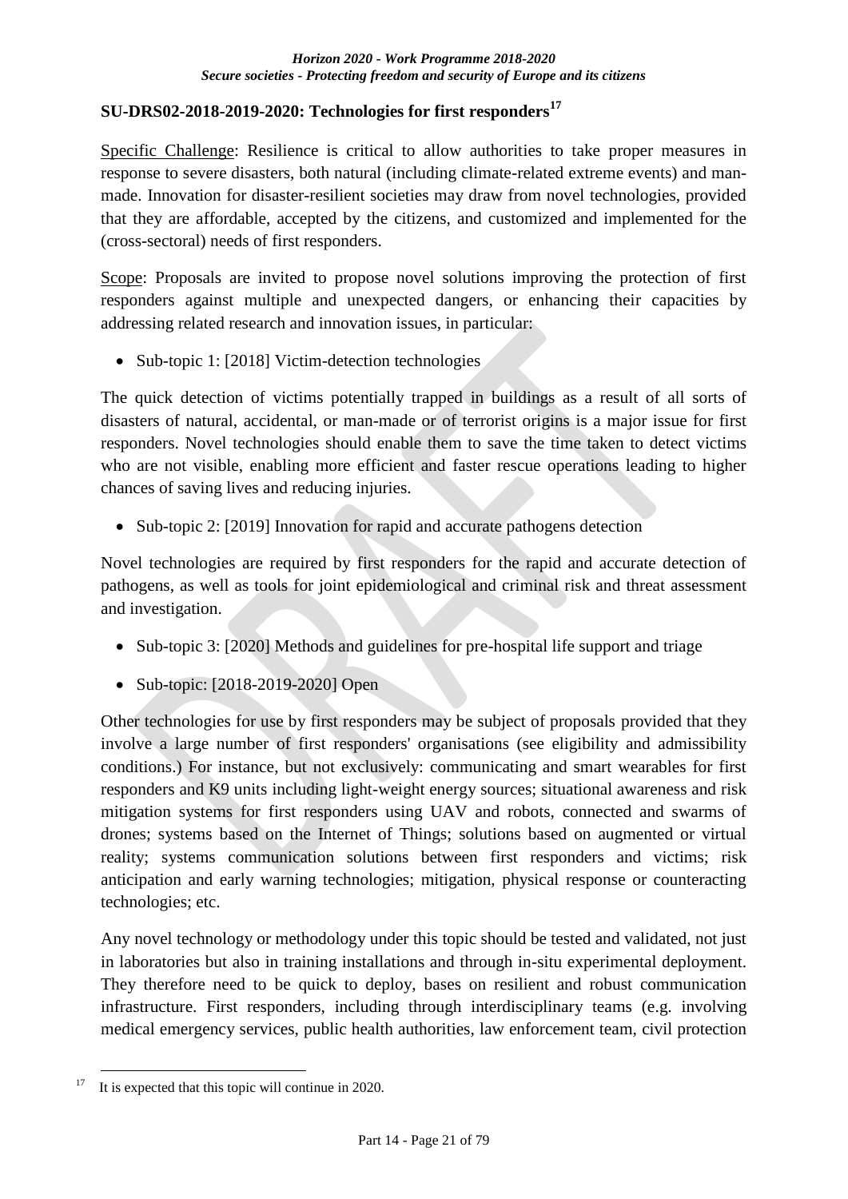## SU-DRS02-2018-2019-2020: Technologies for first responders[17]

Specific Challenge: Resilience is critical to allow authorities to take proper measures in response to severe disasters, both natural (including climate-related extreme events) and man-made. Innovation for disaster-resilient societies may draw from novel technologies, provided that they are affordable, accepted by the citizens, and customized and implemented for the (cross-sectoral) needs of first responders.

Scope: Proposals are invited to propose novel solutions improving the protection of first responders against multiple and unexpected dangers, or enhancing their capacities by addressing related research and innovation issues, in particular:

- Sub-topic 1: [2018] Victim-detection technologies

The quick detection of victims potentially trapped in buildings as a result of all sorts of disasters of natural, accidental, or man-made or of terrorist origins is a major issue for first responders. Novel technologies should enable them to save the time taken to detect victims who are not visible, enabling more efficient and faster rescue operations leading to higher chances of saving lives and reducing injuries.

- Sub-topic 2: [2019] Innovation for rapid and accurate pathogens detection

Novel technologies are required by first responders for the rapid and accurate detection of pathogens, as well as tools for joint epidemiological and criminal risk and threat assessment and investigation.

- Sub-topic 3: [2020] Methods and guidelines for pre-hospital life support and triage
- Sub-topic: [2018-2019-2020] Open

Other technologies for use by first responders may be subject of proposals provided that they involve a large number of first responders' organisations (see eligibility and admissibility conditions.) For instance, but not exclusively: communicating and smart wearables for first responders and K9 units including light-weight energy sources; situational awareness and risk mitigation systems for first responders using UAV and robots, connected and swarms of drones; systems based on the Internet of Things; solutions based on augmented or virtual reality; systems communication solutions between first responders and victims; risk anticipation and early warning technologies; mitigation, physical response or counteracting technologies; etc.

Any novel technology or methodology under this topic should be tested and validated, not just in laboratories but also in training installations and through in-situ experimental deployment. They therefore need to be quick to deploy, bases on resilient and robust communication infrastructure. First responders, including through interdisciplinary teams (e.g. involving medical emergency services, public health authorities, law enforcement team, civil protection

[17] It is expected that this topic will continue in 2020.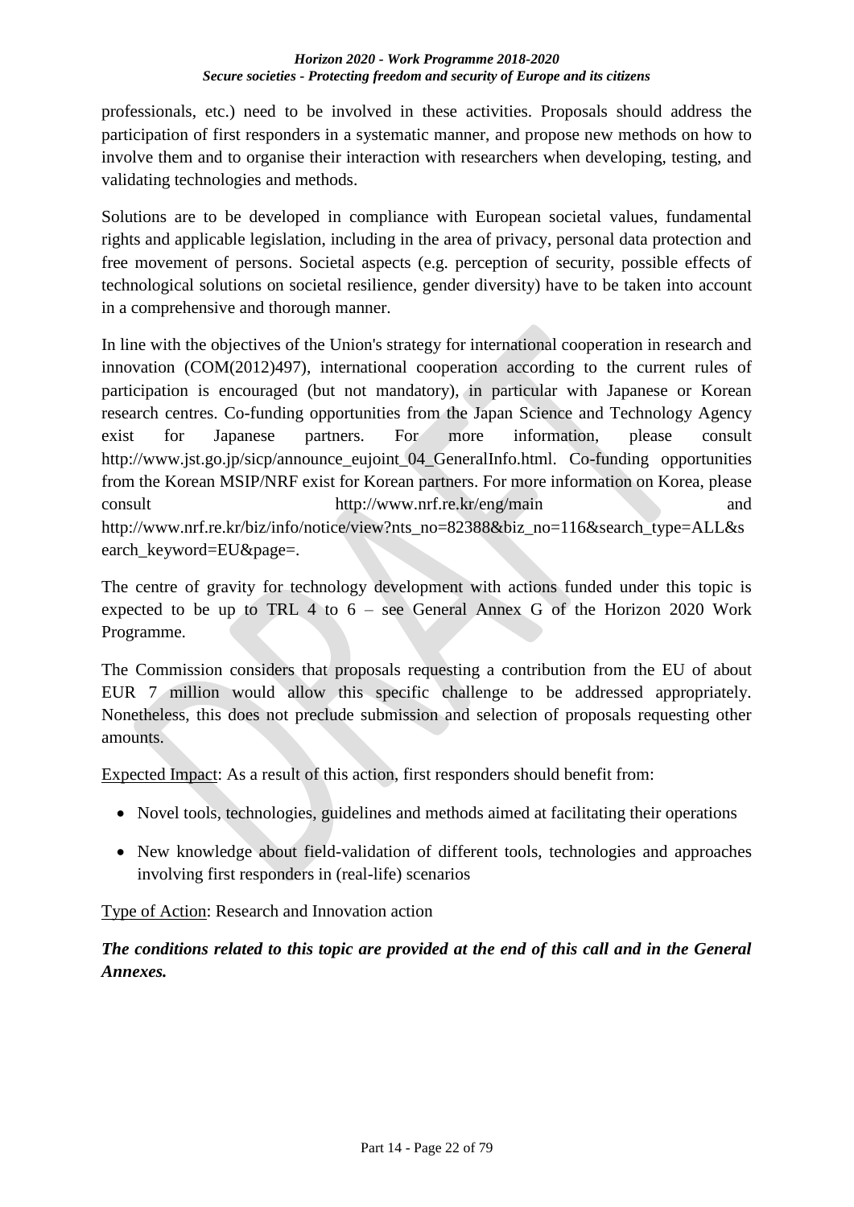professionals, etc.) need to be involved in these activities. Proposals should address the participation of first responders in a systematic manner, and propose new methods on how to involve them and to organise their interaction with researchers when developing, testing, and validating technologies and methods.

Solutions are to be developed in compliance with European societal values, fundamental rights and applicable legislation, including in the area of privacy, personal data protection and free movement of persons. Societal aspects (e.g. perception of security, possible effects of technological solutions on societal resilience, gender diversity) have to be taken into account in a comprehensive and thorough manner.

In line with the objectives of the Union's strategy for international cooperation in research and innovation (COM(2012)497), international cooperation according to the current rules of participation is encouraged (but not mandatory), in particular with Japanese or Korean research centres. Co-funding opportunities from the Japan Science and Technology Agency exist for Japanese partners. For more information, please consult http://www.jst.go.jp/sicp/announce_eujoint_04_GeneralInfo.html. Co-funding opportunities from the Korean MSIP/NRF exist for Korean partners. For more information on Korea, please consult http://www.nrf.re.kr/eng/main and http://www.nrf.re.kr/biz/info/notice/view?nts_no=82388&biz_no=116&search_type=ALL&search_keyword=EU&page=.

The centre of gravity for technology development with actions funded under this topic is expected to be up to TRL 4 to 6 – see General Annex G of the Horizon 2020 Work Programme.

The Commission considers that proposals requesting a contribution from the EU of about EUR 7 million would allow this specific challenge to be addressed appropriately. Nonetheless, this does not preclude submission and selection of proposals requesting other amounts.

Expected Impact: As a result of this action, first responders should benefit from:

- Novel tools, technologies, guidelines and methods aimed at facilitating their operations
- New knowledge about field-validation of different tools, technologies and approaches involving first responders in (real-life) scenarios

Type of Action: Research and Innovation action

***The conditions related to this topic are provided at the end of this call and in the General Annexes.***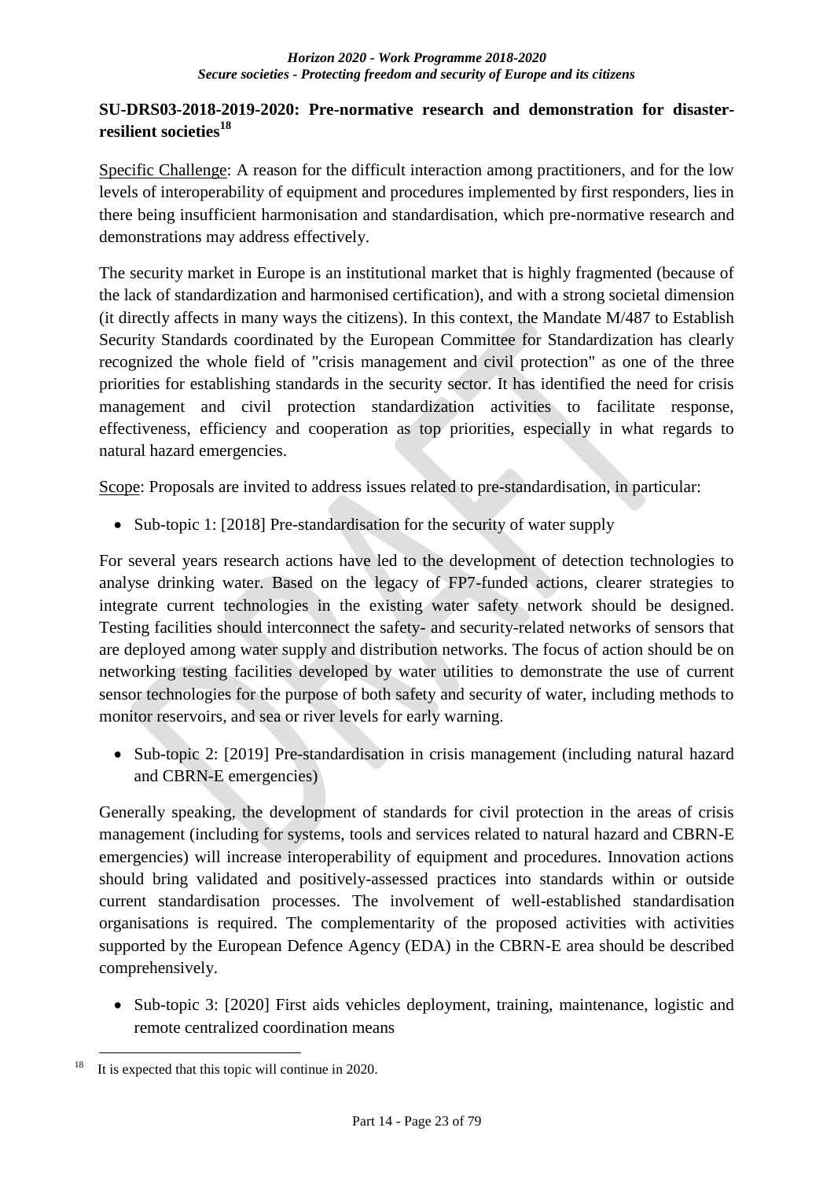**SU-DRS03-2018-2019-2020: Pre-normative research and demonstration for disaster-resilient societies[18]**

Specific Challenge: A reason for the difficult interaction among practitioners, and for the low levels of interoperability of equipment and procedures implemented by first responders, lies in there being insufficient harmonisation and standardisation, which pre-normative research and demonstrations may address effectively.

The security market in Europe is an institutional market that is highly fragmented (because of the lack of standardization and harmonised certification), and with a strong societal dimension (it directly affects in many ways the citizens). In this context, the Mandate M/487 to Establish Security Standards coordinated by the European Committee for Standardization has clearly recognized the whole field of "crisis management and civil protection" as one of the three priorities for establishing standards in the security sector. It has identified the need for crisis management and civil protection standardization activities to facilitate response, effectiveness, efficiency and cooperation as top priorities, especially in what regards to natural hazard emergencies.

Scope: Proposals are invited to address issues related to pre-standardisation, in particular:

- Sub-topic 1: [2018] Pre-standardisation for the security of water supply

For several years research actions have led to the development of detection technologies to analyse drinking water. Based on the legacy of FP7-funded actions, clearer strategies to integrate current technologies in the existing water safety network should be designed. Testing facilities should interconnect the safety- and security-related networks of sensors that are deployed among water supply and distribution networks. The focus of action should be on networking testing facilities developed by water utilities to demonstrate the use of current sensor technologies for the purpose of both safety and security of water, including methods to monitor reservoirs, and sea or river levels for early warning.

- Sub-topic 2: [2019] Pre-standardisation in crisis management (including natural hazard and CBRN-E emergencies)

Generally speaking, the development of standards for civil protection in the areas of crisis management (including for systems, tools and services related to natural hazard and CBRN-E emergencies) will increase interoperability of equipment and procedures. Innovation actions should bring validated and positively-assessed practices into standards within or outside current standardisation processes. The involvement of well-established standardisation organisations is required. The complementarity of the proposed activities with activities supported by the European Defence Agency (EDA) in the CBRN-E area should be described comprehensively.

- Sub-topic 3: [2020] First aids vehicles deployment, training, maintenance, logistic and remote centralized coordination means

[18] It is expected that this topic will continue in 2020.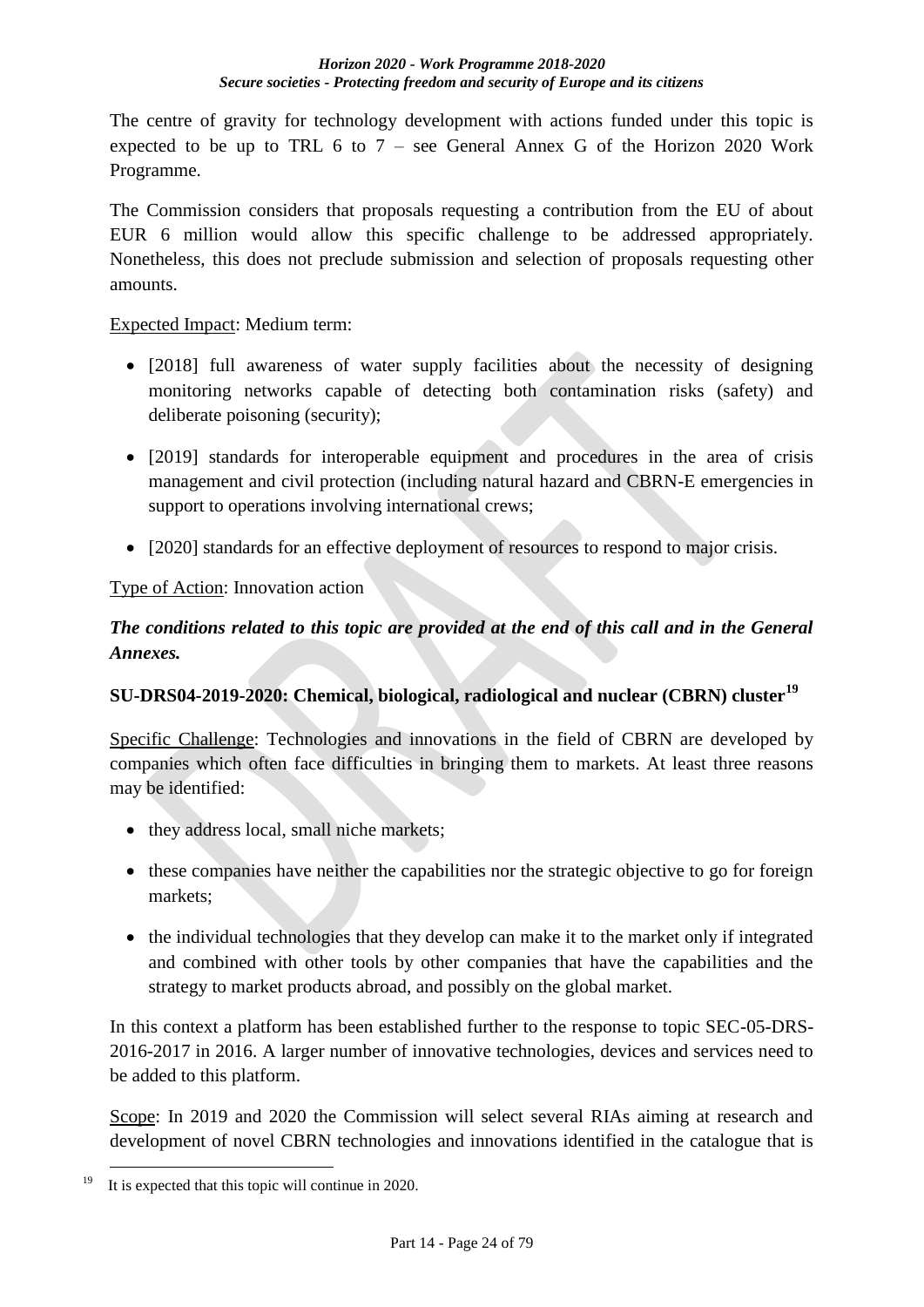The centre of gravity for technology development with actions funded under this topic is expected to be up to TRL 6 to 7 – see General Annex G of the Horizon 2020 Work Programme.

The Commission considers that proposals requesting a contribution from the EU of about EUR 6 million would allow this specific challenge to be addressed appropriately. Nonetheless, this does not preclude submission and selection of proposals requesting other amounts.

Expected Impact: Medium term:

- [2018] full awareness of water supply facilities about the necessity of designing monitoring networks capable of detecting both contamination risks (safety) and deliberate poisoning (security);
- [2019] standards for interoperable equipment and procedures in the area of crisis management and civil protection (including natural hazard and CBRN-E emergencies in support to operations involving international crews;
- [2020] standards for an effective deployment of resources to respond to major crisis.

Type of Action: Innovation action

***The conditions related to this topic are provided at the end of this call and in the General Annexes.***

**SU-DRS04-2019-2020: Chemical, biological, radiological and nuclear (CBRN) cluster**[19]

Specific Challenge: Technologies and innovations in the field of CBRN are developed by companies which often face difficulties in bringing them to markets. At least three reasons may be identified:

- they address local, small niche markets;
- these companies have neither the capabilities nor the strategic objective to go for foreign markets;
- the individual technologies that they develop can make it to the market only if integrated and combined with other tools by other companies that have the capabilities and the strategy to market products abroad, and possibly on the global market.

In this context a platform has been established further to the response to topic SEC-05-DRS-2016-2017 in 2016. A larger number of innovative technologies, devices and services need to be added to this platform.

Scope: In 2019 and 2020 the Commission will select several RIAs aiming at research and development of novel CBRN technologies and innovations identified in the catalogue that is

[19] It is expected that this topic will continue in 2020.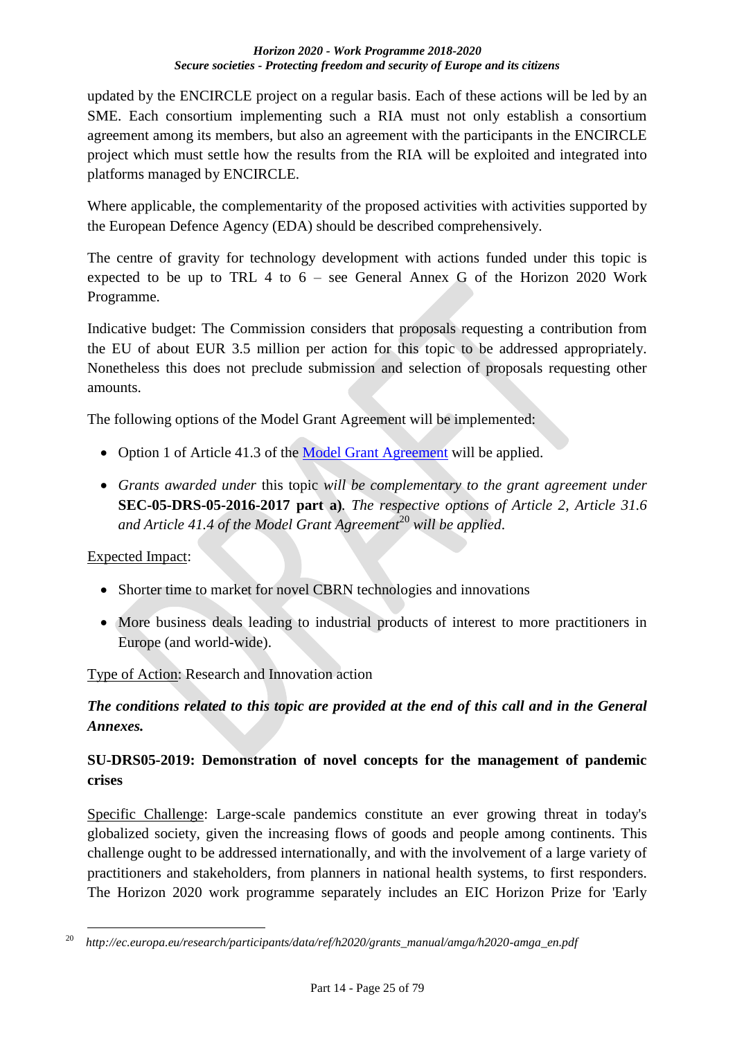updated by the ENCIRCLE project on a regular basis. Each of these actions will be led by an SME. Each consortium implementing such a RIA must not only establish a consortium agreement among its members, but also an agreement with the participants in the ENCIRCLE project which must settle how the results from the RIA will be exploited and integrated into platforms managed by ENCIRCLE.

Where applicable, the complementarity of the proposed activities with activities supported by the European Defence Agency (EDA) should be described comprehensively.

The centre of gravity for technology development with actions funded under this topic is expected to be up to TRL 4 to 6 – see General Annex G of the Horizon 2020 Work Programme.

Indicative budget: The Commission considers that proposals requesting a contribution from the EU of about EUR 3.5 million per action for this topic to be addressed appropriately. Nonetheless this does not preclude submission and selection of proposals requesting other amounts.

The following options of the Model Grant Agreement will be implemented:

- Option 1 of Article 41.3 of the Model Grant Agreement will be applied.
- *Grants awarded under* this topic *will be complementary to the grant agreement under* **SEC-05-DRS-05-2016-2017 part a)**. *The respective options of Article 2, Article 31.6 and Article 41.4 of the Model Grant Agreement*[20] *will be applied*.

Expected Impact:

- Shorter time to market for novel CBRN technologies and innovations
- More business deals leading to industrial products of interest to more practitioners in Europe (and world-wide).

Type of Action: Research and Innovation action

***The conditions related to this topic are provided at the end of this call and in the General Annexes.***

**SU-DRS05-2019: Demonstration of novel concepts for the management of pandemic crises**

Specific Challenge: Large-scale pandemics constitute an ever growing threat in today's globalized society, given the increasing flows of goods and people among continents. This challenge ought to be addressed internationally, and with the involvement of a large variety of practitioners and stakeholders, from planners in national health systems, to first responders. The Horizon 2020 work programme separately includes an EIC Horizon Prize for 'Early

[20] *http://ec.europa.eu/research/participants/data/ref/h2020/grants_manual/amga/h2020-amga_en.pdf*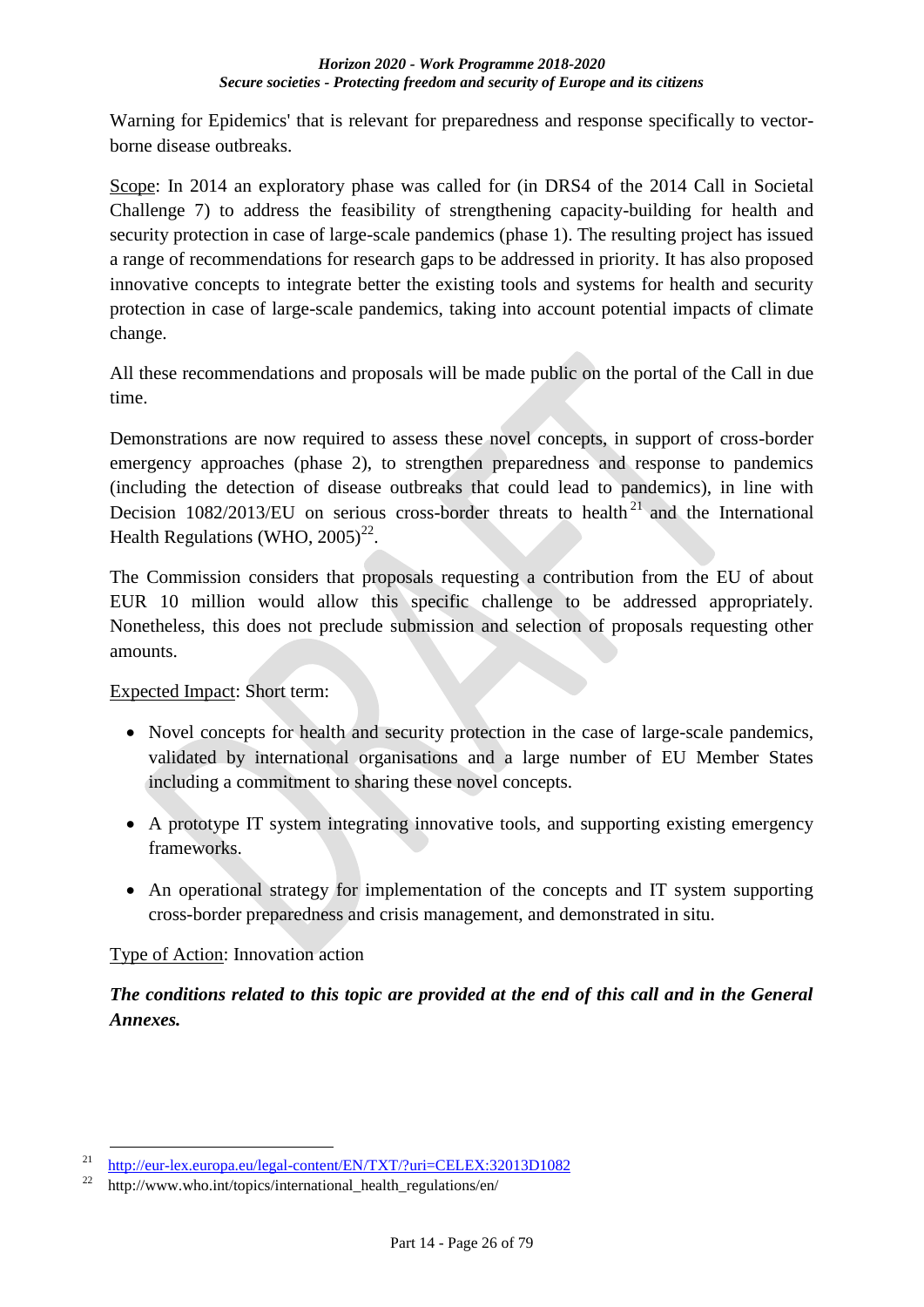Warning for Epidemics' that is relevant for preparedness and response specifically to vector-borne disease outbreaks.

Scope: In 2014 an exploratory phase was called for (in DRS4 of the 2014 Call in Societal Challenge 7) to address the feasibility of strengthening capacity-building for health and security protection in case of large-scale pandemics (phase 1). The resulting project has issued a range of recommendations for research gaps to be addressed in priority. It has also proposed innovative concepts to integrate better the existing tools and systems for health and security protection in case of large-scale pandemics, taking into account potential impacts of climate change.

All these recommendations and proposals will be made public on the portal of the Call in due time.

Demonstrations are now required to assess these novel concepts, in support of cross-border emergency approaches (phase 2), to strengthen preparedness and response to pandemics (including the detection of disease outbreaks that could lead to pandemics), in line with Decision 1082/2013/EU on serious cross-border threats to health[21] and the International Health Regulations (WHO, 2005)[22].

The Commission considers that proposals requesting a contribution from the EU of about EUR 10 million would allow this specific challenge to be addressed appropriately. Nonetheless, this does not preclude submission and selection of proposals requesting other amounts.

Expected Impact: Short term:

- Novel concepts for health and security protection in the case of large-scale pandemics, validated by international organisations and a large number of EU Member States including a commitment to sharing these novel concepts.
- A prototype IT system integrating innovative tools, and supporting existing emergency frameworks.
- An operational strategy for implementation of the concepts and IT system supporting cross-border preparedness and crisis management, and demonstrated in situ.

Type of Action: Innovation action

***The conditions related to this topic are provided at the end of this call and in the General Annexes.***

[21] http://eur-lex.europa.eu/legal-content/EN/TXT/?uri=CELEX:32013D1082

[22] http://www.who.int/topics/international_health_regulations/en/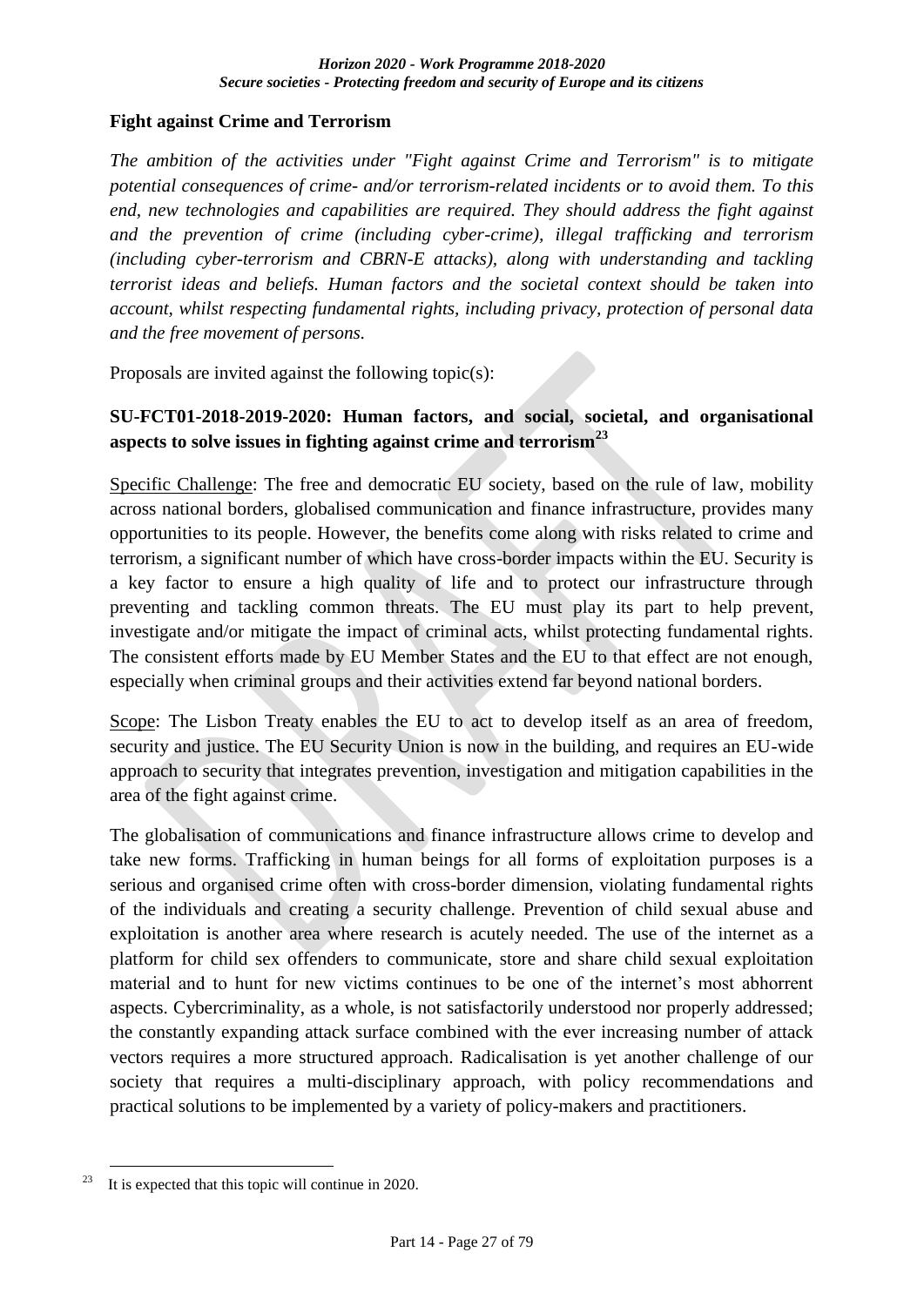## Fight against Crime and Terrorism

*The ambition of the activities under "Fight against Crime and Terrorism" is to mitigate potential consequences of crime- and/or terrorism-related incidents or to avoid them. To this end, new technologies and capabilities are required. They should address the fight against and the prevention of crime (including cyber-crime), illegal trafficking and terrorism (including cyber-terrorism and CBRN-E attacks), along with understanding and tackling terrorist ideas and beliefs. Human factors and the societal context should be taken into account, whilst respecting fundamental rights, including privacy, protection of personal data and the free movement of persons.*

Proposals are invited against the following topic(s):

### SU-FCT01-2018-2019-2020: Human factors, and social, societal, and organisational aspects to solve issues in fighting against crime and terrorism[23]

Specific Challenge: The free and democratic EU society, based on the rule of law, mobility across national borders, globalised communication and finance infrastructure, provides many opportunities to its people. However, the benefits come along with risks related to crime and terrorism, a significant number of which have cross-border impacts within the EU. Security is a key factor to ensure a high quality of life and to protect our infrastructure through preventing and tackling common threats. The EU must play its part to help prevent, investigate and/or mitigate the impact of criminal acts, whilst protecting fundamental rights. The consistent efforts made by EU Member States and the EU to that effect are not enough, especially when criminal groups and their activities extend far beyond national borders.

Scope: The Lisbon Treaty enables the EU to act to develop itself as an area of freedom, security and justice. The EU Security Union is now in the building, and requires an EU-wide approach to security that integrates prevention, investigation and mitigation capabilities in the area of the fight against crime.

The globalisation of communications and finance infrastructure allows crime to develop and take new forms. Trafficking in human beings for all forms of exploitation purposes is a serious and organised crime often with cross-border dimension, violating fundamental rights of the individuals and creating a security challenge. Prevention of child sexual abuse and exploitation is another area where research is acutely needed. The use of the internet as a platform for child sex offenders to communicate, store and share child sexual exploitation material and to hunt for new victims continues to be one of the internet's most abhorrent aspects. Cybercriminality, as a whole, is not satisfactorily understood nor properly addressed; the constantly expanding attack surface combined with the ever increasing number of attack vectors requires a more structured approach. Radicalisation is yet another challenge of our society that requires a multi-disciplinary approach, with policy recommendations and practical solutions to be implemented by a variety of policy-makers and practitioners.

[23] It is expected that this topic will continue in 2020.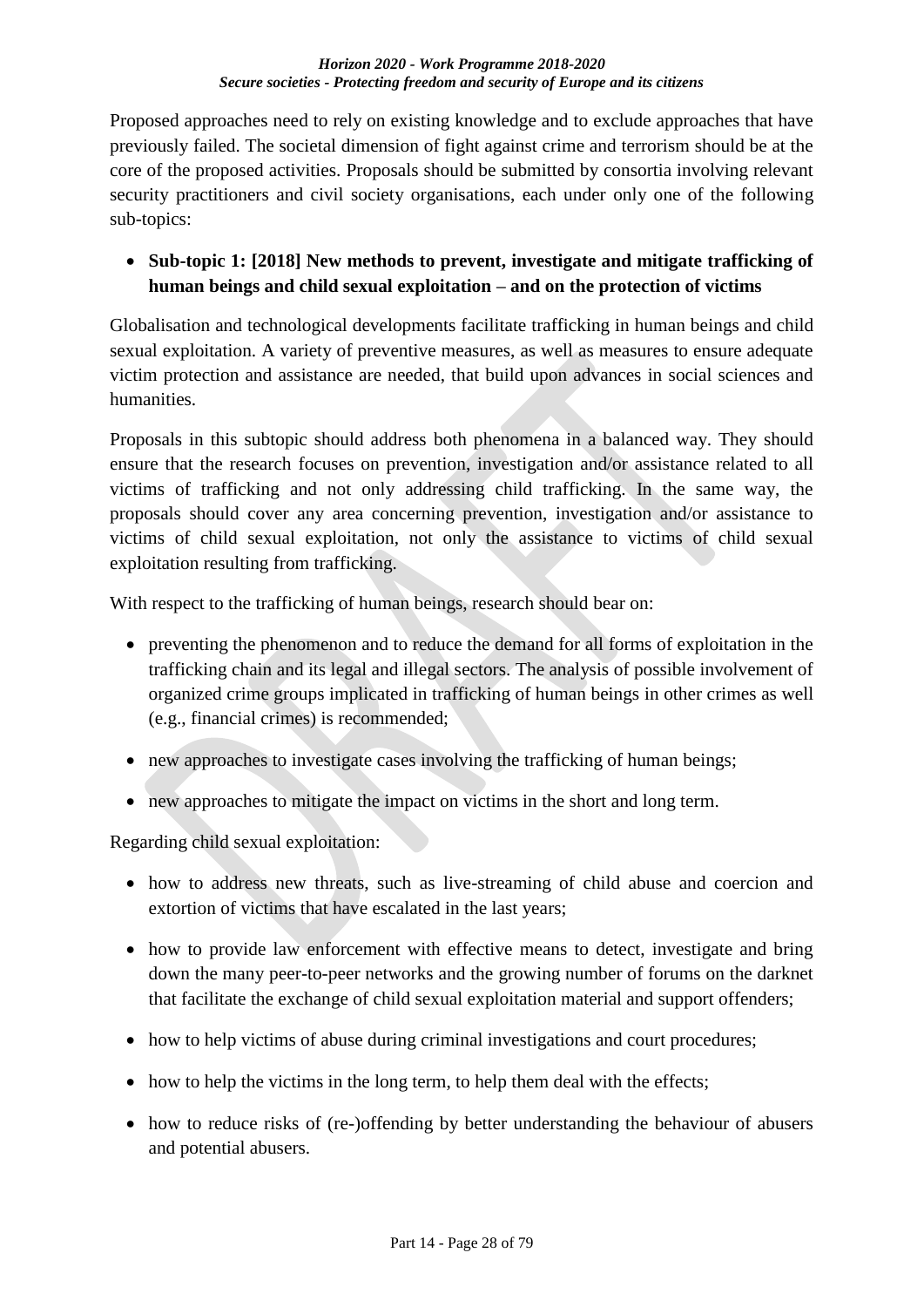Proposed approaches need to rely on existing knowledge and to exclude approaches that have previously failed. The societal dimension of fight against crime and terrorism should be at the core of the proposed activities. Proposals should be submitted by consortia involving relevant security practitioners and civil society organisations, each under only one of the following sub-topics:

- **Sub-topic 1: [2018] New methods to prevent, investigate and mitigate trafficking of human beings and child sexual exploitation – and on the protection of victims**

Globalisation and technological developments facilitate trafficking in human beings and child sexual exploitation. A variety of preventive measures, as well as measures to ensure adequate victim protection and assistance are needed, that build upon advances in social sciences and humanities.

Proposals in this subtopic should address both phenomena in a balanced way. They should ensure that the research focuses on prevention, investigation and/or assistance related to all victims of trafficking and not only addressing child trafficking. In the same way, the proposals should cover any area concerning prevention, investigation and/or assistance to victims of child sexual exploitation, not only the assistance to victims of child sexual exploitation resulting from trafficking.

With respect to the trafficking of human beings, research should bear on:

- preventing the phenomenon and to reduce the demand for all forms of exploitation in the trafficking chain and its legal and illegal sectors. The analysis of possible involvement of organized crime groups implicated in trafficking of human beings in other crimes as well (e.g., financial crimes) is recommended;
- new approaches to investigate cases involving the trafficking of human beings;
- new approaches to mitigate the impact on victims in the short and long term.

Regarding child sexual exploitation:

- how to address new threats, such as live-streaming of child abuse and coercion and extortion of victims that have escalated in the last years;
- how to provide law enforcement with effective means to detect, investigate and bring down the many peer-to-peer networks and the growing number of forums on the darknet that facilitate the exchange of child sexual exploitation material and support offenders;
- how to help victims of abuse during criminal investigations and court procedures;
- how to help the victims in the long term, to help them deal with the effects;
- how to reduce risks of (re-)offending by better understanding the behaviour of abusers and potential abusers.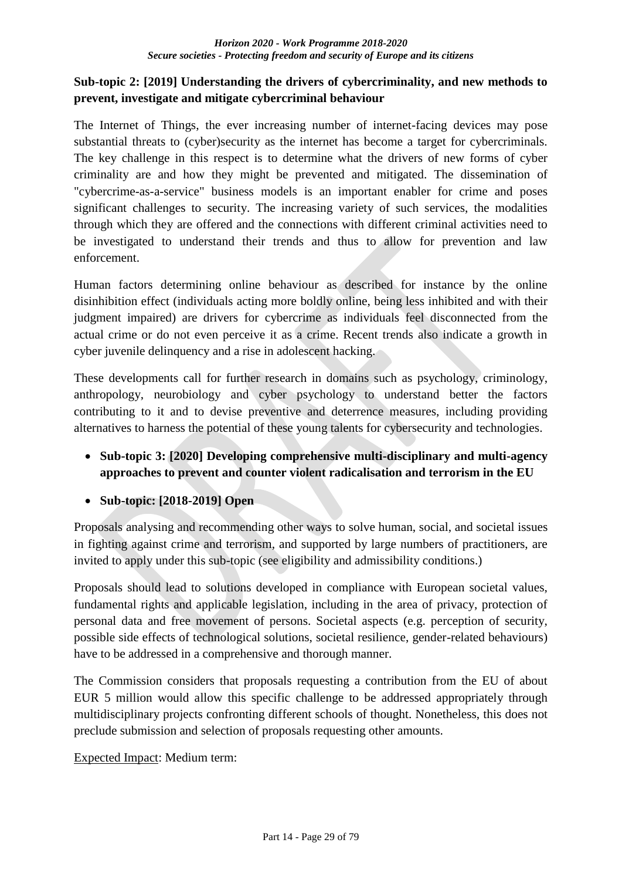**Sub-topic 2: [2019] Understanding the drivers of cybercriminality, and new methods to prevent, investigate and mitigate cybercriminal behaviour**

The Internet of Things, the ever increasing number of internet-facing devices may pose substantial threats to (cyber)security as the internet has become a target for cybercriminals. The key challenge in this respect is to determine what the drivers of new forms of cyber criminality are and how they might be prevented and mitigated. The dissemination of "cybercrime-as-a-service" business models is an important enabler for crime and poses significant challenges to security. The increasing variety of such services, the modalities through which they are offered and the connections with different criminal activities need to be investigated to understand their trends and thus to allow for prevention and law enforcement.

Human factors determining online behaviour as described for instance by the online disinhibition effect (individuals acting more boldly online, being less inhibited and with their judgment impaired) are drivers for cybercrime as individuals feel disconnected from the actual crime or do not even perceive it as a crime. Recent trends also indicate a growth in cyber juvenile delinquency and a rise in adolescent hacking.

These developments call for further research in domains such as psychology, criminology, anthropology, neurobiology and cyber psychology to understand better the factors contributing to it and to devise preventive and deterrence measures, including providing alternatives to harness the potential of these young talents for cybersecurity and technologies.

- **Sub-topic 3: [2020] Developing comprehensive multi-disciplinary and multi-agency approaches to prevent and counter violent radicalisation and terrorism in the EU**
- **Sub-topic: [2018-2019] Open**

Proposals analysing and recommending other ways to solve human, social, and societal issues in fighting against crime and terrorism, and supported by large numbers of practitioners, are invited to apply under this sub-topic (see eligibility and admissibility conditions.)

Proposals should lead to solutions developed in compliance with European societal values, fundamental rights and applicable legislation, including in the area of privacy, protection of personal data and free movement of persons. Societal aspects (e.g. perception of security, possible side effects of technological solutions, societal resilience, gender-related behaviours) have to be addressed in a comprehensive and thorough manner.

The Commission considers that proposals requesting a contribution from the EU of about EUR 5 million would allow this specific challenge to be addressed appropriately through multidisciplinary projects confronting different schools of thought. Nonetheless, this does not preclude submission and selection of proposals requesting other amounts.

Expected Impact: Medium term: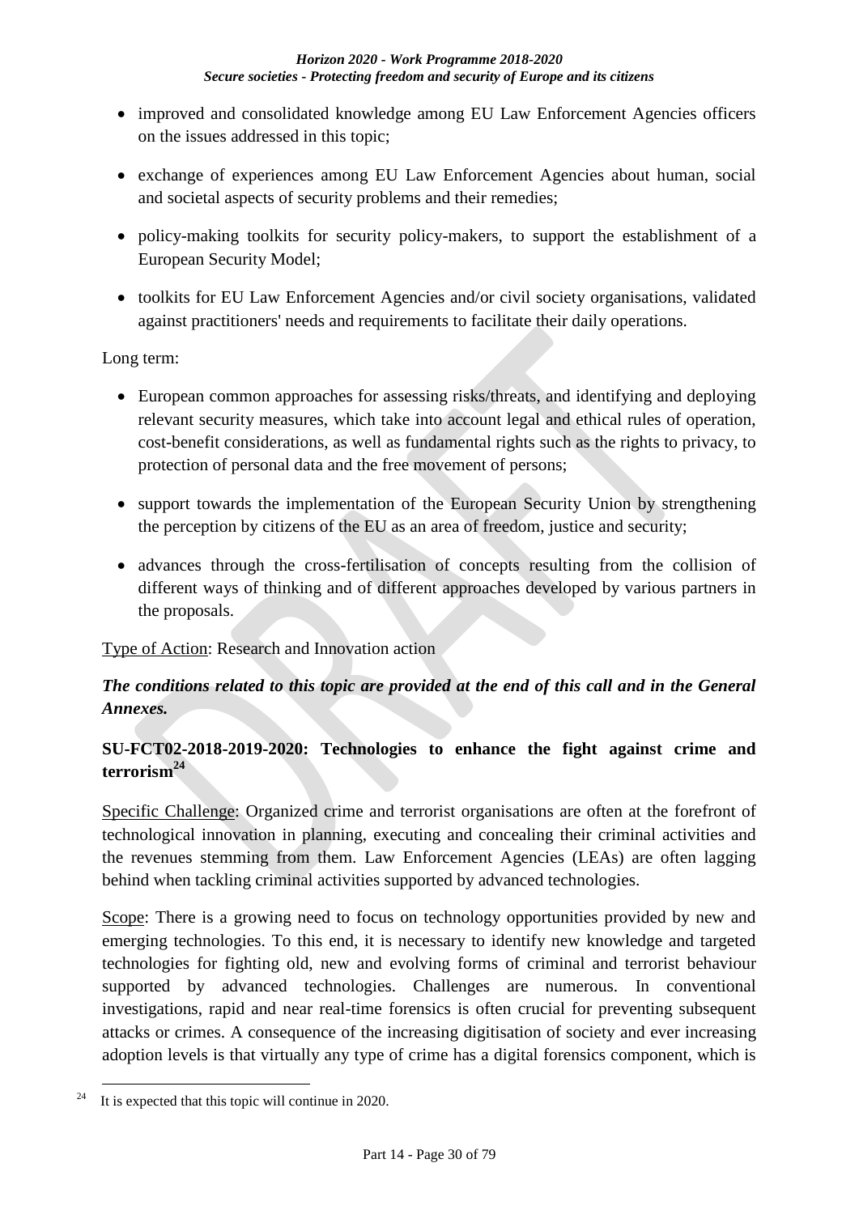- improved and consolidated knowledge among EU Law Enforcement Agencies officers on the issues addressed in this topic;
- exchange of experiences among EU Law Enforcement Agencies about human, social and societal aspects of security problems and their remedies;
- policy-making toolkits for security policy-makers, to support the establishment of a European Security Model;
- toolkits for EU Law Enforcement Agencies and/or civil society organisations, validated against practitioners' needs and requirements to facilitate their daily operations.

Long term:

- European common approaches for assessing risks/threats, and identifying and deploying relevant security measures, which take into account legal and ethical rules of operation, cost-benefit considerations, as well as fundamental rights such as the rights to privacy, to protection of personal data and the free movement of persons;
- support towards the implementation of the European Security Union by strengthening the perception by citizens of the EU as an area of freedom, justice and security;
- advances through the cross-fertilisation of concepts resulting from the collision of different ways of thinking and of different approaches developed by various partners in the proposals.

Type of Action: Research and Innovation action

***The conditions related to this topic are provided at the end of this call and in the General Annexes.***

**SU-FCT02-2018-2019-2020: Technologies to enhance the fight against crime and terrorism[24]**

Specific Challenge: Organized crime and terrorist organisations are often at the forefront of technological innovation in planning, executing and concealing their criminal activities and the revenues stemming from them. Law Enforcement Agencies (LEAs) are often lagging behind when tackling criminal activities supported by advanced technologies.

Scope: There is a growing need to focus on technology opportunities provided by new and emerging technologies. To this end, it is necessary to identify new knowledge and targeted technologies for fighting old, new and evolving forms of criminal and terrorist behaviour supported by advanced technologies. Challenges are numerous. In conventional investigations, rapid and near real-time forensics is often crucial for preventing subsequent attacks or crimes. A consequence of the increasing digitisation of society and ever increasing adoption levels is that virtually any type of crime has a digital forensics component, which is

[24] It is expected that this topic will continue in 2020.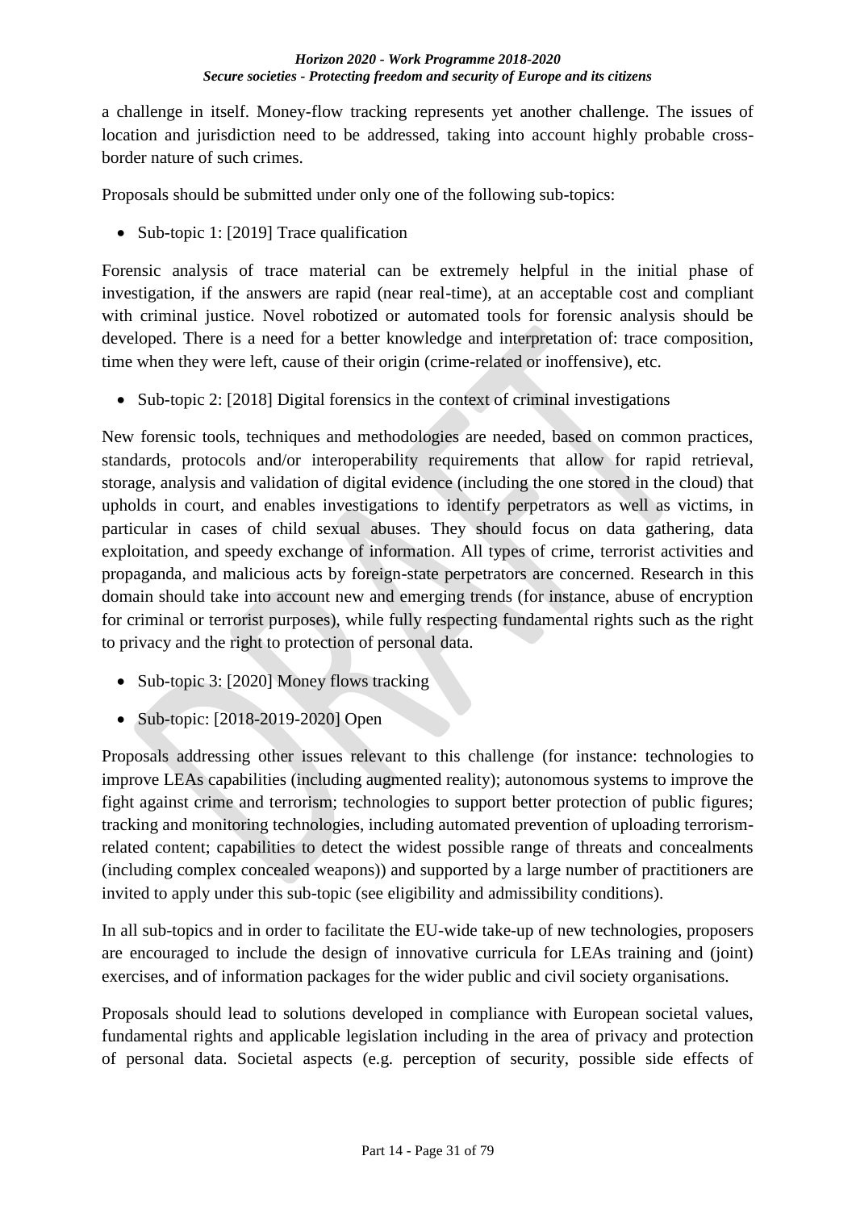a challenge in itself. Money-flow tracking represents yet another challenge. The issues of location and jurisdiction need to be addressed, taking into account highly probable cross-border nature of such crimes.

Proposals should be submitted under only one of the following sub-topics:

- Sub-topic 1: [2019] Trace qualification

Forensic analysis of trace material can be extremely helpful in the initial phase of investigation, if the answers are rapid (near real-time), at an acceptable cost and compliant with criminal justice. Novel robotized or automated tools for forensic analysis should be developed. There is a need for a better knowledge and interpretation of: trace composition, time when they were left, cause of their origin (crime-related or inoffensive), etc.

- Sub-topic 2: [2018] Digital forensics in the context of criminal investigations

New forensic tools, techniques and methodologies are needed, based on common practices, standards, protocols and/or interoperability requirements that allow for rapid retrieval, storage, analysis and validation of digital evidence (including the one stored in the cloud) that upholds in court, and enables investigations to identify perpetrators as well as victims, in particular in cases of child sexual abuses. They should focus on data gathering, data exploitation, and speedy exchange of information. All types of crime, terrorist activities and propaganda, and malicious acts by foreign-state perpetrators are concerned. Research in this domain should take into account new and emerging trends (for instance, abuse of encryption for criminal or terrorist purposes), while fully respecting fundamental rights such as the right to privacy and the right to protection of personal data.

- Sub-topic 3: [2020] Money flows tracking
- Sub-topic: [2018-2019-2020] Open

Proposals addressing other issues relevant to this challenge (for instance: technologies to improve LEAs capabilities (including augmented reality); autonomous systems to improve the fight against crime and terrorism; technologies to support better protection of public figures; tracking and monitoring technologies, including automated prevention of uploading terrorism-related content; capabilities to detect the widest possible range of threats and concealments (including complex concealed weapons)) and supported by a large number of practitioners are invited to apply under this sub-topic (see eligibility and admissibility conditions).

In all sub-topics and in order to facilitate the EU-wide take-up of new technologies, proposers are encouraged to include the design of innovative curricula for LEAs training and (joint) exercises, and of information packages for the wider public and civil society organisations.

Proposals should lead to solutions developed in compliance with European societal values, fundamental rights and applicable legislation including in the area of privacy and protection of personal data. Societal aspects (e.g. perception of security, possible side effects of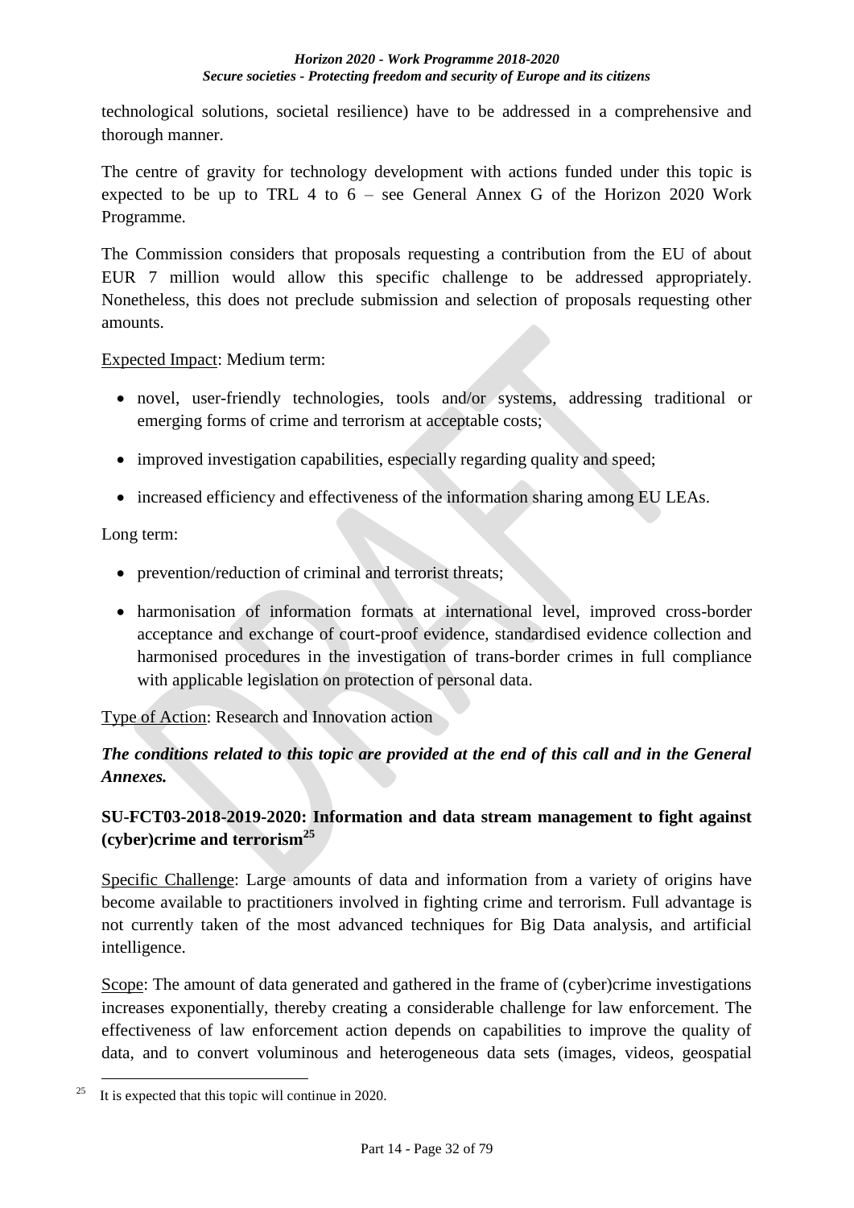technological solutions, societal resilience) have to be addressed in a comprehensive and thorough manner.

The centre of gravity for technology development with actions funded under this topic is expected to be up to TRL 4 to 6 – see General Annex G of the Horizon 2020 Work Programme.

The Commission considers that proposals requesting a contribution from the EU of about EUR 7 million would allow this specific challenge to be addressed appropriately. Nonetheless, this does not preclude submission and selection of proposals requesting other amounts.

Expected Impact: Medium term:

- novel, user-friendly technologies, tools and/or systems, addressing traditional or emerging forms of crime and terrorism at acceptable costs;
- improved investigation capabilities, especially regarding quality and speed;
- increased efficiency and effectiveness of the information sharing among EU LEAs.

Long term:

- prevention/reduction of criminal and terrorist threats;
- harmonisation of information formats at international level, improved cross-border acceptance and exchange of court-proof evidence, standardised evidence collection and harmonised procedures in the investigation of trans-border crimes in full compliance with applicable legislation on protection of personal data.

Type of Action: Research and Innovation action

***The conditions related to this topic are provided at the end of this call and in the General Annexes.***

**SU-FCT03-2018-2019-2020: Information and data stream management to fight against (cyber)crime and terrorism[25]**

Specific Challenge: Large amounts of data and information from a variety of origins have become available to practitioners involved in fighting crime and terrorism. Full advantage is not currently taken of the most advanced techniques for Big Data analysis, and artificial intelligence.

Scope: The amount of data generated and gathered in the frame of (cyber)crime investigations increases exponentially, thereby creating a considerable challenge for law enforcement. The effectiveness of law enforcement action depends on capabilities to improve the quality of data, and to convert voluminous and heterogeneous data sets (images, videos, geospatial

[25] It is expected that this topic will continue in 2020.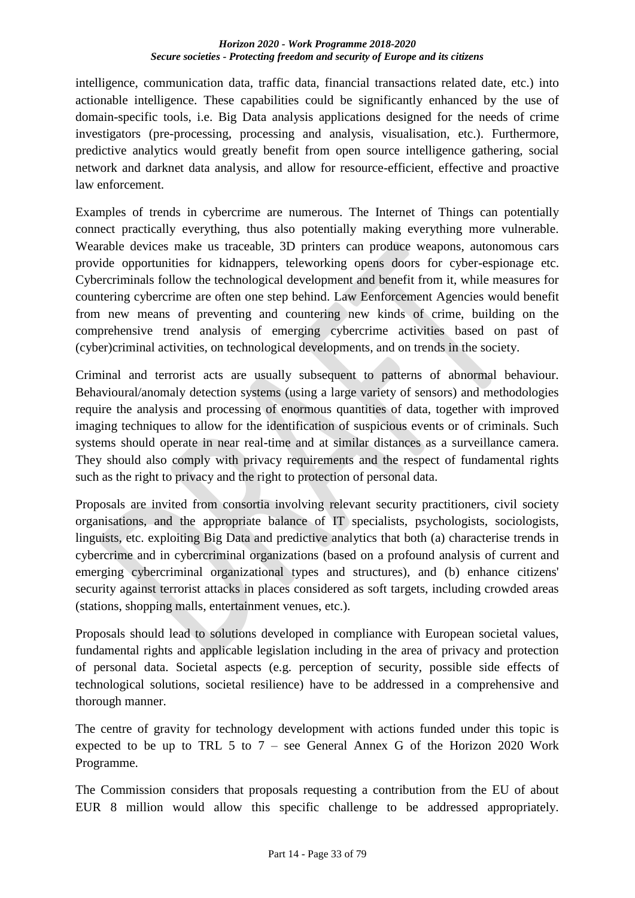intelligence, communication data, traffic data, financial transactions related date, etc.) into actionable intelligence. These capabilities could be significantly enhanced by the use of domain-specific tools, i.e. Big Data analysis applications designed for the needs of crime investigators (pre-processing, processing and analysis, visualisation, etc.). Furthermore, predictive analytics would greatly benefit from open source intelligence gathering, social network and darknet data analysis, and allow for resource-efficient, effective and proactive law enforcement.

Examples of trends in cybercrime are numerous. The Internet of Things can potentially connect practically everything, thus also potentially making everything more vulnerable. Wearable devices make us traceable, 3D printers can produce weapons, autonomous cars provide opportunities for kidnappers, teleworking opens doors for cyber-espionage etc. Cybercriminals follow the technological development and benefit from it, while measures for countering cybercrime are often one step behind. Law Eenforcement Agencies would benefit from new means of preventing and countering new kinds of crime, building on the comprehensive trend analysis of emerging cybercrime activities based on past of (cyber)criminal activities, on technological developments, and on trends in the society.

Criminal and terrorist acts are usually subsequent to patterns of abnormal behaviour. Behavioural/anomaly detection systems (using a large variety of sensors) and methodologies require the analysis and processing of enormous quantities of data, together with improved imaging techniques to allow for the identification of suspicious events or of criminals. Such systems should operate in near real-time and at similar distances as a surveillance camera. They should also comply with privacy requirements and the respect of fundamental rights such as the right to privacy and the right to protection of personal data.

Proposals are invited from consortia involving relevant security practitioners, civil society organisations, and the appropriate balance of IT specialists, psychologists, sociologists, linguists, etc. exploiting Big Data and predictive analytics that both (a) characterise trends in cybercrime and in cybercriminal organizations (based on a profound analysis of current and emerging cybercriminal organizational types and structures), and (b) enhance citizens' security against terrorist attacks in places considered as soft targets, including crowded areas (stations, shopping malls, entertainment venues, etc.).

Proposals should lead to solutions developed in compliance with European societal values, fundamental rights and applicable legislation including in the area of privacy and protection of personal data. Societal aspects (e.g. perception of security, possible side effects of technological solutions, societal resilience) have to be addressed in a comprehensive and thorough manner.

The centre of gravity for technology development with actions funded under this topic is expected to be up to TRL 5 to 7 – see General Annex G of the Horizon 2020 Work Programme.

The Commission considers that proposals requesting a contribution from the EU of about EUR 8 million would allow this specific challenge to be addressed appropriately.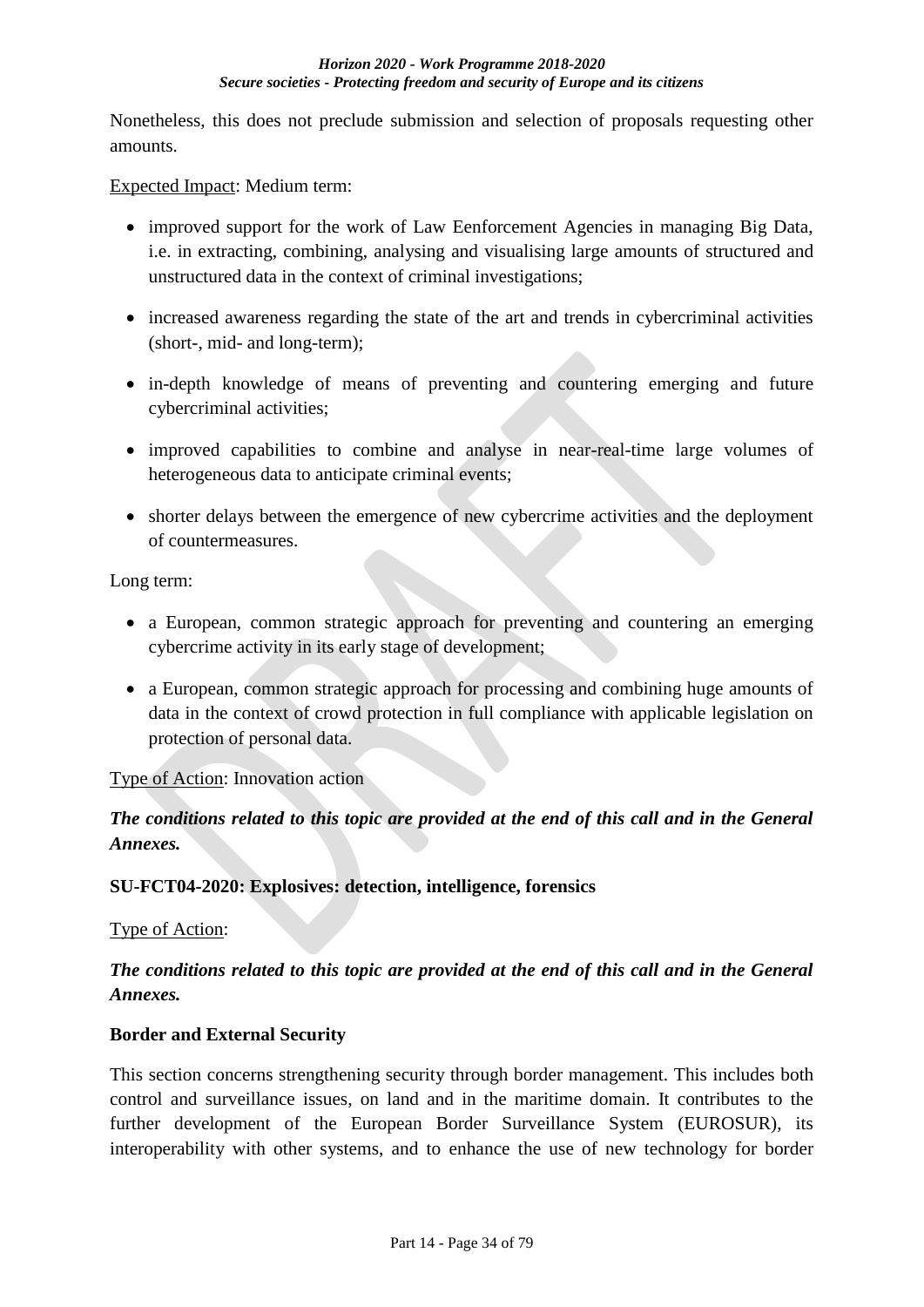Nonetheless, this does not preclude submission and selection of proposals requesting other amounts.

Expected Impact: Medium term:

- improved support for the work of Law Eenforcement Agencies in managing Big Data, i.e. in extracting, combining, analysing and visualising large amounts of structured and unstructured data in the context of criminal investigations;
- increased awareness regarding the state of the art and trends in cybercriminal activities (short-, mid- and long-term);
- in-depth knowledge of means of preventing and countering emerging and future cybercriminal activities;
- improved capabilities to combine and analyse in near-real-time large volumes of heterogeneous data to anticipate criminal events;
- shorter delays between the emergence of new cybercrime activities and the deployment of countermeasures.

Long term:

- a European, common strategic approach for preventing and countering an emerging cybercrime activity in its early stage of development;
- a European, common strategic approach for processing and combining huge amounts of data in the context of crowd protection in full compliance with applicable legislation on protection of personal data.

Type of Action: Innovation action

***The conditions related to this topic are provided at the end of this call and in the General Annexes.***

**SU-FCT04-2020: Explosives: detection, intelligence, forensics**

Type of Action:

***The conditions related to this topic are provided at the end of this call and in the General Annexes.***

**Border and External Security**

This section concerns strengthening security through border management. This includes both control and surveillance issues, on land and in the maritime domain. It contributes to the further development of the European Border Surveillance System (EUROSUR), its interoperability with other systems, and to enhance the use of new technology for border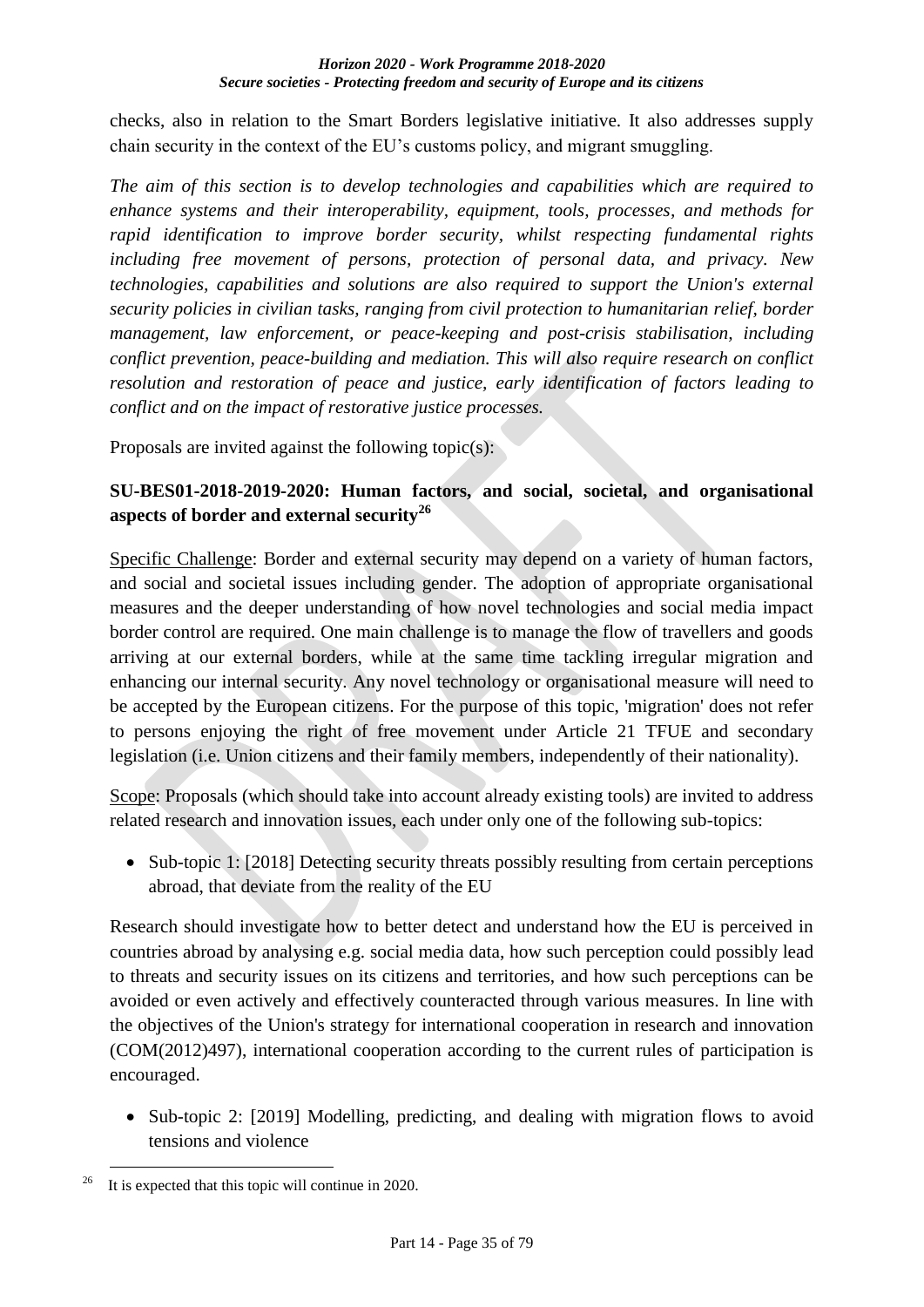checks, also in relation to the Smart Borders legislative initiative. It also addresses supply chain security in the context of the EU's customs policy, and migrant smuggling.

*The aim of this section is to develop technologies and capabilities which are required to enhance systems and their interoperability, equipment, tools, processes, and methods for rapid identification to improve border security, whilst respecting fundamental rights including free movement of persons, protection of personal data, and privacy. New technologies, capabilities and solutions are also required to support the Union's external security policies in civilian tasks, ranging from civil protection to humanitarian relief, border management, law enforcement, or peace-keeping and post-crisis stabilisation, including conflict prevention, peace-building and mediation. This will also require research on conflict resolution and restoration of peace and justice, early identification of factors leading to conflict and on the impact of restorative justice processes.*

Proposals are invited against the following topic(s):

**SU-BES01-2018-2019-2020: Human factors, and social, societal, and organisational aspects of border and external security**[26]

Specific Challenge: Border and external security may depend on a variety of human factors, and social and societal issues including gender. The adoption of appropriate organisational measures and the deeper understanding of how novel technologies and social media impact border control are required. One main challenge is to manage the flow of travellers and goods arriving at our external borders, while at the same time tackling irregular migration and enhancing our internal security. Any novel technology or organisational measure will need to be accepted by the European citizens. For the purpose of this topic, 'migration' does not refer to persons enjoying the right of free movement under Article 21 TFUE and secondary legislation (i.e. Union citizens and their family members, independently of their nationality).

Scope: Proposals (which should take into account already existing tools) are invited to address related research and innovation issues, each under only one of the following sub-topics:

- Sub-topic 1: [2018] Detecting security threats possibly resulting from certain perceptions abroad, that deviate from the reality of the EU

Research should investigate how to better detect and understand how the EU is perceived in countries abroad by analysing e.g. social media data, how such perception could possibly lead to threats and security issues on its citizens and territories, and how such perceptions can be avoided or even actively and effectively counteracted through various measures. In line with the objectives of the Union's strategy for international cooperation in research and innovation (COM(2012)497), international cooperation according to the current rules of participation is encouraged.

- Sub-topic 2: [2019] Modelling, predicting, and dealing with migration flows to avoid tensions and violence

[26] It is expected that this topic will continue in 2020.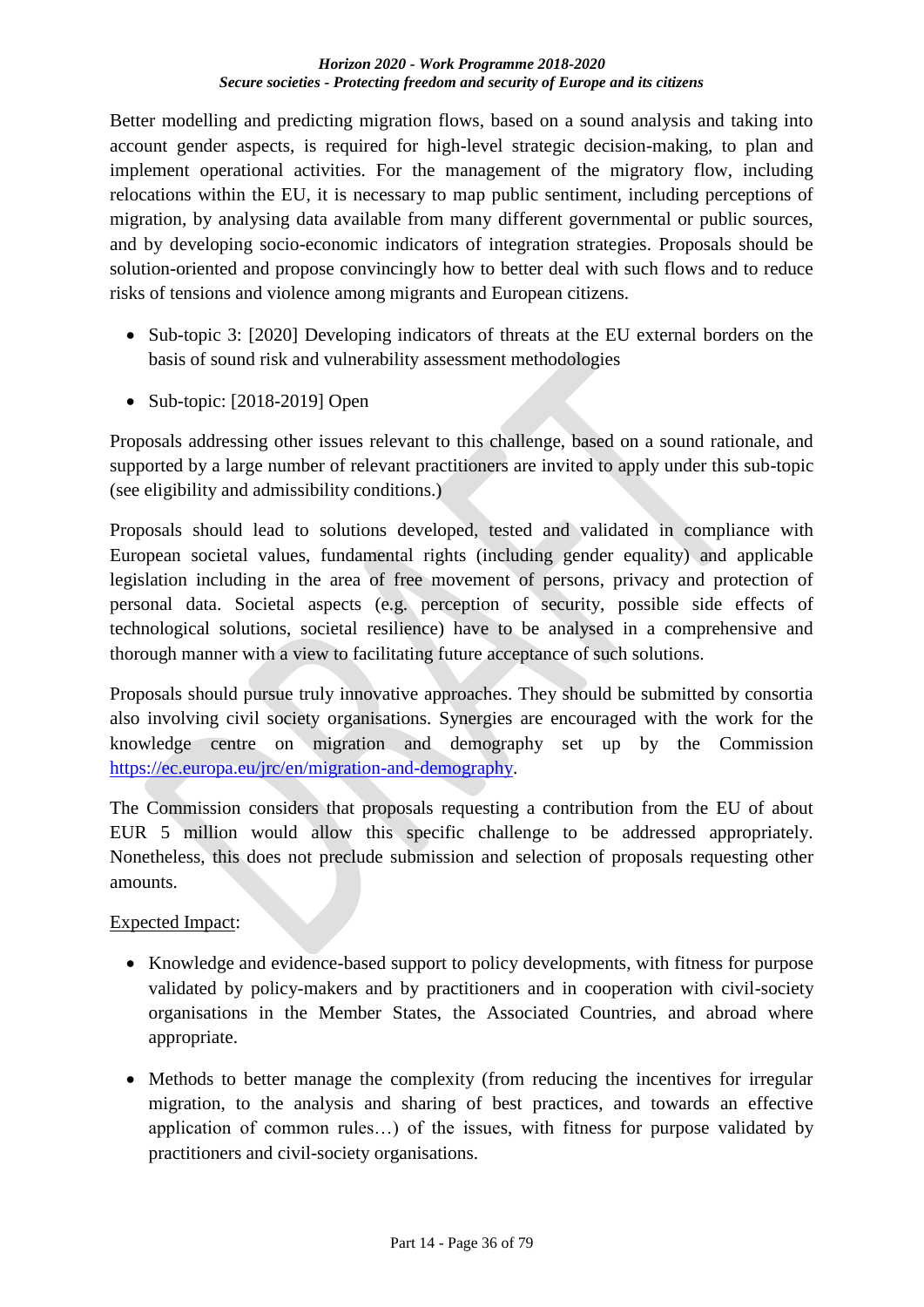Better modelling and predicting migration flows, based on a sound analysis and taking into account gender aspects, is required for high-level strategic decision-making, to plan and implement operational activities. For the management of the migratory flow, including relocations within the EU, it is necessary to map public sentiment, including perceptions of migration, by analysing data available from many different governmental or public sources, and by developing socio-economic indicators of integration strategies. Proposals should be solution-oriented and propose convincingly how to better deal with such flows and to reduce risks of tensions and violence among migrants and European citizens.

- Sub-topic 3: [2020] Developing indicators of threats at the EU external borders on the basis of sound risk and vulnerability assessment methodologies
- Sub-topic: [2018-2019] Open

Proposals addressing other issues relevant to this challenge, based on a sound rationale, and supported by a large number of relevant practitioners are invited to apply under this sub-topic (see eligibility and admissibility conditions.)

Proposals should lead to solutions developed, tested and validated in compliance with European societal values, fundamental rights (including gender equality) and applicable legislation including in the area of free movement of persons, privacy and protection of personal data. Societal aspects (e.g. perception of security, possible side effects of technological solutions, societal resilience) have to be analysed in a comprehensive and thorough manner with a view to facilitating future acceptance of such solutions.

Proposals should pursue truly innovative approaches. They should be submitted by consortia also involving civil society organisations. Synergies are encouraged with the work for the knowledge centre on migration and demography set up by the Commission [https://ec.europa.eu/jrc/en/migration-and-demography](https://ec.europa.eu/jrc/en/migration-and-demography).

The Commission considers that proposals requesting a contribution from the EU of about EUR 5 million would allow this specific challenge to be addressed appropriately. Nonetheless, this does not preclude submission and selection of proposals requesting other amounts.

Expected Impact:

- Knowledge and evidence-based support to policy developments, with fitness for purpose validated by policy-makers and by practitioners and in cooperation with civil-society organisations in the Member States, the Associated Countries, and abroad where appropriate.
- Methods to better manage the complexity (from reducing the incentives for irregular migration, to the analysis and sharing of best practices, and towards an effective application of common rules…) of the issues, with fitness for purpose validated by practitioners and civil-society organisations.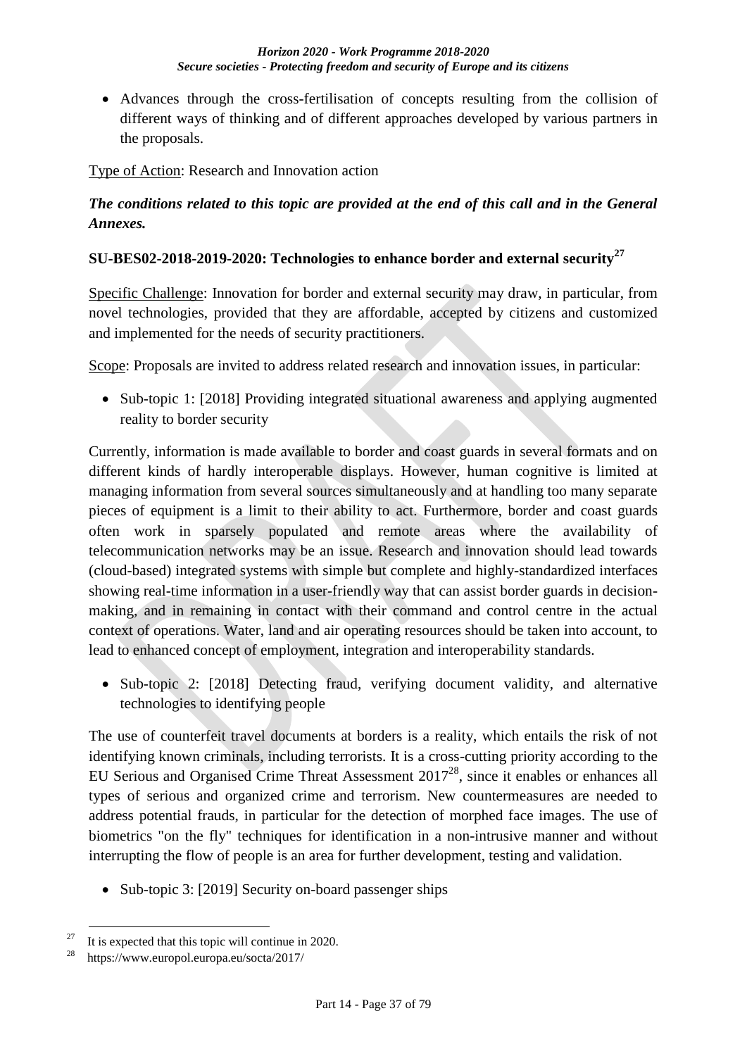- Advances through the cross-fertilisation of concepts resulting from the collision of different ways of thinking and of different approaches developed by various partners in the proposals.

Type of Action: Research and Innovation action

***The conditions related to this topic are provided at the end of this call and in the General Annexes.***

**SU-BES02-2018-2019-2020: Technologies to enhance border and external security[27]**

Specific Challenge: Innovation for border and external security may draw, in particular, from novel technologies, provided that they are affordable, accepted by citizens and customized and implemented for the needs of security practitioners.

Scope: Proposals are invited to address related research and innovation issues, in particular:

- Sub-topic 1: [2018] Providing integrated situational awareness and applying augmented reality to border security

Currently, information is made available to border and coast guards in several formats and on different kinds of hardly interoperable displays. However, human cognitive is limited at managing information from several sources simultaneously and at handling too many separate pieces of equipment is a limit to their ability to act. Furthermore, border and coast guards often work in sparsely populated and remote areas where the availability of telecommunication networks may be an issue. Research and innovation should lead towards (cloud-based) integrated systems with simple but complete and highly-standardized interfaces showing real-time information in a user-friendly way that can assist border guards in decision-making, and in remaining in contact with their command and control centre in the actual context of operations. Water, land and air operating resources should be taken into account, to lead to enhanced concept of employment, integration and interoperability standards.

- Sub-topic 2: [2018] Detecting fraud, verifying document validity, and alternative technologies to identifying people

The use of counterfeit travel documents at borders is a reality, which entails the risk of not identifying known criminals, including terrorists. It is a cross-cutting priority according to the EU Serious and Organised Crime Threat Assessment 2017[28], since it enables or enhances all types of serious and organized crime and terrorism. New countermeasures are needed to address potential frauds, in particular for the detection of morphed face images. The use of biometrics "on the fly" techniques for identification in a non-intrusive manner and without interrupting the flow of people is an area for further development, testing and validation.

- Sub-topic 3: [2019] Security on-board passenger ships

[27] It is expected that this topic will continue in 2020.

[28] https://www.europol.europa.eu/socta/2017/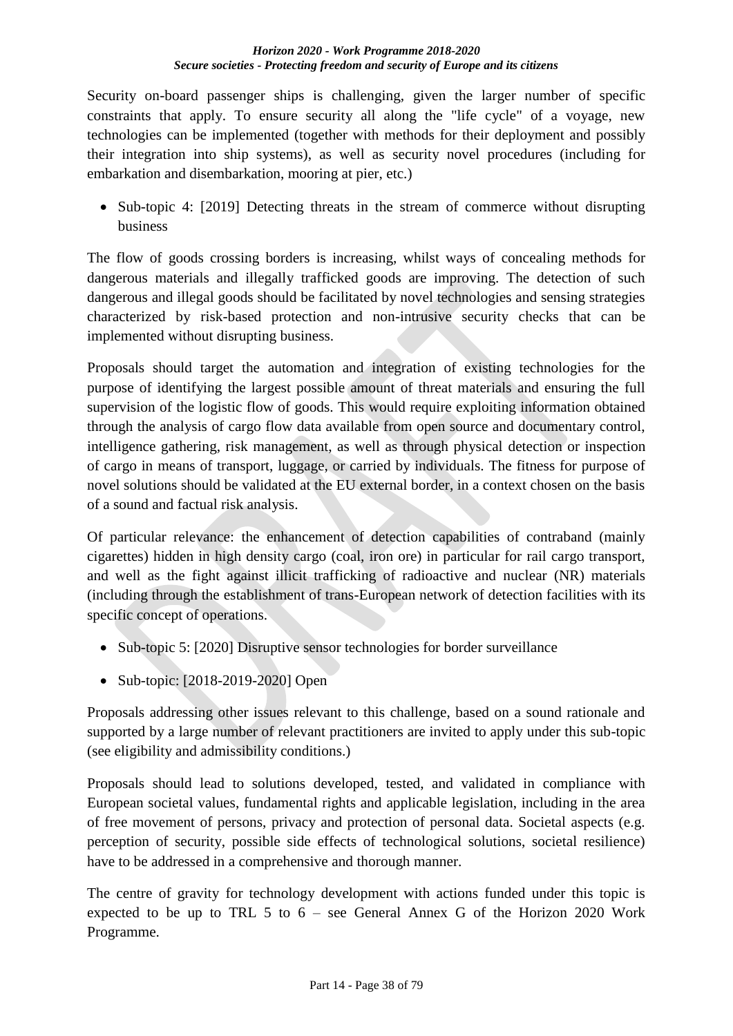Security on-board passenger ships is challenging, given the larger number of specific constraints that apply. To ensure security all along the "life cycle" of a voyage, new technologies can be implemented (together with methods for their deployment and possibly their integration into ship systems), as well as security novel procedures (including for embarkation and disembarkation, mooring at pier, etc.)

- Sub-topic 4: [2019] Detecting threats in the stream of commerce without disrupting business

The flow of goods crossing borders is increasing, whilst ways of concealing methods for dangerous materials and illegally trafficked goods are improving. The detection of such dangerous and illegal goods should be facilitated by novel technologies and sensing strategies characterized by risk-based protection and non-intrusive security checks that can be implemented without disrupting business.

Proposals should target the automation and integration of existing technologies for the purpose of identifying the largest possible amount of threat materials and ensuring the full supervision of the logistic flow of goods. This would require exploiting information obtained through the analysis of cargo flow data available from open source and documentary control, intelligence gathering, risk management, as well as through physical detection or inspection of cargo in means of transport, luggage, or carried by individuals. The fitness for purpose of novel solutions should be validated at the EU external border, in a context chosen on the basis of a sound and factual risk analysis.

Of particular relevance: the enhancement of detection capabilities of contraband (mainly cigarettes) hidden in high density cargo (coal, iron ore) in particular for rail cargo transport, and well as the fight against illicit trafficking of radioactive and nuclear (NR) materials (including through the establishment of trans-European network of detection facilities with its specific concept of operations.

- Sub-topic 5: [2020] Disruptive sensor technologies for border surveillance

- Sub-topic: [2018-2019-2020] Open

Proposals addressing other issues relevant to this challenge, based on a sound rationale and supported by a large number of relevant practitioners are invited to apply under this sub-topic (see eligibility and admissibility conditions.)

Proposals should lead to solutions developed, tested, and validated in compliance with European societal values, fundamental rights and applicable legislation, including in the area of free movement of persons, privacy and protection of personal data. Societal aspects (e.g. perception of security, possible side effects of technological solutions, societal resilience) have to be addressed in a comprehensive and thorough manner.

The centre of gravity for technology development with actions funded under this topic is expected to be up to TRL 5 to 6 – see General Annex G of the Horizon 2020 Work Programme.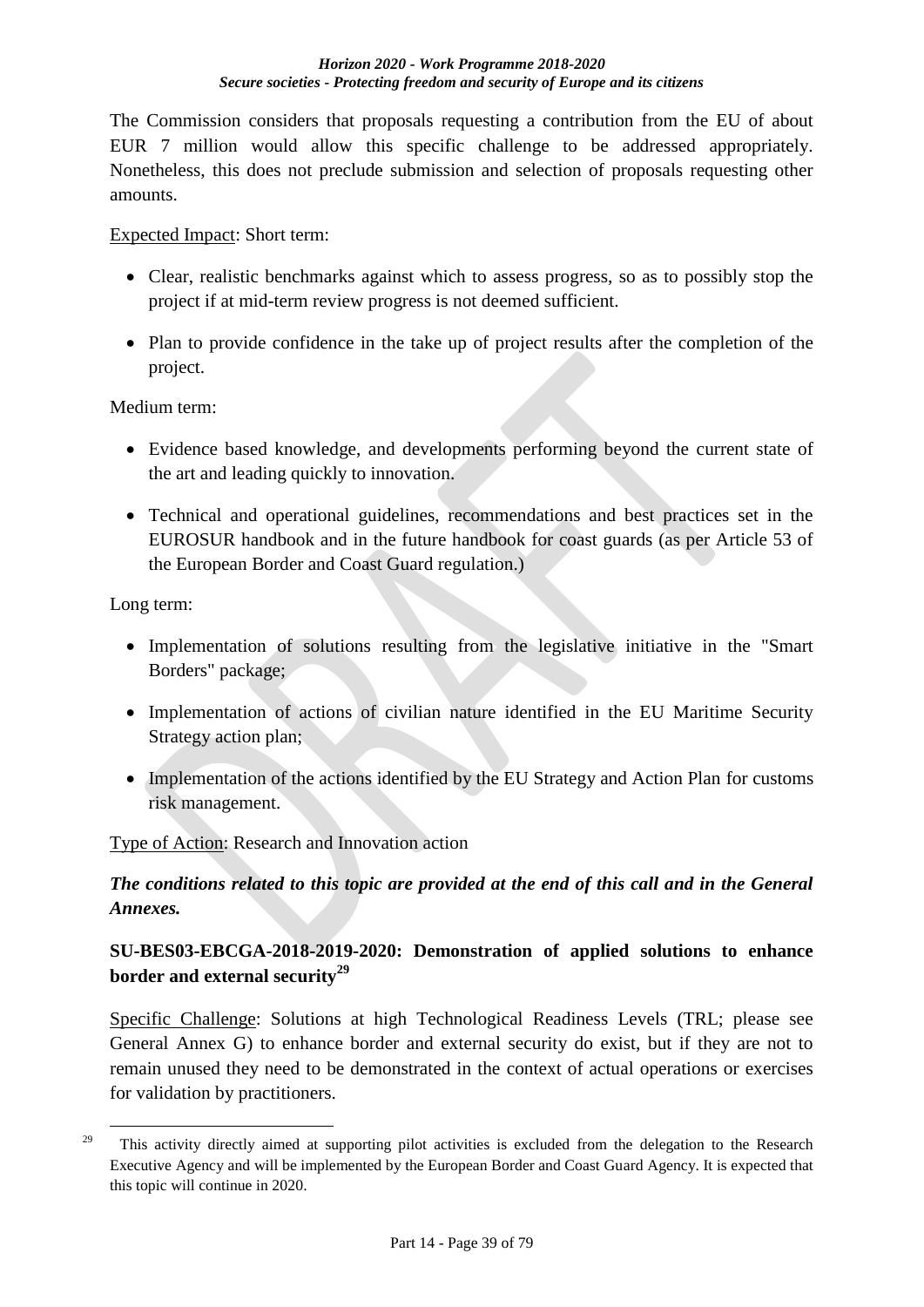The Commission considers that proposals requesting a contribution from the EU of about EUR 7 million would allow this specific challenge to be addressed appropriately. Nonetheless, this does not preclude submission and selection of proposals requesting other amounts.

Expected Impact: Short term:

- Clear, realistic benchmarks against which to assess progress, so as to possibly stop the project if at mid-term review progress is not deemed sufficient.
- Plan to provide confidence in the take up of project results after the completion of the project.

Medium term:

- Evidence based knowledge, and developments performing beyond the current state of the art and leading quickly to innovation.
- Technical and operational guidelines, recommendations and best practices set in the EUROSUR handbook and in the future handbook for coast guards (as per Article 53 of the European Border and Coast Guard regulation.)

Long term:

- Implementation of solutions resulting from the legislative initiative in the "Smart Borders" package;
- Implementation of actions of civilian nature identified in the EU Maritime Security Strategy action plan;
- Implementation of the actions identified by the EU Strategy and Action Plan for customs risk management.

Type of Action: Research and Innovation action

***The conditions related to this topic are provided at the end of this call and in the General Annexes.***

## SU-BES03-EBCGA-2018-2019-2020: Demonstration of applied solutions to enhance border and external security[29]

Specific Challenge: Solutions at high Technological Readiness Levels (TRL; please see General Annex G) to enhance border and external security do exist, but if they are not to remain unused they need to be demonstrated in the context of actual operations or exercises for validation by practitioners.

---

[29] This activity directly aimed at supporting pilot activities is excluded from the delegation to the Research Executive Agency and will be implemented by the European Border and Coast Guard Agency. It is expected that this topic will continue in 2020.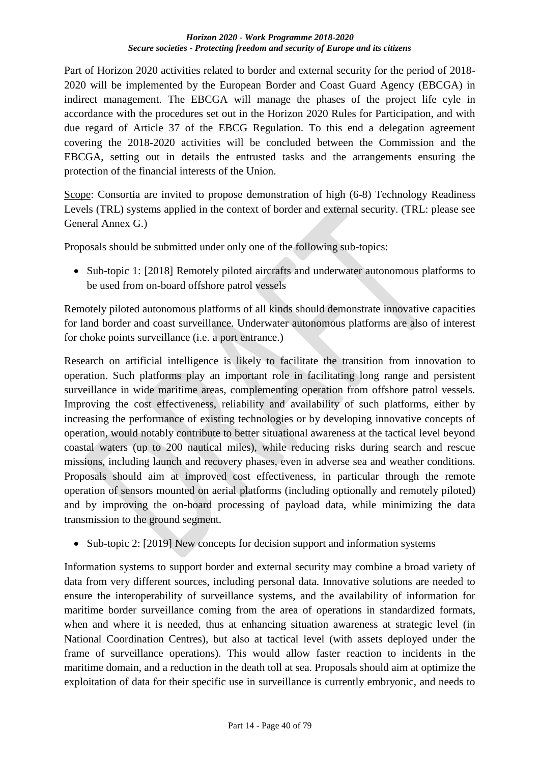Part of Horizon 2020 activities related to border and external security for the period of 2018-2020 will be implemented by the European Border and Coast Guard Agency (EBCGA) in indirect management. The EBCGA will manage the phases of the project life cyle in accordance with the procedures set out in the Horizon 2020 Rules for Participation, and with due regard of Article 37 of the EBCG Regulation. To this end a delegation agreement covering the 2018-2020 activities will be concluded between the Commission and the EBCGA, setting out in details the entrusted tasks and the arrangements ensuring the protection of the financial interests of the Union.

Scope: Consortia are invited to propose demonstration of high (6-8) Technology Readiness Levels (TRL) systems applied in the context of border and external security. (TRL: please see General Annex G.)

Proposals should be submitted under only one of the following sub-topics:

- Sub-topic 1: [2018] Remotely piloted aircrafts and underwater autonomous platforms to be used from on-board offshore patrol vessels

Remotely piloted autonomous platforms of all kinds should demonstrate innovative capacities for land border and coast surveillance. Underwater autonomous platforms are also of interest for choke points surveillance (i.e. a port entrance.)

Research on artificial intelligence is likely to facilitate the transition from innovation to operation. Such platforms play an important role in facilitating long range and persistent surveillance in wide maritime areas, complementing operation from offshore patrol vessels. Improving the cost effectiveness, reliability and availability of such platforms, either by increasing the performance of existing technologies or by developing innovative concepts of operation, would notably contribute to better situational awareness at the tactical level beyond coastal waters (up to 200 nautical miles), while reducing risks during search and rescue missions, including launch and recovery phases, even in adverse sea and weather conditions. Proposals should aim at improved cost effectiveness, in particular through the remote operation of sensors mounted on aerial platforms (including optionally and remotely piloted) and by improving the on-board processing of payload data, while minimizing the data transmission to the ground segment.

- Sub-topic 2: [2019] New concepts for decision support and information systems

Information systems to support border and external security may combine a broad variety of data from very different sources, including personal data. Innovative solutions are needed to ensure the interoperability of surveillance systems, and the availability of information for maritime border surveillance coming from the area of operations in standardized formats, when and where it is needed, thus at enhancing situation awareness at strategic level (in National Coordination Centres), but also at tactical level (with assets deployed under the frame of surveillance operations). This would allow faster reaction to incidents in the maritime domain, and a reduction in the death toll at sea. Proposals should aim at optimize the exploitation of data for their specific use in surveillance is currently embryonic, and needs to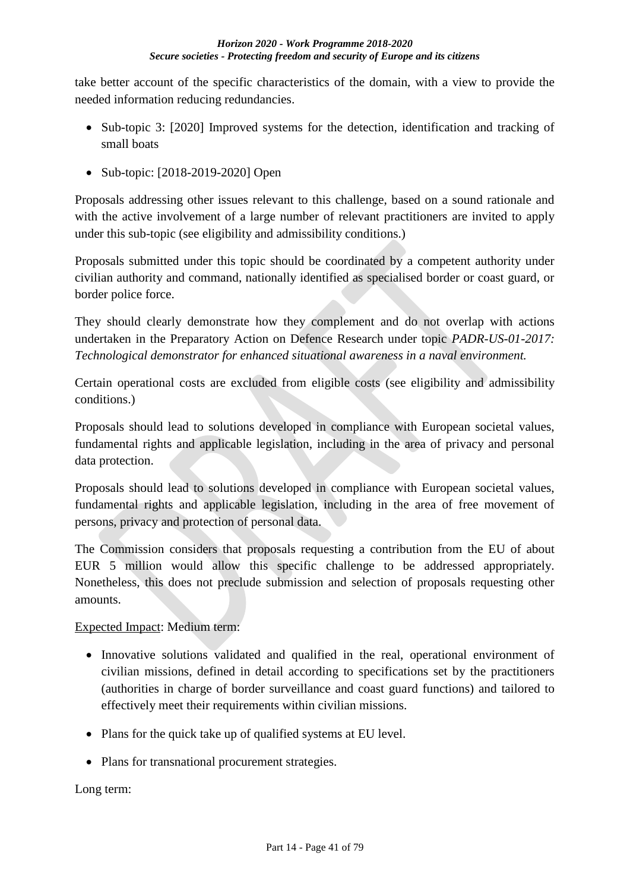take better account of the specific characteristics of the domain, with a view to provide the needed information reducing redundancies.

- Sub-topic 3: [2020] Improved systems for the detection, identification and tracking of small boats
- Sub-topic: [2018-2019-2020] Open

Proposals addressing other issues relevant to this challenge, based on a sound rationale and with the active involvement of a large number of relevant practitioners are invited to apply under this sub-topic (see eligibility and admissibility conditions.)

Proposals submitted under this topic should be coordinated by a competent authority under civilian authority and command, nationally identified as specialised border or coast guard, or border police force.

They should clearly demonstrate how they complement and do not overlap with actions undertaken in the Preparatory Action on Defence Research under topic *PADR-US-01-2017: Technological demonstrator for enhanced situational awareness in a naval environment.*

Certain operational costs are excluded from eligible costs (see eligibility and admissibility conditions.)

Proposals should lead to solutions developed in compliance with European societal values, fundamental rights and applicable legislation, including in the area of privacy and personal data protection.

Proposals should lead to solutions developed in compliance with European societal values, fundamental rights and applicable legislation, including in the area of free movement of persons, privacy and protection of personal data.

The Commission considers that proposals requesting a contribution from the EU of about EUR 5 million would allow this specific challenge to be addressed appropriately. Nonetheless, this does not preclude submission and selection of proposals requesting other amounts.

Expected Impact: Medium term:

- Innovative solutions validated and qualified in the real, operational environment of civilian missions, defined in detail according to specifications set by the practitioners (authorities in charge of border surveillance and coast guard functions) and tailored to effectively meet their requirements within civilian missions.
- Plans for the quick take up of qualified systems at EU level.
- Plans for transnational procurement strategies.

Long term: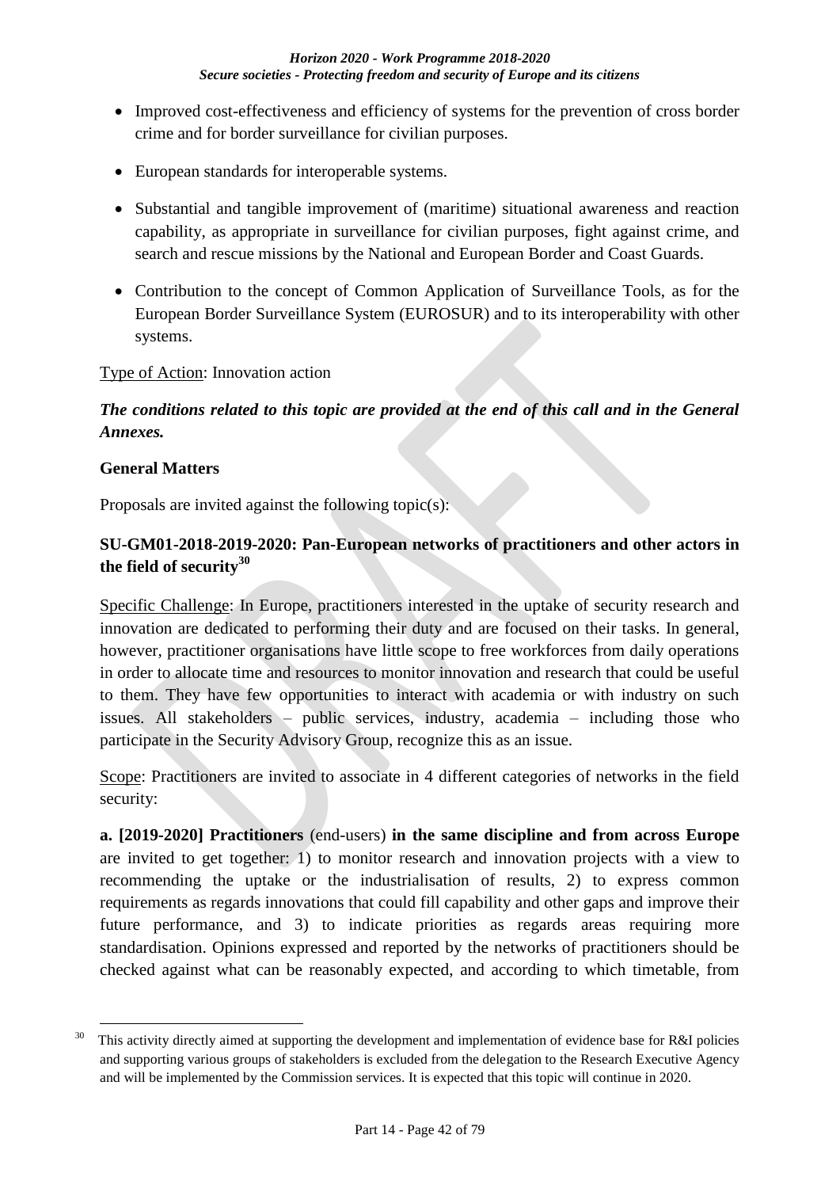- Improved cost-effectiveness and efficiency of systems for the prevention of cross border crime and for border surveillance for civilian purposes.
- European standards for interoperable systems.
- Substantial and tangible improvement of (maritime) situational awareness and reaction capability, as appropriate in surveillance for civilian purposes, fight against crime, and search and rescue missions by the National and European Border and Coast Guards.
- Contribution to the concept of Common Application of Surveillance Tools, as for the European Border Surveillance System (EUROSUR) and to its interoperability with other systems.

Type of Action: Innovation action

***The conditions related to this topic are provided at the end of this call and in the General Annexes.***

**General Matters**

Proposals are invited against the following topic(s):

### SU-GM01-2018-2019-2020: Pan-European networks of practitioners and other actors in the field of security[30]

Specific Challenge: In Europe, practitioners interested in the uptake of security research and innovation are dedicated to performing their duty and are focused on their tasks. In general, however, practitioner organisations have little scope to free workforces from daily operations in order to allocate time and resources to monitor innovation and research that could be useful to them. They have few opportunities to interact with academia or with industry on such issues. All stakeholders – public services, industry, academia – including those who participate in the Security Advisory Group, recognize this as an issue.

Scope: Practitioners are invited to associate in 4 different categories of networks in the field security:

**a. [2019-2020] Practitioners** (end-users) **in the same discipline and from across Europe** are invited to get together: 1) to monitor research and innovation projects with a view to recommending the uptake or the industrialisation of results, 2) to express common requirements as regards innovations that could fill capability and other gaps and improve their future performance, and 3) to indicate priorities as regards areas requiring more standardisation. Opinions expressed and reported by the networks of practitioners should be checked against what can be reasonably expected, and according to which timetable, from

---

[30] This activity directly aimed at supporting the development and implementation of evidence base for R&I policies and supporting various groups of stakeholders is excluded from the delegation to the Research Executive Agency and will be implemented by the Commission services. It is expected that this topic will continue in 2020.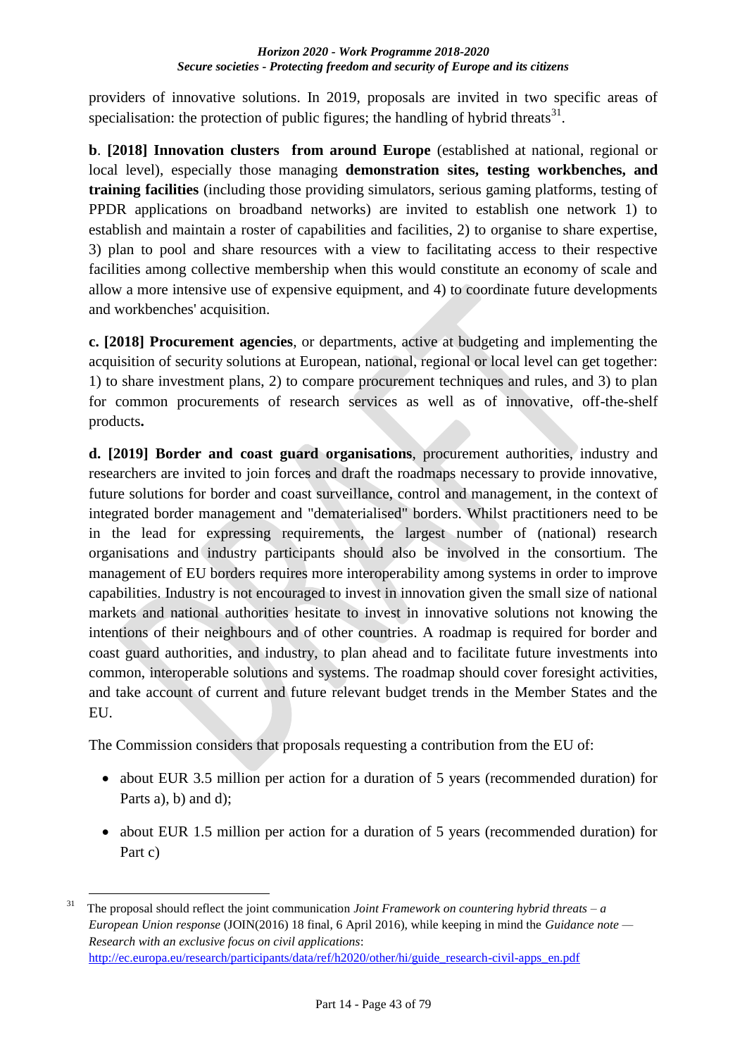providers of innovative solutions. In 2019, proposals are invited in two specific areas of specialisation: the protection of public figures; the handling of hybrid threats[31].

**b**. **[2018] Innovation clusters from around Europe** (established at national, regional or local level), especially those managing **demonstration sites, testing workbenches, and training facilities** (including those providing simulators, serious gaming platforms, testing of PPDR applications on broadband networks) are invited to establish one network 1) to establish and maintain a roster of capabilities and facilities, 2) to organise to share expertise, 3) plan to pool and share resources with a view to facilitating access to their respective facilities among collective membership when this would constitute an economy of scale and allow a more intensive use of expensive equipment, and 4) to coordinate future developments and workbenches' acquisition.

**c. [2018] Procurement agencies**, or departments, active at budgeting and implementing the acquisition of security solutions at European, national, regional or local level can get together: 1) to share investment plans, 2) to compare procurement techniques and rules, and 3) to plan for common procurements of research services as well as of innovative, off-the-shelf products**.**

**d. [2019] Border and coast guard organisations**, procurement authorities, industry and researchers are invited to join forces and draft the roadmaps necessary to provide innovative, future solutions for border and coast surveillance, control and management, in the context of integrated border management and "dematerialised" borders. Whilst practitioners need to be in the lead for expressing requirements, the largest number of (national) research organisations and industry participants should also be involved in the consortium. The management of EU borders requires more interoperability among systems in order to improve capabilities. Industry is not encouraged to invest in innovation given the small size of national markets and national authorities hesitate to invest in innovative solutions not knowing the intentions of their neighbours and of other countries. A roadmap is required for border and coast guard authorities, and industry, to plan ahead and to facilitate future investments into common, interoperable solutions and systems. The roadmap should cover foresight activities, and take account of current and future relevant budget trends in the Member States and the EU.

The Commission considers that proposals requesting a contribution from the EU of:

- about EUR 3.5 million per action for a duration of 5 years (recommended duration) for Parts a), b) and d);
- about EUR 1.5 million per action for a duration of 5 years (recommended duration) for Part c)

---

[31] The proposal should reflect the joint communication *Joint Framework on countering hybrid threats – a European Union response* (JOIN(2016) 18 final, 6 April 2016), while keeping in mind the *Guidance note — Research with an exclusive focus on civil applications*: http://ec.europa.eu/research/participants/data/ref/h2020/other/hi/guide_research-civil-apps_en.pdf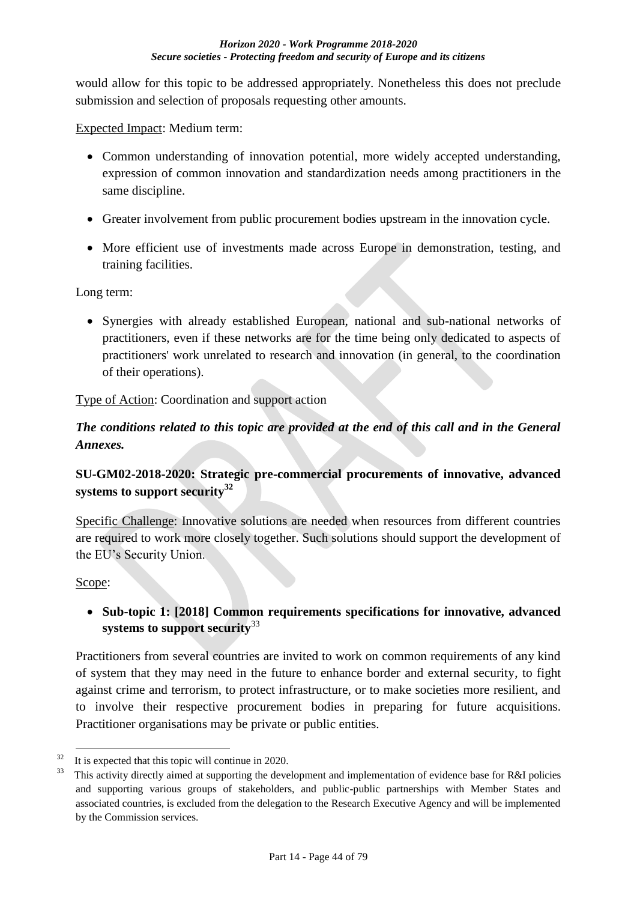would allow for this topic to be addressed appropriately. Nonetheless this does not preclude submission and selection of proposals requesting other amounts.

Expected Impact: Medium term:

- Common understanding of innovation potential, more widely accepted understanding, expression of common innovation and standardization needs among practitioners in the same discipline.
- Greater involvement from public procurement bodies upstream in the innovation cycle.
- More efficient use of investments made across Europe in demonstration, testing, and training facilities.

Long term:

- Synergies with already established European, national and sub-national networks of practitioners, even if these networks are for the time being only dedicated to aspects of practitioners' work unrelated to research and innovation (in general, to the coordination of their operations).

Type of Action: Coordination and support action

***The conditions related to this topic are provided at the end of this call and in the General Annexes.***

**SU-GM02-2018-2020: Strategic pre-commercial procurements of innovative, advanced systems to support security[32]**

Specific Challenge: Innovative solutions are needed when resources from different countries are required to work more closely together. Such solutions should support the development of the EU's Security Union.

Scope:

- **Sub-topic 1: [2018] Common requirements specifications for innovative, advanced systems to support security**[33]

Practitioners from several countries are invited to work on common requirements of any kind of system that they may need in the future to enhance border and external security, to fight against crime and terrorism, to protect infrastructure, or to make societies more resilient, and to involve their respective procurement bodies in preparing for future acquisitions. Practitioner organisations may be private or public entities.

---

[32] It is expected that this topic will continue in 2020.

[33] This activity directly aimed at supporting the development and implementation of evidence base for R&I policies and supporting various groups of stakeholders, and public-public partnerships with Member States and associated countries, is excluded from the delegation to the Research Executive Agency and will be implemented by the Commission services.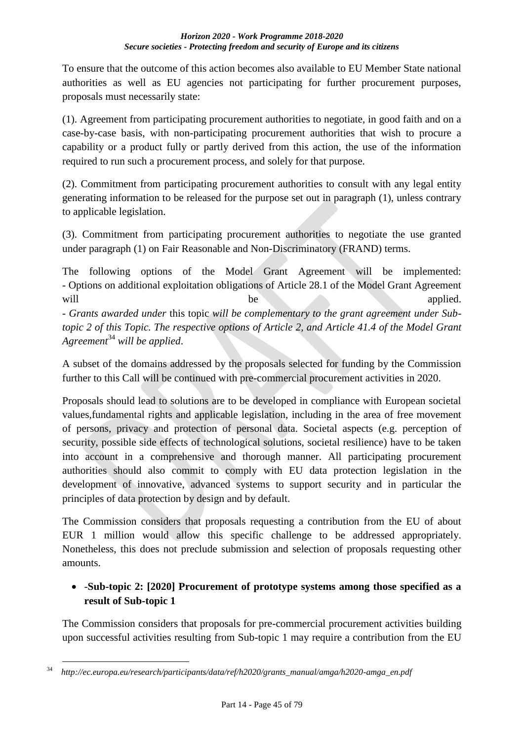To ensure that the outcome of this action becomes also available to EU Member State national authorities as well as EU agencies not participating for further procurement purposes, proposals must necessarily state:

(1). Agreement from participating procurement authorities to negotiate, in good faith and on a case-by-case basis, with non-participating procurement authorities that wish to procure a capability or a product fully or partly derived from this action, the use of the information required to run such a procurement process, and solely for that purpose.

(2). Commitment from participating procurement authorities to consult with any legal entity generating information to be released for the purpose set out in paragraph (1), unless contrary to applicable legislation.

(3). Commitment from participating procurement authorities to negotiate the use granted under paragraph (1) on Fair Reasonable and Non-Discriminatory (FRAND) terms.

The following options of the Model Grant Agreement will be implemented:
- Options on additional exploitation obligations of Article 28.1 of the Model Grant Agreement will be applied.
- *Grants awarded under* this topic *will be complementary to the grant agreement under Sub-topic 2 of this Topic. The respective options of Article 2, and Article 41.4 of the Model Grant Agreement*[34] *will be applied*.

A subset of the domains addressed by the proposals selected for funding by the Commission further to this Call will be continued with pre-commercial procurement activities in 2020.

Proposals should lead to solutions are to be developed in compliance with European societal values,fundamental rights and applicable legislation, including in the area of free movement of persons, privacy and protection of personal data. Societal aspects (e.g. perception of security, possible side effects of technological solutions, societal resilience) have to be taken into account in a comprehensive and thorough manner. All participating procurement authorities should also commit to comply with EU data protection legislation in the development of innovative, advanced systems to support security and in particular the principles of data protection by design and by default.

The Commission considers that proposals requesting a contribution from the EU of about EUR 1 million would allow this specific challenge to be addressed appropriately. Nonetheless, this does not preclude submission and selection of proposals requesting other amounts.

- **-Sub-topic 2: [2020] Procurement of prototype systems among those specified as a result of Sub-topic 1**

The Commission considers that proposals for pre-commercial procurement activities building upon successful activities resulting from Sub-topic 1 may require a contribution from the EU

[34] *http://ec.europa.eu/research/participants/data/ref/h2020/grants_manual/amga/h2020-amga_en.pdf*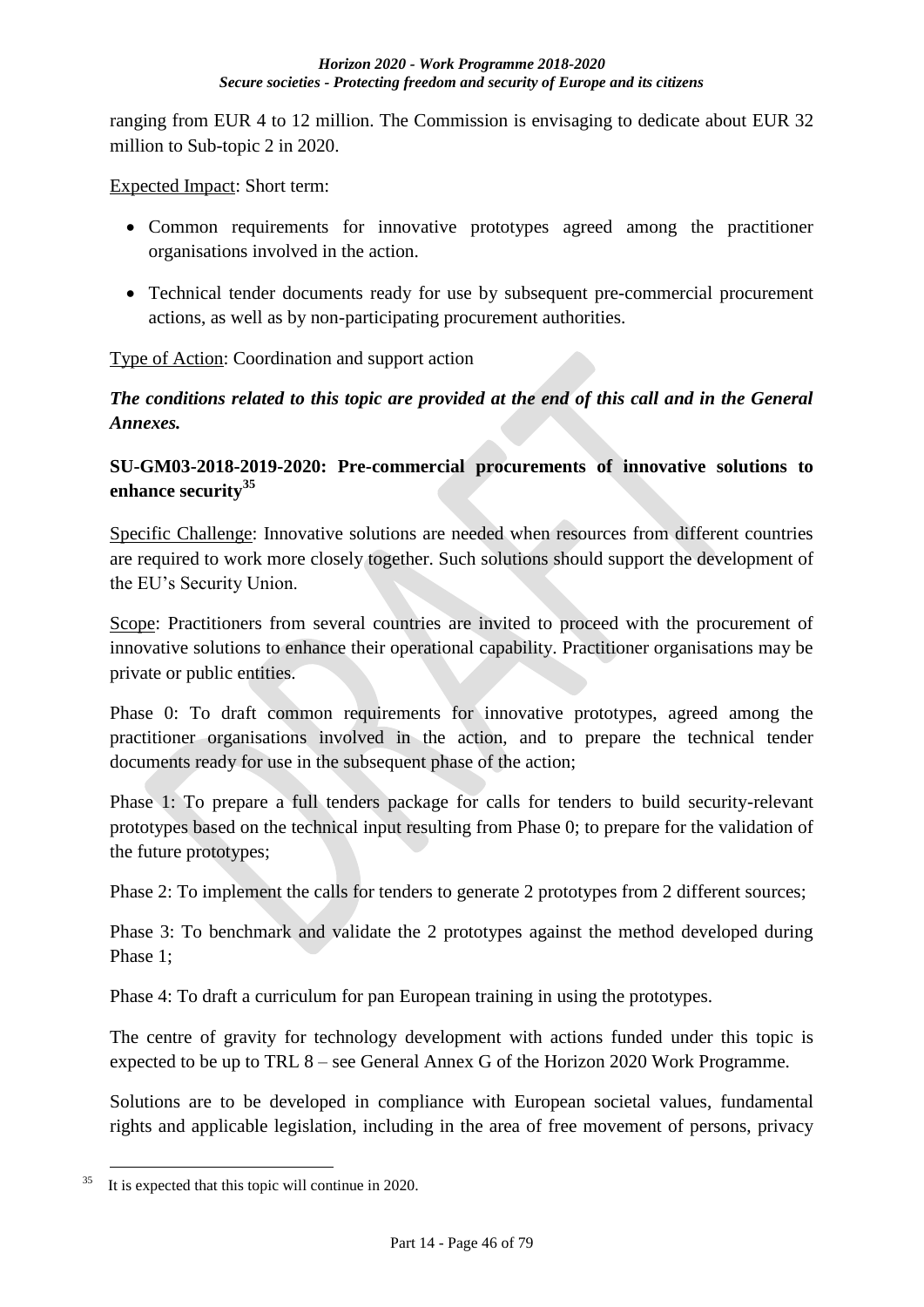ranging from EUR 4 to 12 million. The Commission is envisaging to dedicate about EUR 32 million to Sub-topic 2 in 2020.

Expected Impact: Short term:

- Common requirements for innovative prototypes agreed among the practitioner organisations involved in the action.
- Technical tender documents ready for use by subsequent pre-commercial procurement actions, as well as by non-participating procurement authorities.

Type of Action: Coordination and support action

***The conditions related to this topic are provided at the end of this call and in the General Annexes.***

**SU-GM03-2018-2019-2020: Pre-commercial procurements of innovative solutions to enhance security[35]**

Specific Challenge: Innovative solutions are needed when resources from different countries are required to work more closely together. Such solutions should support the development of the EU's Security Union.

Scope: Practitioners from several countries are invited to proceed with the procurement of innovative solutions to enhance their operational capability. Practitioner organisations may be private or public entities.

Phase 0: To draft common requirements for innovative prototypes, agreed among the practitioner organisations involved in the action, and to prepare the technical tender documents ready for use in the subsequent phase of the action;

Phase 1: To prepare a full tenders package for calls for tenders to build security-relevant prototypes based on the technical input resulting from Phase 0; to prepare for the validation of the future prototypes;

Phase 2: To implement the calls for tenders to generate 2 prototypes from 2 different sources;

Phase 3: To benchmark and validate the 2 prototypes against the method developed during Phase 1;

Phase 4: To draft a curriculum for pan European training in using the prototypes.

The centre of gravity for technology development with actions funded under this topic is expected to be up to TRL 8 – see General Annex G of the Horizon 2020 Work Programme.

Solutions are to be developed in compliance with European societal values, fundamental rights and applicable legislation, including in the area of free movement of persons, privacy

---

[35] It is expected that this topic will continue in 2020.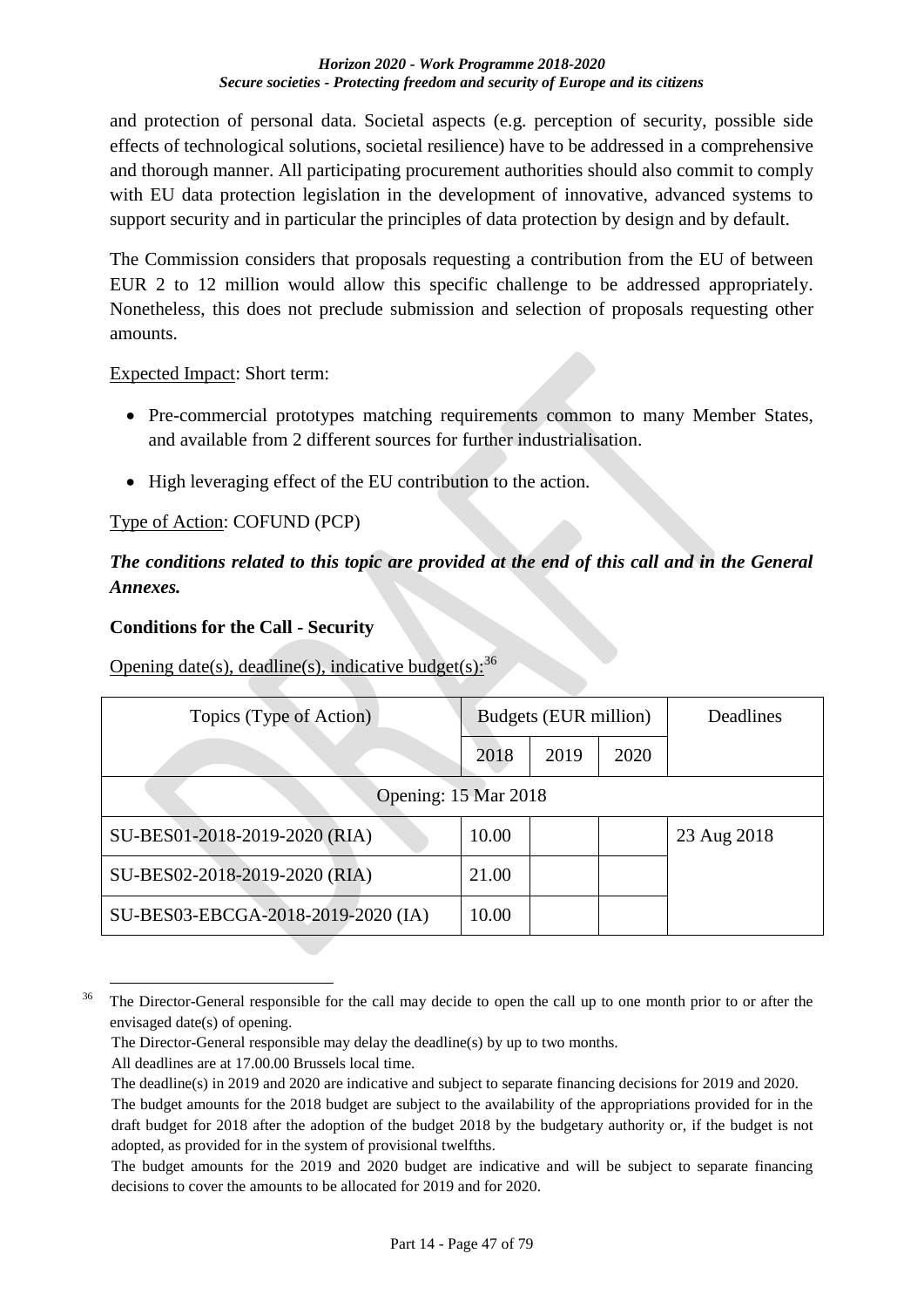and protection of personal data. Societal aspects (e.g. perception of security, possible side effects of technological solutions, societal resilience) have to be addressed in a comprehensive and thorough manner. All participating procurement authorities should also commit to comply with EU data protection legislation in the development of innovative, advanced systems to support security and in particular the principles of data protection by design and by default.

The Commission considers that proposals requesting a contribution from the EU of between EUR 2 to 12 million would allow this specific challenge to be addressed appropriately. Nonetheless, this does not preclude submission and selection of proposals requesting other amounts.

Expected Impact: Short term:

- Pre-commercial prototypes matching requirements common to many Member States, and available from 2 different sources for further industrialisation.
- High leveraging effect of the EU contribution to the action.

Type of Action: COFUND (PCP)

***The conditions related to this topic are provided at the end of this call and in the General Annexes.***

**Conditions for the Call - Security**

Opening date(s), deadline(s), indicative budget(s):[36]

| Topics (Type of Action) | Budgets (EUR million) | | | Deadlines |
|---|---|---|---|---|
| | 2018 | 2019 | 2020 | |
| Opening: 15 Mar 2018 | | | | |
| SU-BES01-2018-2019-2020 (RIA) | 10.00 | | | 23 Aug 2018 |
| SU-BES02-2018-2019-2020 (RIA) | 21.00 | | | |
| SU-BES03-EBCGA-2018-2019-2020 (IA) | 10.00 | | | |

[36] The Director-General responsible for the call may decide to open the call up to one month prior to or after the envisaged date(s) of opening.
The Director-General responsible may delay the deadline(s) by up to two months.
All deadlines are at 17.00.00 Brussels local time.
The deadline(s) in 2019 and 2020 are indicative and subject to separate financing decisions for 2019 and 2020.
The budget amounts for the 2018 budget are subject to the availability of the appropriations provided for in the draft budget for 2018 after the adoption of the budget 2018 by the budgetary authority or, if the budget is not adopted, as provided for in the system of provisional twelfths.
The budget amounts for the 2019 and 2020 budget are indicative and will be subject to separate financing decisions to cover the amounts to be allocated for 2019 and for 2020.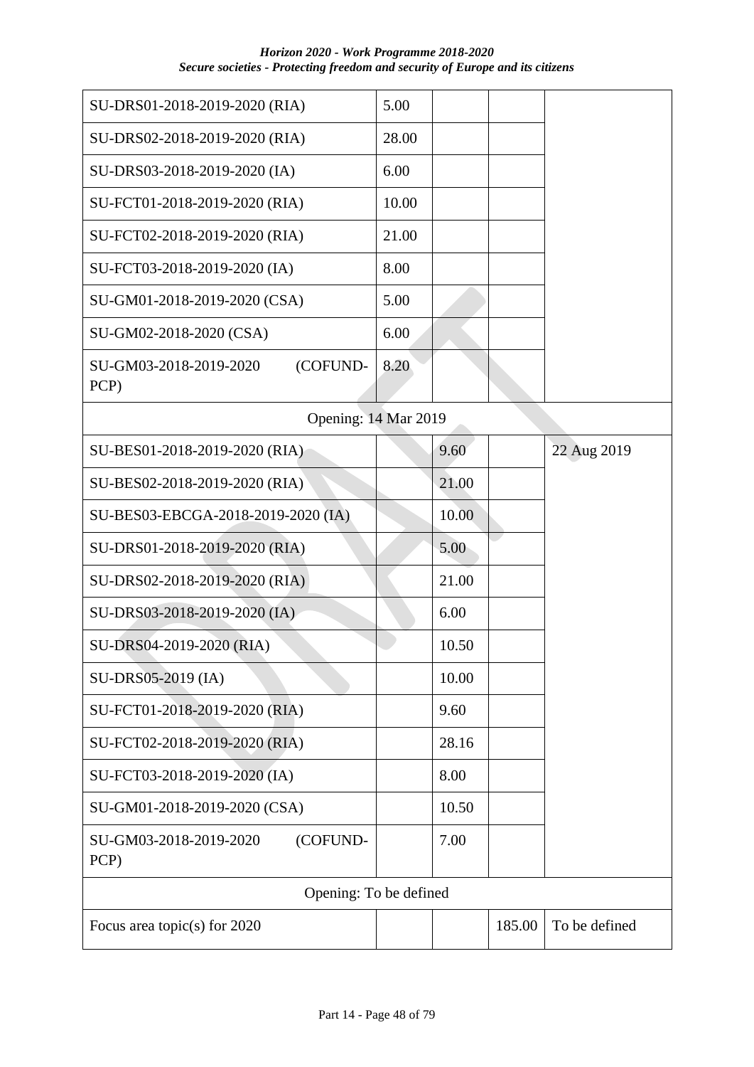| | | | | |
|---|---|---|---|---|
| SU-DRS01-2018-2019-2020 (RIA) | 5.00 | | | |
| SU-DRS02-2018-2019-2020 (RIA) | 28.00 | | | |
| SU-DRS03-2018-2019-2020 (IA) | 6.00 | | | |
| SU-FCT01-2018-2019-2020 (RIA) | 10.00 | | | |
| SU-FCT02-2018-2019-2020 (RIA) | 21.00 | | | |
| SU-FCT03-2018-2019-2020 (IA) | 8.00 | | | |
| SU-GM01-2018-2019-2020 (CSA) | 5.00 | | | |
| SU-GM02-2018-2020 (CSA) | 6.00 | | | |
| SU-GM03-2018-2019-2020 (COFUND-PCP) | 8.20 | | | |
| Opening: 14 Mar 2019 | | | | |
| SU-BES01-2018-2019-2020 (RIA) | | 9.60 | | 22 Aug 2019 |
| SU-BES02-2018-2019-2020 (RIA) | | 21.00 | | |
| SU-BES03-EBCGA-2018-2019-2020 (IA) | | 10.00 | | |
| SU-DRS01-2018-2019-2020 (RIA) | | 5.00 | | |
| SU-DRS02-2018-2019-2020 (RIA) | | 21.00 | | |
| SU-DRS03-2018-2019-2020 (IA) | | 6.00 | | |
| SU-DRS04-2019-2020 (RIA) | | 10.50 | | |
| SU-DRS05-2019 (IA) | | 10.00 | | |
| SU-FCT01-2018-2019-2020 (RIA) | | 9.60 | | |
| SU-FCT02-2018-2019-2020 (RIA) | | 28.16 | | |
| SU-FCT03-2018-2019-2020 (IA) | | 8.00 | | |
| SU-GM01-2018-2019-2020 (CSA) | | 10.50 | | |
| SU-GM03-2018-2019-2020 (COFUND-PCP) | | 7.00 | | |
| Opening: To be defined | | | | |
| Focus area topic(s) for 2020 | | | 185.00 | To be defined |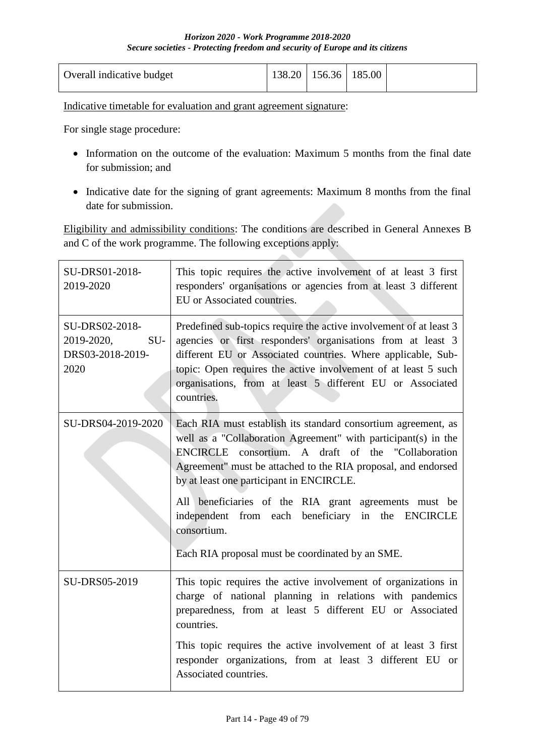| Overall indicative budget | 138.20 | 156.36 | 185.00 | |
|---|---|---|---|---|

Indicative timetable for evaluation and grant agreement signature:

For single stage procedure:

- Information on the outcome of the evaluation: Maximum 5 months from the final date for submission; and
- Indicative date for the signing of grant agreements: Maximum 8 months from the final date for submission.

Eligibility and admissibility conditions: The conditions are described in General Annexes B and C of the work programme. The following exceptions apply:

| | |
|---|---|
| SU-DRS01-2018-2019-2020 | This topic requires the active involvement of at least 3 first responders' organisations or agencies from at least 3 different EU or Associated countries. |
| SU-DRS02-2018-2019-2020, SU-DRS03-2018-2019-2020 | Predefined sub-topics require the active involvement of at least 3 agencies or first responders' organisations from at least 3 different EU or Associated countries. Where applicable, Sub-topic: Open requires the active involvement of at least 5 such organisations, from at least 5 different EU or Associated countries. |
| SU-DRS04-2019-2020 | Each RIA must establish its standard consortium agreement, as well as a "Collaboration Agreement" with participant(s) in the ENCIRCLE consortium. A draft of the "Collaboration Agreement" must be attached to the RIA proposal, and endorsed by at least one participant in ENCIRCLE.<br><br>All beneficiaries of the RIA grant agreements must be independent from each beneficiary in the ENCIRCLE consortium.<br><br>Each RIA proposal must be coordinated by an SME. |
| SU-DRS05-2019 | This topic requires the active involvement of organizations in charge of national planning in relations with pandemics preparedness, from at least 5 different EU or Associated countries.<br><br>This topic requires the active involvement of at least 3 first responder organizations, from at least 3 different EU or Associated countries. |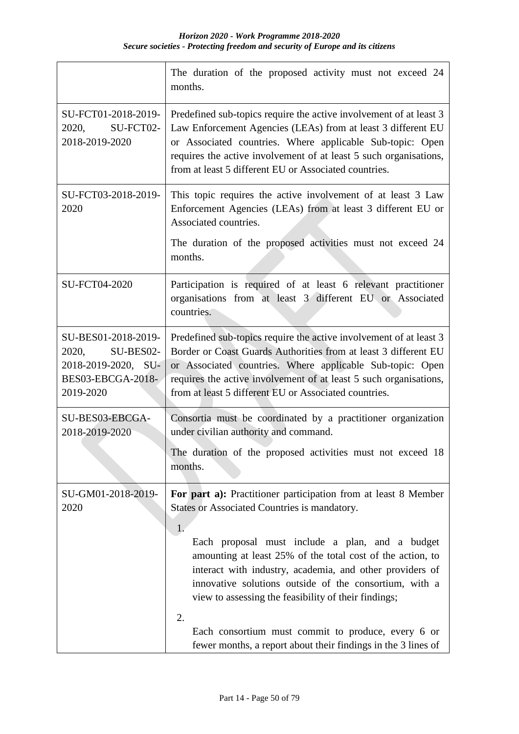| | |
|---|---|
| | The duration of the proposed activity must not exceed 24 months. |
| SU-FCT01-2018-2019-2020, SU-FCT02-2018-2019-2020 | Predefined sub-topics require the active involvement of at least 3 Law Enforcement Agencies (LEAs) from at least 3 different EU or Associated countries. Where applicable Sub-topic: Open requires the active involvement of at least 5 such organisations, from at least 5 different EU or Associated countries. |
| SU-FCT03-2018-2019-2020 | This topic requires the active involvement of at least 3 Law Enforcement Agencies (LEAs) from at least 3 different EU or Associated countries.<br><br>The duration of the proposed activities must not exceed 24 months. |
| SU-FCT04-2020 | Participation is required of at least 6 relevant practitioner organisations from at least 3 different EU or Associated countries. |
| SU-BES01-2018-2019-2020, SU-BES02-2018-2019-2020, SU-BES03-EBCGA-2018-2019-2020 | Predefined sub-topics require the active involvement of at least 3 Border or Coast Guards Authorities from at least 3 different EU or Associated countries. Where applicable Sub-topic: Open requires the active involvement of at least 5 such organisations, from at least 5 different EU or Associated countries. |
| SU-BES03-EBCGA-2018-2019-2020 | Consortia must be coordinated by a practitioner organization under civilian authority and command.<br><br>The duration of the proposed activities must not exceed 18 months. |
| SU-GM01-2018-2019-2020 | **For part a):** Practitioner participation from at least 8 Member States or Associated Countries is mandatory.<br><br>1. Each proposal must include a plan, and a budget amounting at least 25% of the total cost of the action, to interact with industry, academia, and other providers of innovative solutions outside of the consortium, with a view to assessing the feasibility of their findings;<br><br>2. Each consortium must commit to produce, every 6 or fewer months, a report about their findings in the 3 lines of |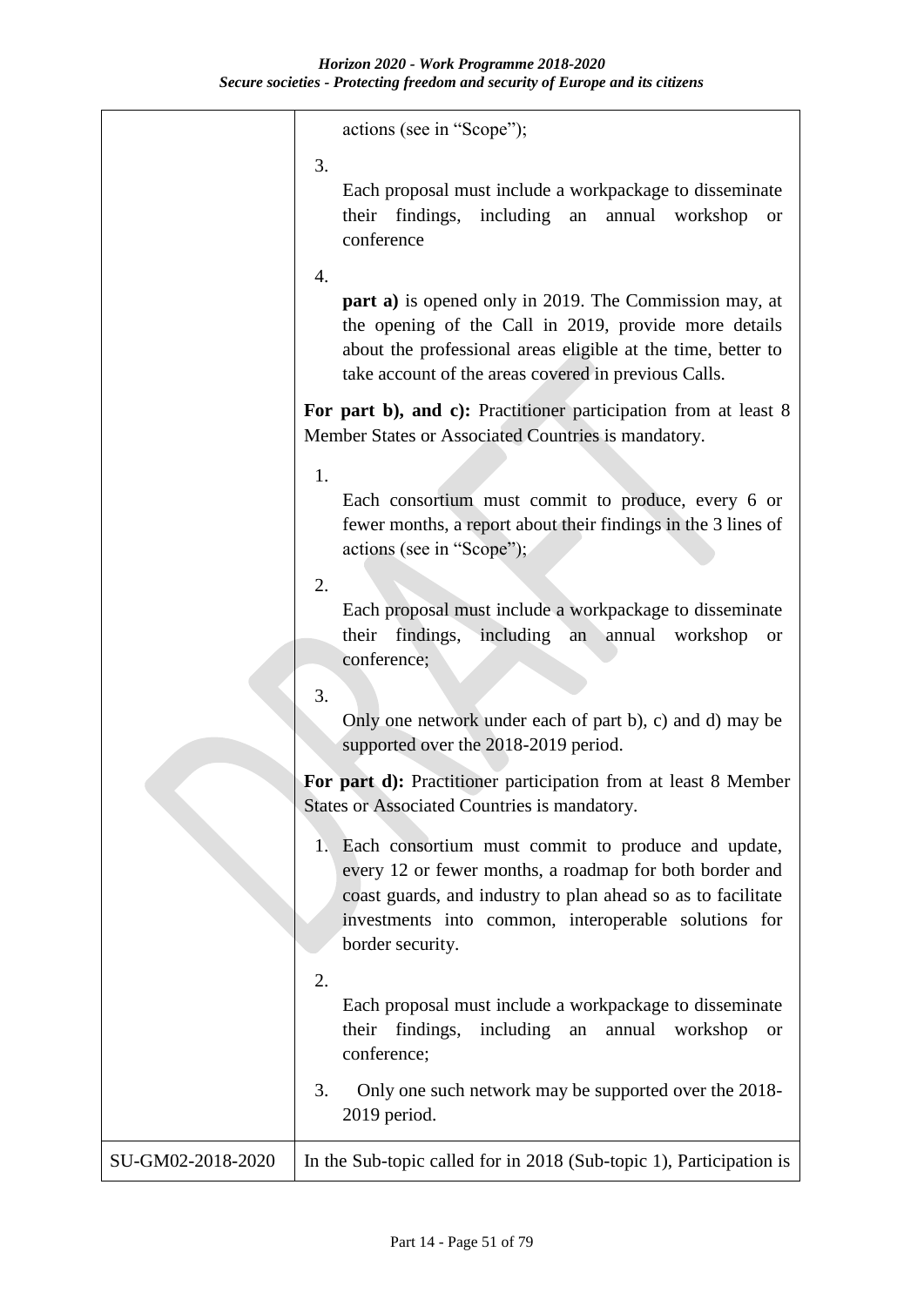| | |
|---|---|
| | actions (see in "Scope");<br><br>3. Each proposal must include a workpackage to disseminate their findings, including an annual workshop or conference<br><br>4. **part a)** is opened only in 2019. The Commission may, at the opening of the Call in 2019, provide more details about the professional areas eligible at the time, better to take account of the areas covered in previous Calls.<br><br>**For part b), and c):** Practitioner participation from at least 8 Member States or Associated Countries is mandatory.<br><br>1. Each consortium must commit to produce, every 6 or fewer months, a report about their findings in the 3 lines of actions (see in "Scope");<br><br>2. Each proposal must include a workpackage to disseminate their findings, including an annual workshop or conference;<br><br>3. Only one network under each of part b), c) and d) may be supported over the 2018-2019 period.<br><br>**For part d):** Practitioner participation from at least 8 Member States or Associated Countries is mandatory.<br><br>1. Each consortium must commit to produce and update, every 12 or fewer months, a roadmap for both border and coast guards, and industry to plan ahead so as to facilitate investments into common, interoperable solutions for border security.<br><br>2. Each proposal must include a workpackage to disseminate their findings, including an annual workshop or conference;<br><br>3. Only one such network may be supported over the 2018-2019 period. |
| SU-GM02-2018-2020 | In the Sub-topic called for in 2018 (Sub-topic 1), Participation is |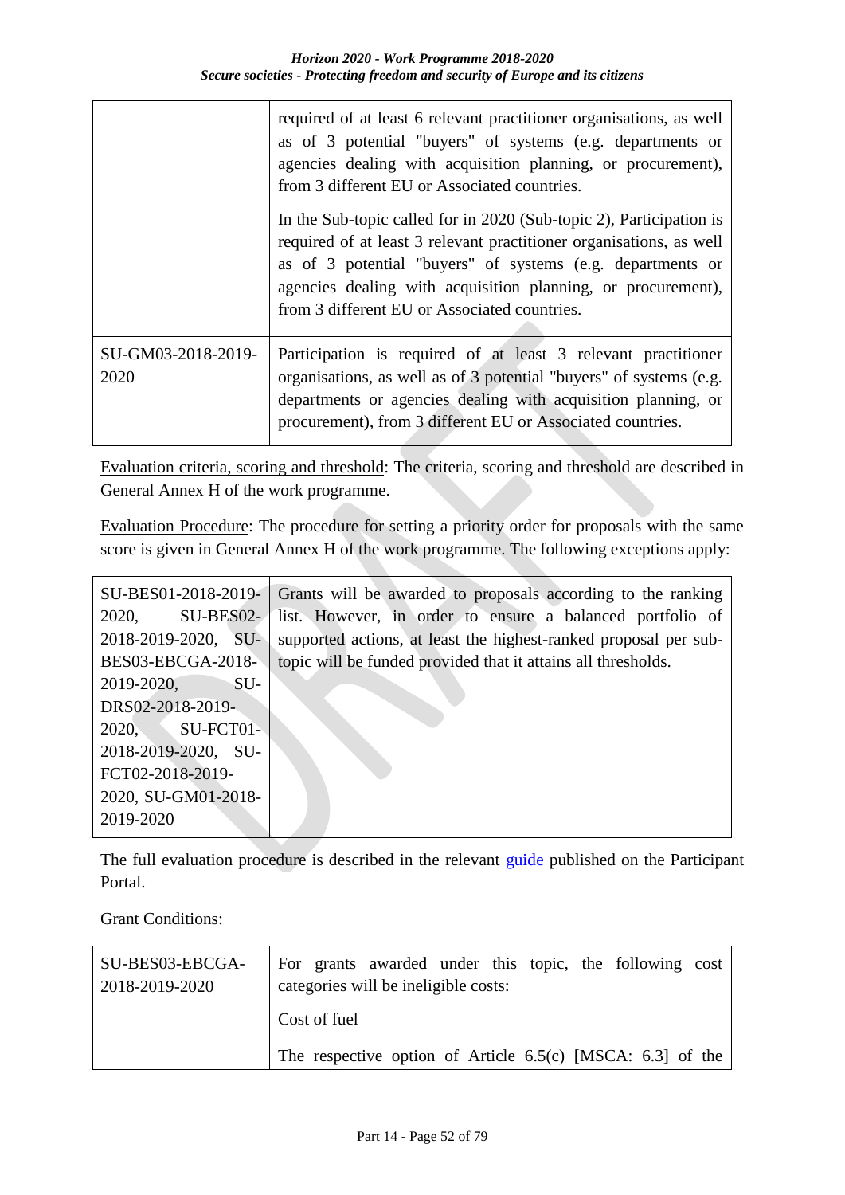| | |
|---|---|
| | required of at least 6 relevant practitioner organisations, as well as of 3 potential "buyers" of systems (e.g. departments or agencies dealing with acquisition planning, or procurement), from 3 different EU or Associated countries.<br><br>In the Sub-topic called for in 2020 (Sub-topic 2), Participation is required of at least 3 relevant practitioner organisations, as well as of 3 potential "buyers" of systems (e.g. departments or agencies dealing with acquisition planning, or procurement), from 3 different EU or Associated countries. |
| SU-GM03-2018-2019-2020 | Participation is required of at least 3 relevant practitioner organisations, as well as of 3 potential "buyers" of systems (e.g. departments or agencies dealing with acquisition planning, or procurement), from 3 different EU or Associated countries. |

Evaluation criteria, scoring and threshold: The criteria, scoring and threshold are described in General Annex H of the work programme.

Evaluation Procedure: The procedure for setting a priority order for proposals with the same score is given in General Annex H of the work programme. The following exceptions apply:

| | |
|---|---|
| SU-BES01-2018-2019-2020, SU-BES02-2018-2019-2020, SU-BES03-EBCGA-2018-2019-2020, SU-DRS02-2018-2019-2020, SU-FCT01-2018-2019-2020, SU-FCT02-2018-2019-2020, SU-GM01-2018-2019-2020 | Grants will be awarded to proposals according to the ranking list. However, in order to ensure a balanced portfolio of supported actions, at least the highest-ranked proposal per sub-topic will be funded provided that it attains all thresholds. |

The full evaluation procedure is described in the relevant guide published on the Participant Portal.

Grant Conditions:

| | |
|---|---|
| SU-BES03-EBCGA-2018-2019-2020 | For grants awarded under this topic, the following cost categories will be ineligible costs:<br><br>Cost of fuel<br><br>The respective option of Article 6.5(c) [MSCA: 6.3] of the |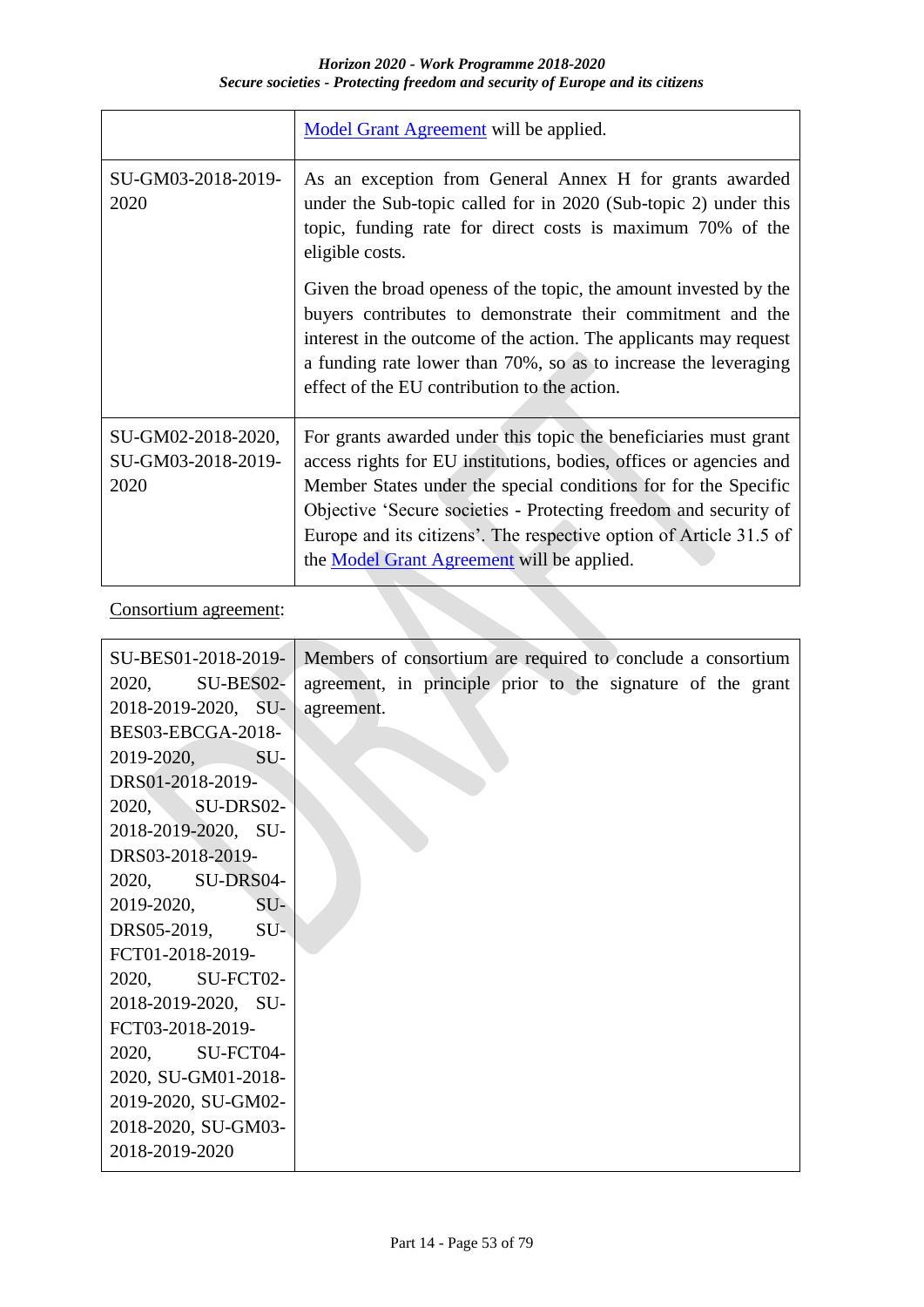| | |
|---|---|
| | Model Grant Agreement will be applied. |
| SU-GM03-2018-2019-2020 | As an exception from General Annex H for grants awarded under the Sub-topic called for in 2020 (Sub-topic 2) under this topic, funding rate for direct costs is maximum 70% of the eligible costs.<br><br>Given the broad openess of the topic, the amount invested by the buyers contributes to demonstrate their commitment and the interest in the outcome of the action. The applicants may request a funding rate lower than 70%, so as to increase the leveraging effect of the EU contribution to the action. |
| SU-GM02-2018-2020, SU-GM03-2018-2019-2020 | For grants awarded under this topic the beneficiaries must grant access rights for EU institutions, bodies, offices or agencies and Member States under the special conditions for for the Specific Objective 'Secure societies - Protecting freedom and security of Europe and its citizens'. The respective option of Article 31.5 of the Model Grant Agreement will be applied. |

Consortium agreement:

| | |
|---|---|
| SU-BES01-2018-2019-2020, SU-BES02-2018-2019-2020, SU-BES03-EBCGA-2018-2019-2020, SU-DRS01-2018-2019-2020, SU-DRS02-2018-2019-2020, SU-DRS03-2018-2019-2020, SU-DRS04-2019-2020, SU-DRS05-2019, SU-FCT01-2018-2019-2020, SU-FCT02-2018-2019-2020, SU-FCT03-2018-2019-2020, SU-FCT04-2020, SU-GM01-2018-2019-2020, SU-GM02-2018-2020, SU-GM03-2018-2019-2020 | Members of consortium are required to conclude a consortium agreement, in principle prior to the signature of the grant agreement. |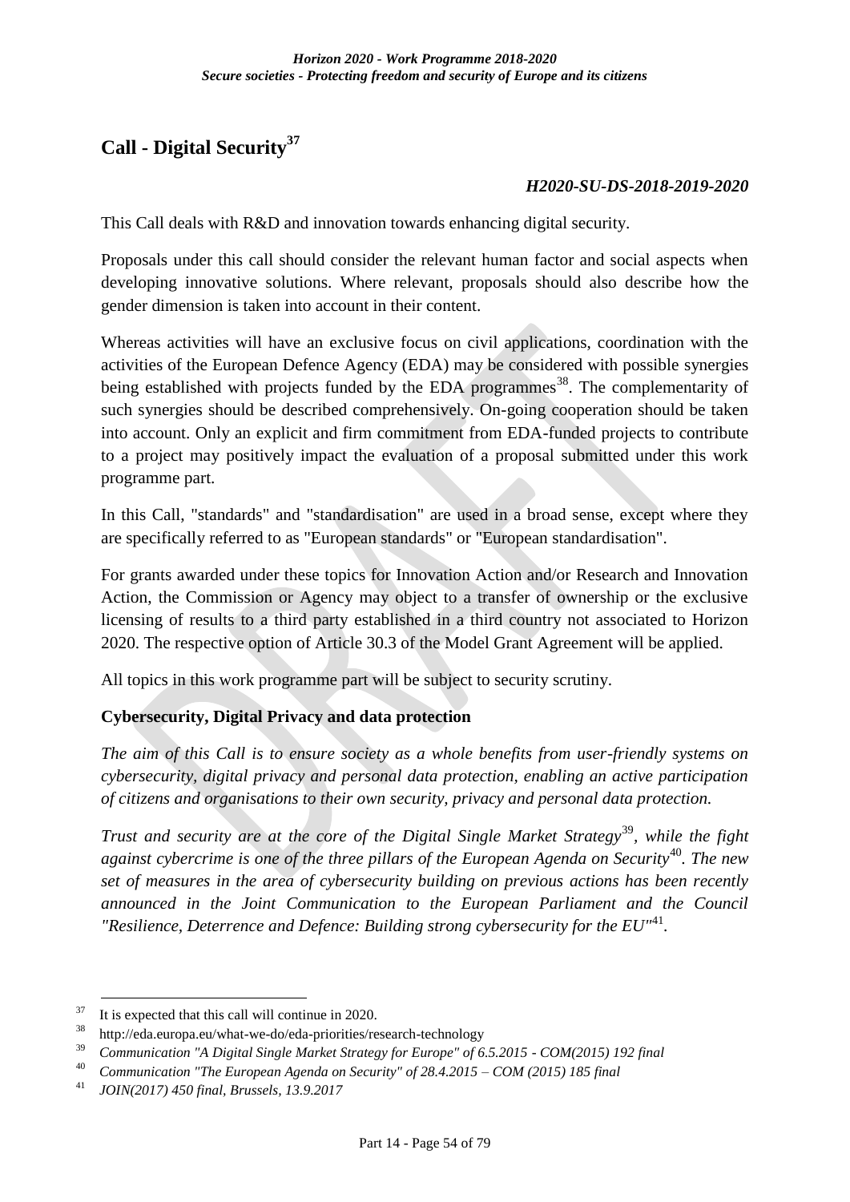## Call - Digital Security[37]

***H2020-SU-DS-2018-2019-2020***

This Call deals with R&D and innovation towards enhancing digital security.

Proposals under this call should consider the relevant human factor and social aspects when developing innovative solutions. Where relevant, proposals should also describe how the gender dimension is taken into account in their content.

Whereas activities will have an exclusive focus on civil applications, coordination with the activities of the European Defence Agency (EDA) may be considered with possible synergies being established with projects funded by the EDA programmes[38]. The complementarity of such synergies should be described comprehensively. On-going cooperation should be taken into account. Only an explicit and firm commitment from EDA-funded projects to contribute to a project may positively impact the evaluation of a proposal submitted under this work programme part.

In this Call, "standards" and "standardisation" are used in a broad sense, except where they are specifically referred to as "European standards" or "European standardisation".

For grants awarded under these topics for Innovation Action and/or Research and Innovation Action, the Commission or Agency may object to a transfer of ownership or the exclusive licensing of results to a third party established in a third country not associated to Horizon 2020. The respective option of Article 30.3 of the Model Grant Agreement will be applied.

All topics in this work programme part will be subject to security scrutiny.

### Cybersecurity, Digital Privacy and data protection

*The aim of this Call is to ensure society as a whole benefits from user-friendly systems on cybersecurity, digital privacy and personal data protection, enabling an active participation of citizens and organisations to their own security, privacy and personal data protection.*

*Trust and security are at the core of the Digital Single Market Strategy*[39]*, while the fight against cybercrime is one of the three pillars of the European Agenda on Security*[40]*. The new set of measures in the area of cybersecurity building on previous actions has been recently announced in the Joint Communication to the European Parliament and the Council "Resilience, Deterrence and Defence: Building strong cybersecurity for the EU"*[41]*.*

---

[37] It is expected that this call will continue in 2020.

[38] http://eda.europa.eu/what-we-do/eda-priorities/research-technology

[39] *Communication "A Digital Single Market Strategy for Europe" of 6.5.2015 - COM(2015) 192 final*

[40] *Communication "The European Agenda on Security" of 28.4.2015 – COM (2015) 185 final*

[41] *JOIN(2017) 450 final, Brussels, 13.9.2017*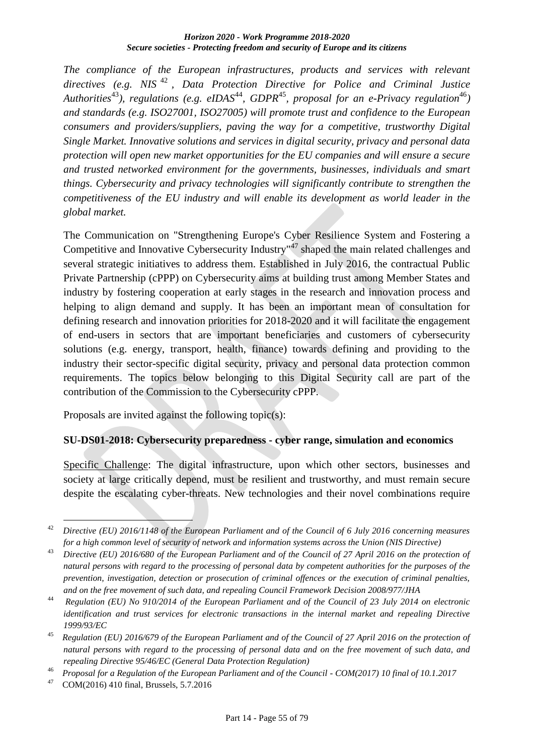*The compliance of the European infrastructures, products and services with relevant directives (e.g. NIS* [42] *, Data Protection Directive for Police and Criminal Justice Authorities*[43]*), regulations (e.g. eIDAS*[44]*, GDPR*[45]*, proposal for an e-Privacy regulation*[46]*) and standards (e.g. ISO27001, ISO27005) will promote trust and confidence to the European consumers and providers/suppliers, paving the way for a competitive, trustworthy Digital Single Market. Innovative solutions and services in digital security, privacy and personal data protection will open new market opportunities for the EU companies and will ensure a secure and trusted networked environment for the governments, businesses, individuals and smart things. Cybersecurity and privacy technologies will significantly contribute to strengthen the competitiveness of the EU industry and will enable its development as world leader in the global market.*

The Communication on "Strengthening Europe's Cyber Resilience System and Fostering a Competitive and Innovative Cybersecurity Industry"[47] shaped the main related challenges and several strategic initiatives to address them. Established in July 2016, the contractual Public Private Partnership (cPPP) on Cybersecurity aims at building trust among Member States and industry by fostering cooperation at early stages in the research and innovation process and helping to align demand and supply. It has been an important mean of consultation for defining research and innovation priorities for 2018-2020 and it will facilitate the engagement of end-users in sectors that are important beneficiaries and customers of cybersecurity solutions (e.g. energy, transport, health, finance) towards defining and providing to the industry their sector-specific digital security, privacy and personal data protection common requirements. The topics below belonging to this Digital Security call are part of the contribution of the Commission to the Cybersecurity cPPP.

Proposals are invited against the following topic(s):

**SU-DS01-2018: Cybersecurity preparedness - cyber range, simulation and economics**

Specific Challenge: The digital infrastructure, upon which other sectors, businesses and society at large critically depend, must be resilient and trustworthy, and must remain secure despite the escalating cyber-threats. New technologies and their novel combinations require

---

[42] *Directive (EU) 2016/1148 of the European Parliament and of the Council of 6 July 2016 concerning measures for a high common level of security of network and information systems across the Union (NIS Directive)*

[43] *Directive (EU) 2016/680 of the European Parliament and of the Council of 27 April 2016 on the protection of natural persons with regard to the processing of personal data by competent authorities for the purposes of the prevention, investigation, detection or prosecution of criminal offences or the execution of criminal penalties, and on the free movement of such data, and repealing Council Framework Decision 2008/977/JHA*

[44] *Regulation (EU) No 910/2014 of the European Parliament and of the Council of 23 July 2014 on electronic identification and trust services for electronic transactions in the internal market and repealing Directive 1999/93/EC*

[45] *Regulation (EU) 2016/679 of the European Parliament and of the Council of 27 April 2016 on the protection of natural persons with regard to the processing of personal data and on the free movement of such data, and repealing Directive 95/46/EC (General Data Protection Regulation)*

[46] *Proposal for a Regulation of the European Parliament and of the Council - COM(2017) 10 final of 10.1.2017*

[47] COM(2016) 410 final, Brussels, 5.7.2016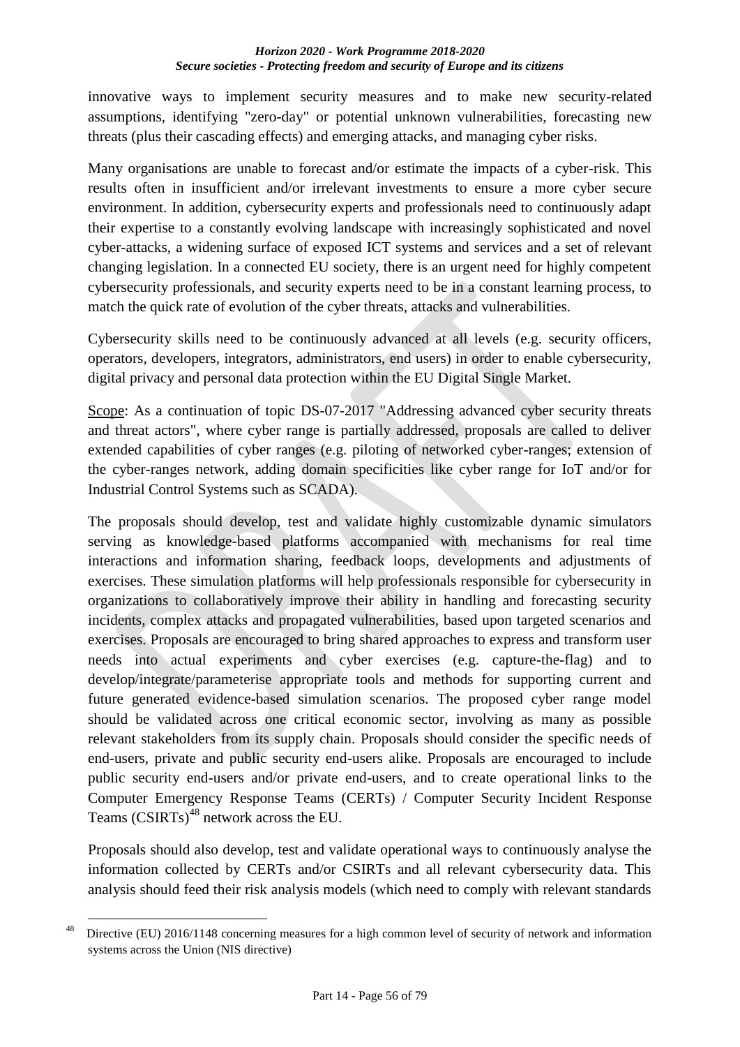innovative ways to implement security measures and to make new security-related assumptions, identifying "zero-day" or potential unknown vulnerabilities, forecasting new threats (plus their cascading effects) and emerging attacks, and managing cyber risks.

Many organisations are unable to forecast and/or estimate the impacts of a cyber-risk. This results often in insufficient and/or irrelevant investments to ensure a more cyber secure environment. In addition, cybersecurity experts and professionals need to continuously adapt their expertise to a constantly evolving landscape with increasingly sophisticated and novel cyber-attacks, a widening surface of exposed ICT systems and services and a set of relevant changing legislation. In a connected EU society, there is an urgent need for highly competent cybersecurity professionals, and security experts need to be in a constant learning process, to match the quick rate of evolution of the cyber threats, attacks and vulnerabilities.

Cybersecurity skills need to be continuously advanced at all levels (e.g. security officers, operators, developers, integrators, administrators, end users) in order to enable cybersecurity, digital privacy and personal data protection within the EU Digital Single Market.

Scope: As a continuation of topic DS-07-2017 "Addressing advanced cyber security threats and threat actors", where cyber range is partially addressed, proposals are called to deliver extended capabilities of cyber ranges (e.g. piloting of networked cyber-ranges; extension of the cyber-ranges network, adding domain specificities like cyber range for IoT and/or for Industrial Control Systems such as SCADA).

The proposals should develop, test and validate highly customizable dynamic simulators serving as knowledge-based platforms accompanied with mechanisms for real time interactions and information sharing, feedback loops, developments and adjustments of exercises. These simulation platforms will help professionals responsible for cybersecurity in organizations to collaboratively improve their ability in handling and forecasting security incidents, complex attacks and propagated vulnerabilities, based upon targeted scenarios and exercises. Proposals are encouraged to bring shared approaches to express and transform user needs into actual experiments and cyber exercises (e.g. capture-the-flag) and to develop/integrate/parameterise appropriate tools and methods for supporting current and future generated evidence-based simulation scenarios. The proposed cyber range model should be validated across one critical economic sector, involving as many as possible relevant stakeholders from its supply chain. Proposals should consider the specific needs of end-users, private and public security end-users alike. Proposals are encouraged to include public security end-users and/or private end-users, and to create operational links to the Computer Emergency Response Teams (CERTs) / Computer Security Incident Response Teams (CSIRTs)[48] network across the EU.

Proposals should also develop, test and validate operational ways to continuously analyse the information collected by CERTs and/or CSIRTs and all relevant cybersecurity data. This analysis should feed their risk analysis models (which need to comply with relevant standards

[48] Directive (EU) 2016/1148 concerning measures for a high common level of security of network and information systems across the Union (NIS directive)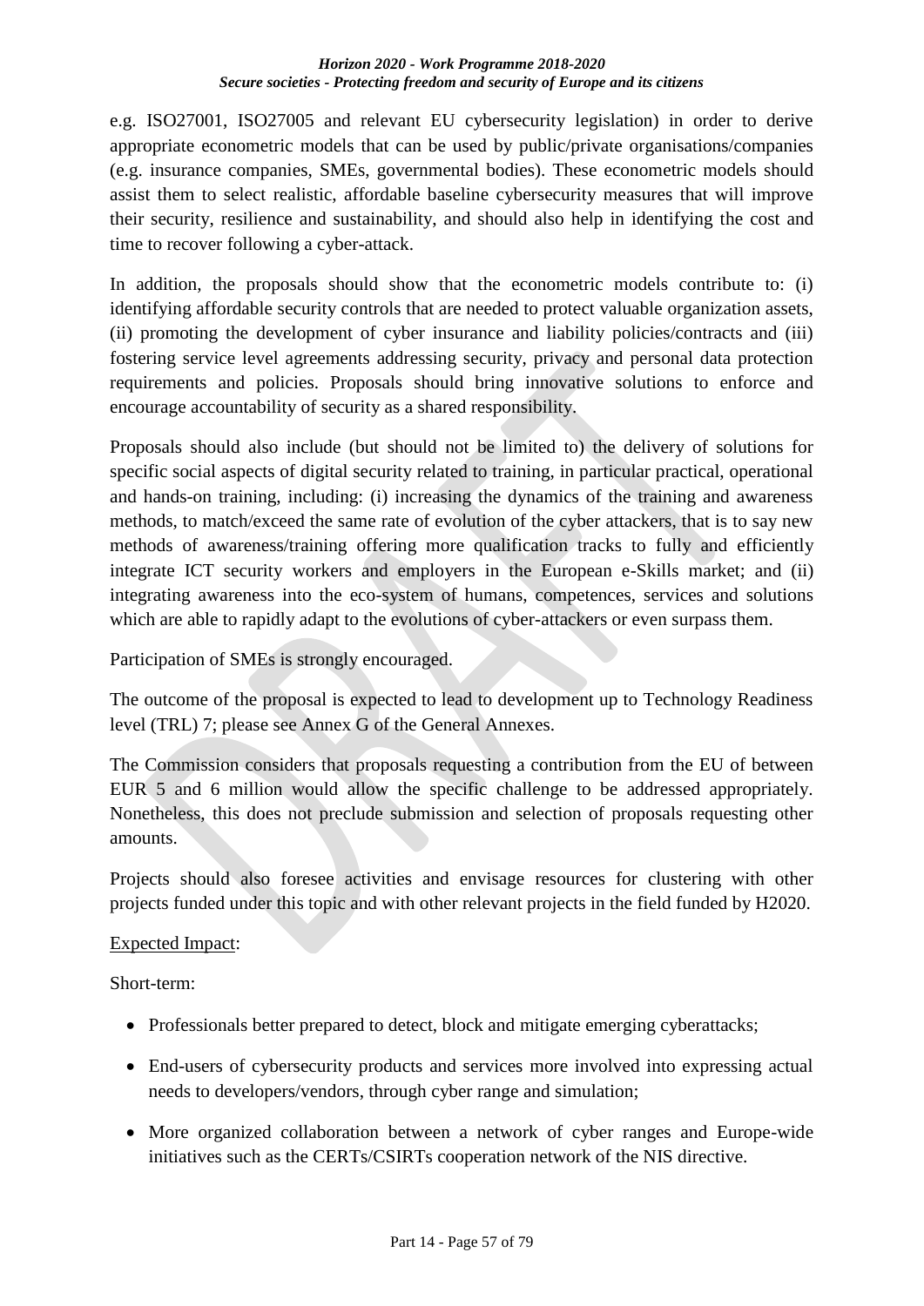e.g. ISO27001, ISO27005 and relevant EU cybersecurity legislation) in order to derive appropriate econometric models that can be used by public/private organisations/companies (e.g. insurance companies, SMEs, governmental bodies). These econometric models should assist them to select realistic, affordable baseline cybersecurity measures that will improve their security, resilience and sustainability, and should also help in identifying the cost and time to recover following a cyber-attack.

In addition, the proposals should show that the econometric models contribute to: (i) identifying affordable security controls that are needed to protect valuable organization assets, (ii) promoting the development of cyber insurance and liability policies/contracts and (iii) fostering service level agreements addressing security, privacy and personal data protection requirements and policies. Proposals should bring innovative solutions to enforce and encourage accountability of security as a shared responsibility.

Proposals should also include (but should not be limited to) the delivery of solutions for specific social aspects of digital security related to training, in particular practical, operational and hands-on training, including: (i) increasing the dynamics of the training and awareness methods, to match/exceed the same rate of evolution of the cyber attackers, that is to say new methods of awareness/training offering more qualification tracks to fully and efficiently integrate ICT security workers and employers in the European e-Skills market; and (ii) integrating awareness into the eco-system of humans, competences, services and solutions which are able to rapidly adapt to the evolutions of cyber-attackers or even surpass them.

Participation of SMEs is strongly encouraged.

The outcome of the proposal is expected to lead to development up to Technology Readiness level (TRL) 7; please see Annex G of the General Annexes.

The Commission considers that proposals requesting a contribution from the EU of between EUR 5 and 6 million would allow the specific challenge to be addressed appropriately. Nonetheless, this does not preclude submission and selection of proposals requesting other amounts.

Projects should also foresee activities and envisage resources for clustering with other projects funded under this topic and with other relevant projects in the field funded by H2020.

Expected Impact:

Short-term:

- Professionals better prepared to detect, block and mitigate emerging cyberattacks;
- End-users of cybersecurity products and services more involved into expressing actual needs to developers/vendors, through cyber range and simulation;
- More organized collaboration between a network of cyber ranges and Europe-wide initiatives such as the CERTs/CSIRTs cooperation network of the NIS directive.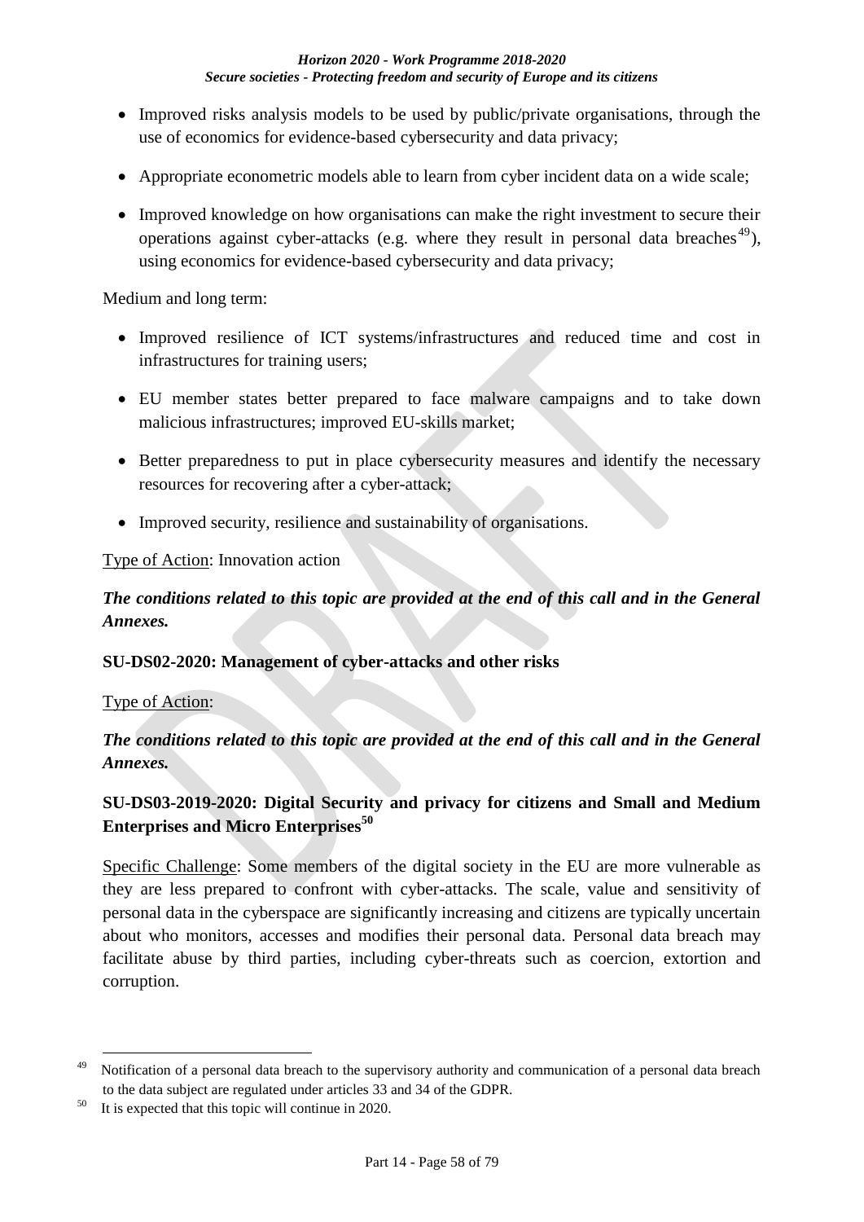- Improved risks analysis models to be used by public/private organisations, through the use of economics for evidence-based cybersecurity and data privacy;
- Appropriate econometric models able to learn from cyber incident data on a wide scale;
- Improved knowledge on how organisations can make the right investment to secure their operations against cyber-attacks (e.g. where they result in personal data breaches[49]), using economics for evidence-based cybersecurity and data privacy;

Medium and long term:

- Improved resilience of ICT systems/infrastructures and reduced time and cost in infrastructures for training users;
- EU member states better prepared to face malware campaigns and to take down malicious infrastructures; improved EU-skills market;
- Better preparedness to put in place cybersecurity measures and identify the necessary resources for recovering after a cyber-attack;
- Improved security, resilience and sustainability of organisations.

Type of Action: Innovation action

***The conditions related to this topic are provided at the end of this call and in the General Annexes.***

**SU-DS02-2020: Management of cyber-attacks and other risks**

Type of Action:

***The conditions related to this topic are provided at the end of this call and in the General Annexes.***

**SU-DS03-2019-2020: Digital Security and privacy for citizens and Small and Medium Enterprises and Micro Enterprises[50]**

Specific Challenge: Some members of the digital society in the EU are more vulnerable as they are less prepared to confront with cyber-attacks. The scale, value and sensitivity of personal data in the cyberspace are significantly increasing and citizens are typically uncertain about who monitors, accesses and modifies their personal data. Personal data breach may facilitate abuse by third parties, including cyber-threats such as coercion, extortion and corruption.

---

[49] Notification of a personal data breach to the supervisory authority and communication of a personal data breach to the data subject are regulated under articles 33 and 34 of the GDPR.

[50] It is expected that this topic will continue in 2020.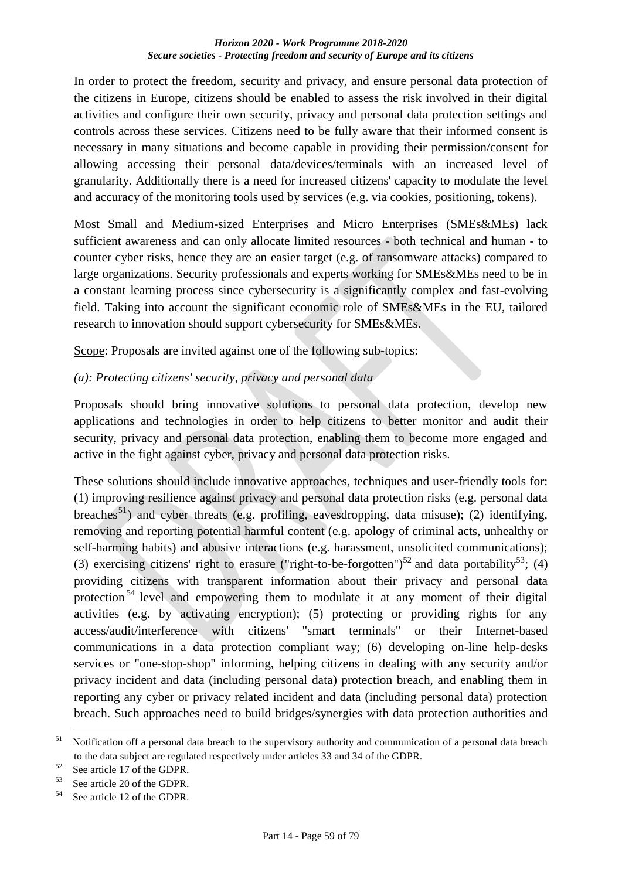In order to protect the freedom, security and privacy, and ensure personal data protection of the citizens in Europe, citizens should be enabled to assess the risk involved in their digital activities and configure their own security, privacy and personal data protection settings and controls across these services. Citizens need to be fully aware that their informed consent is necessary in many situations and become capable in providing their permission/consent for allowing accessing their personal data/devices/terminals with an increased level of granularity. Additionally there is a need for increased citizens' capacity to modulate the level and accuracy of the monitoring tools used by services (e.g. via cookies, positioning, tokens).

Most Small and Medium-sized Enterprises and Micro Enterprises (SMEs&MEs) lack sufficient awareness and can only allocate limited resources - both technical and human - to counter cyber risks, hence they are an easier target (e.g. of ransomware attacks) compared to large organizations. Security professionals and experts working for SMEs&MEs need to be in a constant learning process since cybersecurity is a significantly complex and fast-evolving field. Taking into account the significant economic role of SMEs&MEs in the EU, tailored research to innovation should support cybersecurity for SMEs&MEs.

Scope: Proposals are invited against one of the following sub-topics:

*(a): Protecting citizens' security, privacy and personal data*

Proposals should bring innovative solutions to personal data protection, develop new applications and technologies in order to help citizens to better monitor and audit their security, privacy and personal data protection, enabling them to become more engaged and active in the fight against cyber, privacy and personal data protection risks.

These solutions should include innovative approaches, techniques and user-friendly tools for: (1) improving resilience against privacy and personal data protection risks (e.g. personal data breaches[51]) and cyber threats (e.g. profiling, eavesdropping, data misuse); (2) identifying, removing and reporting potential harmful content (e.g. apology of criminal acts, unhealthy or self-harming habits) and abusive interactions (e.g. harassment, unsolicited communications); (3) exercising citizens' right to erasure ("right-to-be-forgotten")[52] and data portability[53]; (4) providing citizens with transparent information about their privacy and personal data protection[54] level and empowering them to modulate it at any moment of their digital activities (e.g. by activating encryption); (5) protecting or providing rights for any access/audit/interference with citizens' "smart terminals" or their Internet-based communications in a data protection compliant way; (6) developing on-line help-desks services or "one-stop-shop" informing, helping citizens in dealing with any security and/or privacy incident and data (including personal data) protection breach, and enabling them in reporting any cyber or privacy related incident and data (including personal data) protection breach. Such approaches need to build bridges/synergies with data protection authorities and

---

[51] Notification off a personal data breach to the supervisory authority and communication of a personal data breach to the data subject are regulated respectively under articles 33 and 34 of the GDPR.

[52] See article 17 of the GDPR.

[53] See article 20 of the GDPR.

[54] See article 12 of the GDPR.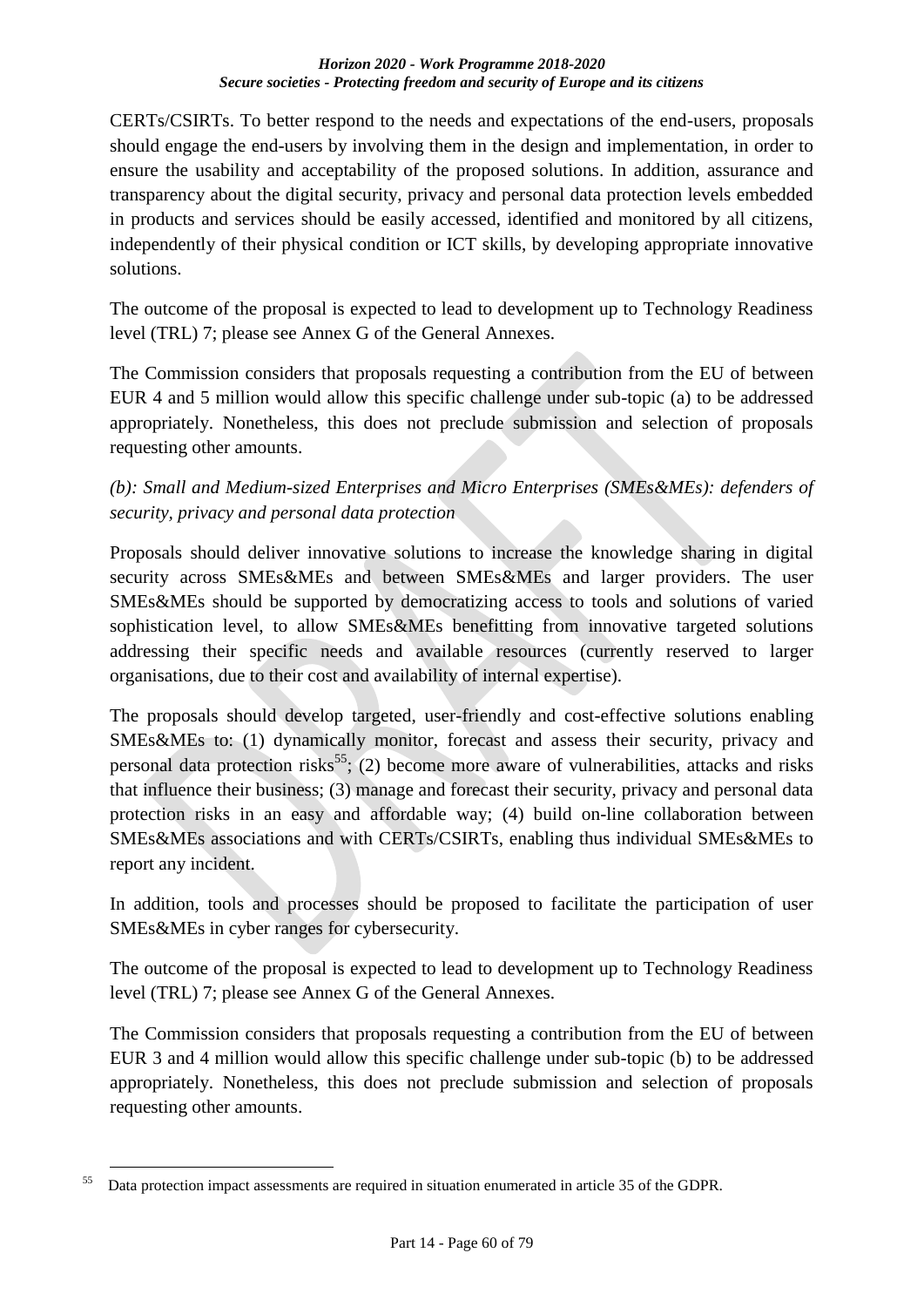CERTs/CSIRTs. To better respond to the needs and expectations of the end-users, proposals should engage the end-users by involving them in the design and implementation, in order to ensure the usability and acceptability of the proposed solutions. In addition, assurance and transparency about the digital security, privacy and personal data protection levels embedded in products and services should be easily accessed, identified and monitored by all citizens, independently of their physical condition or ICT skills, by developing appropriate innovative solutions.

The outcome of the proposal is expected to lead to development up to Technology Readiness level (TRL) 7; please see Annex G of the General Annexes.

The Commission considers that proposals requesting a contribution from the EU of between EUR 4 and 5 million would allow this specific challenge under sub-topic (a) to be addressed appropriately. Nonetheless, this does not preclude submission and selection of proposals requesting other amounts.

*(b): Small and Medium-sized Enterprises and Micro Enterprises (SMEs&MEs): defenders of security, privacy and personal data protection*

Proposals should deliver innovative solutions to increase the knowledge sharing in digital security across SMEs&MEs and between SMEs&MEs and larger providers. The user SMEs&MEs should be supported by democratizing access to tools and solutions of varied sophistication level, to allow SMEs&MEs benefitting from innovative targeted solutions addressing their specific needs and available resources (currently reserved to larger organisations, due to their cost and availability of internal expertise).

The proposals should develop targeted, user-friendly and cost-effective solutions enabling SMEs&MEs to: (1) dynamically monitor, forecast and assess their security, privacy and personal data protection risks[55]; (2) become more aware of vulnerabilities, attacks and risks that influence their business; (3) manage and forecast their security, privacy and personal data protection risks in an easy and affordable way; (4) build on-line collaboration between SMEs&MEs associations and with CERTs/CSIRTs, enabling thus individual SMEs&MEs to report any incident.

In addition, tools and processes should be proposed to facilitate the participation of user SMEs&MEs in cyber ranges for cybersecurity.

The outcome of the proposal is expected to lead to development up to Technology Readiness level (TRL) 7; please see Annex G of the General Annexes.

The Commission considers that proposals requesting a contribution from the EU of between EUR 3 and 4 million would allow this specific challenge under sub-topic (b) to be addressed appropriately. Nonetheless, this does not preclude submission and selection of proposals requesting other amounts.

---

[55] Data protection impact assessments are required in situation enumerated in article 35 of the GDPR.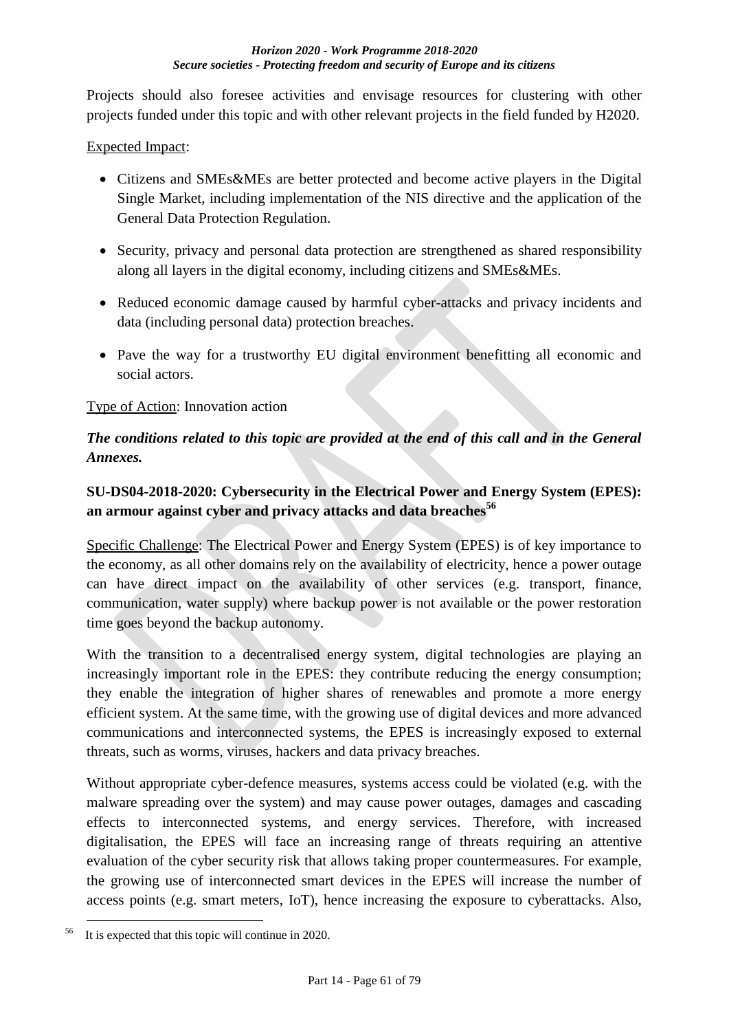Projects should also foresee activities and envisage resources for clustering with other projects funded under this topic and with other relevant projects in the field funded by H2020.

Expected Impact:

- Citizens and SMEs&MEs are better protected and become active players in the Digital Single Market, including implementation of the NIS directive and the application of the General Data Protection Regulation.
- Security, privacy and personal data protection are strengthened as shared responsibility along all layers in the digital economy, including citizens and SMEs&MEs.
- Reduced economic damage caused by harmful cyber-attacks and privacy incidents and data (including personal data) protection breaches.
- Pave the way for a trustworthy EU digital environment benefitting all economic and social actors.

Type of Action: Innovation action

***The conditions related to this topic are provided at the end of this call and in the General Annexes.***

### SU-DS04-2018-2020: Cybersecurity in the Electrical Power and Energy System (EPES): an armour against cyber and privacy attacks and data breaches[56]

Specific Challenge: The Electrical Power and Energy System (EPES) is of key importance to the economy, as all other domains rely on the availability of electricity, hence a power outage can have direct impact on the availability of other services (e.g. transport, finance, communication, water supply) where backup power is not available or the power restoration time goes beyond the backup autonomy.

With the transition to a decentralised energy system, digital technologies are playing an increasingly important role in the EPES: they contribute reducing the energy consumption; they enable the integration of higher shares of renewables and promote a more energy efficient system. At the same time, with the growing use of digital devices and more advanced communications and interconnected systems, the EPES is increasingly exposed to external threats, such as worms, viruses, hackers and data privacy breaches.

Without appropriate cyber-defence measures, systems access could be violated (e.g. with the malware spreading over the system) and may cause power outages, damages and cascading effects to interconnected systems, and energy services. Therefore, with increased digitalisation, the EPES will face an increasing range of threats requiring an attentive evaluation of the cyber security risk that allows taking proper countermeasures. For example, the growing use of interconnected smart devices in the EPES will increase the number of access points (e.g. smart meters, IoT), hence increasing the exposure to cyberattacks. Also,

[56] It is expected that this topic will continue in 2020.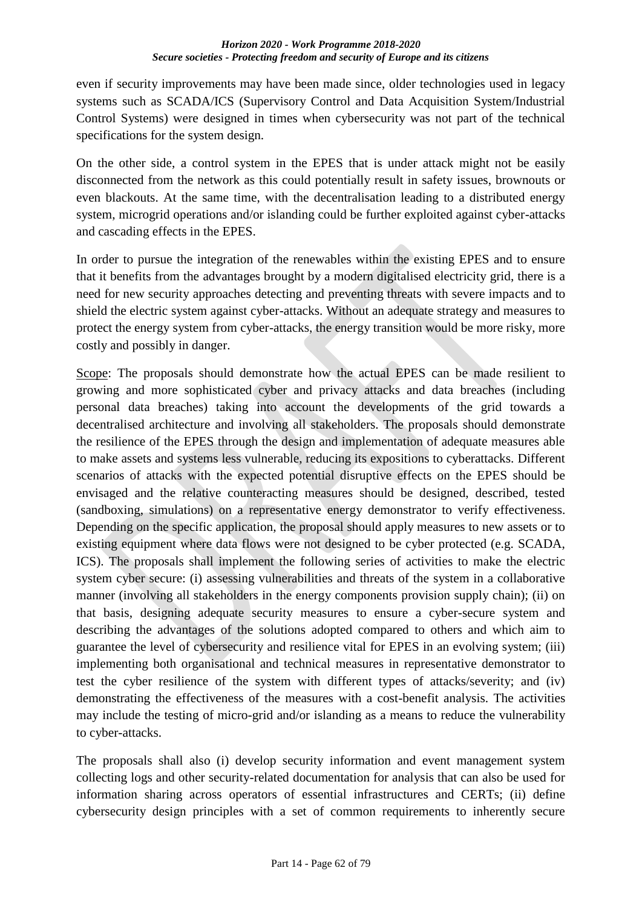even if security improvements may have been made since, older technologies used in legacy systems such as SCADA/ICS (Supervisory Control and Data Acquisition System/Industrial Control Systems) were designed in times when cybersecurity was not part of the technical specifications for the system design.

On the other side, a control system in the EPES that is under attack might not be easily disconnected from the network as this could potentially result in safety issues, brownouts or even blackouts. At the same time, with the decentralisation leading to a distributed energy system, microgrid operations and/or islanding could be further exploited against cyber-attacks and cascading effects in the EPES.

In order to pursue the integration of the renewables within the existing EPES and to ensure that it benefits from the advantages brought by a modern digitalised electricity grid, there is a need for new security approaches detecting and preventing threats with severe impacts and to shield the electric system against cyber-attacks. Without an adequate strategy and measures to protect the energy system from cyber-attacks, the energy transition would be more risky, more costly and possibly in danger.

Scope: The proposals should demonstrate how the actual EPES can be made resilient to growing and more sophisticated cyber and privacy attacks and data breaches (including personal data breaches) taking into account the developments of the grid towards a decentralised architecture and involving all stakeholders. The proposals should demonstrate the resilience of the EPES through the design and implementation of adequate measures able to make assets and systems less vulnerable, reducing its expositions to cyberattacks. Different scenarios of attacks with the expected potential disruptive effects on the EPES should be envisaged and the relative counteracting measures should be designed, described, tested (sandboxing, simulations) on a representative energy demonstrator to verify effectiveness. Depending on the specific application, the proposal should apply measures to new assets or to existing equipment where data flows were not designed to be cyber protected (e.g. SCADA, ICS). The proposals shall implement the following series of activities to make the electric system cyber secure: (i) assessing vulnerabilities and threats of the system in a collaborative manner (involving all stakeholders in the energy components provision supply chain); (ii) on that basis, designing adequate security measures to ensure a cyber-secure system and describing the advantages of the solutions adopted compared to others and which aim to guarantee the level of cybersecurity and resilience vital for EPES in an evolving system; (iii) implementing both organisational and technical measures in representative demonstrator to test the cyber resilience of the system with different types of attacks/severity; and (iv) demonstrating the effectiveness of the measures with a cost-benefit analysis. The activities may include the testing of micro-grid and/or islanding as a means to reduce the vulnerability to cyber-attacks.

The proposals shall also (i) develop security information and event management system collecting logs and other security-related documentation for analysis that can also be used for information sharing across operators of essential infrastructures and CERTs; (ii) define cybersecurity design principles with a set of common requirements to inherently secure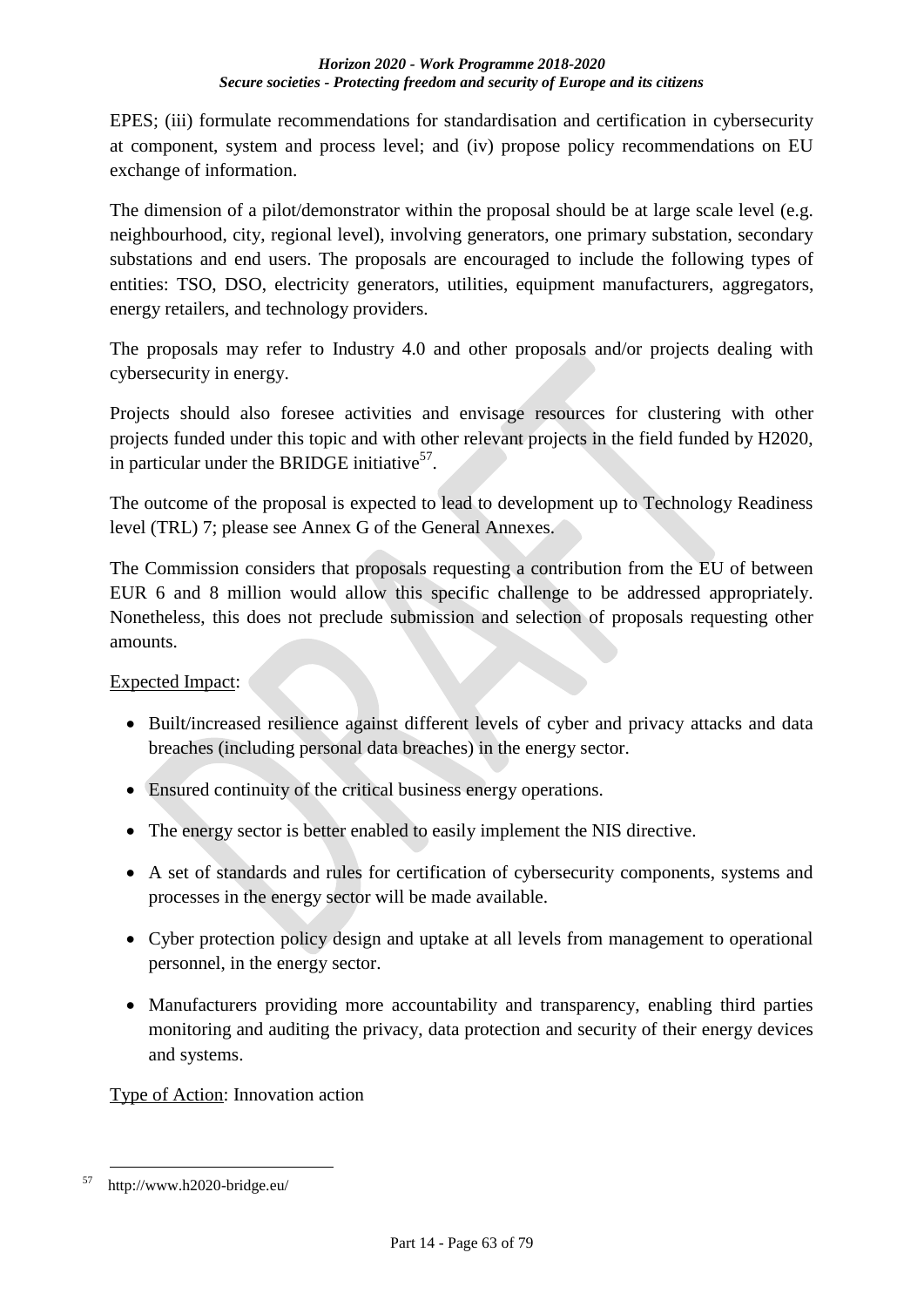EPES; (iii) formulate recommendations for standardisation and certification in cybersecurity at component, system and process level; and (iv) propose policy recommendations on EU exchange of information.

The dimension of a pilot/demonstrator within the proposal should be at large scale level (e.g. neighbourhood, city, regional level), involving generators, one primary substation, secondary substations and end users. The proposals are encouraged to include the following types of entities: TSO, DSO, electricity generators, utilities, equipment manufacturers, aggregators, energy retailers, and technology providers.

The proposals may refer to Industry 4.0 and other proposals and/or projects dealing with cybersecurity in energy.

Projects should also foresee activities and envisage resources for clustering with other projects funded under this topic and with other relevant projects in the field funded by H2020, in particular under the BRIDGE initiative[57].

The outcome of the proposal is expected to lead to development up to Technology Readiness level (TRL) 7; please see Annex G of the General Annexes.

The Commission considers that proposals requesting a contribution from the EU of between EUR 6 and 8 million would allow this specific challenge to be addressed appropriately. Nonetheless, this does not preclude submission and selection of proposals requesting other amounts.

Expected Impact:

- Built/increased resilience against different levels of cyber and privacy attacks and data breaches (including personal data breaches) in the energy sector.
- Ensured continuity of the critical business energy operations.
- The energy sector is better enabled to easily implement the NIS directive.
- A set of standards and rules for certification of cybersecurity components, systems and processes in the energy sector will be made available.
- Cyber protection policy design and uptake at all levels from management to operational personnel, in the energy sector.
- Manufacturers providing more accountability and transparency, enabling third parties monitoring and auditing the privacy, data protection and security of their energy devices and systems.

Type of Action: Innovation action

[57] http://www.h2020-bridge.eu/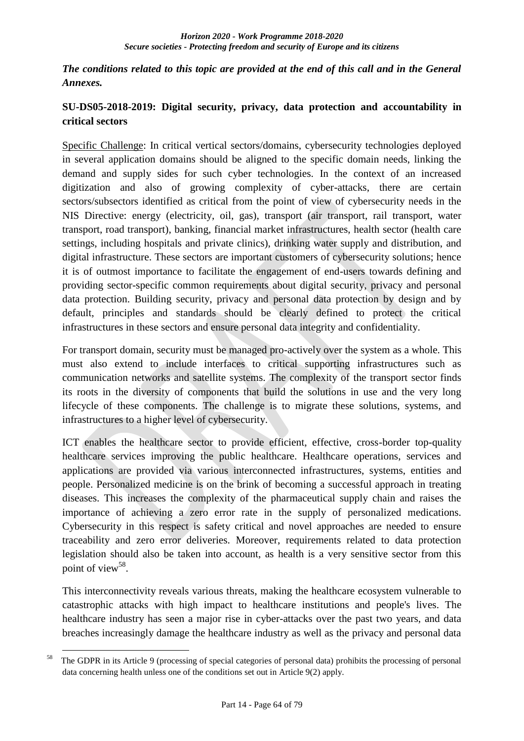***The conditions related to this topic are provided at the end of this call and in the General Annexes.***

**SU-DS05-2018-2019: Digital security, privacy, data protection and accountability in critical sectors**

Specific Challenge: In critical vertical sectors/domains, cybersecurity technologies deployed in several application domains should be aligned to the specific domain needs, linking the demand and supply sides for such cyber technologies. In the context of an increased digitization and also of growing complexity of cyber-attacks, there are certain sectors/subsectors identified as critical from the point of view of cybersecurity needs in the NIS Directive: energy (electricity, oil, gas), transport (air transport, rail transport, water transport, road transport), banking, financial market infrastructures, health sector (health care settings, including hospitals and private clinics), drinking water supply and distribution, and digital infrastructure. These sectors are important customers of cybersecurity solutions; hence it is of outmost importance to facilitate the engagement of end-users towards defining and providing sector-specific common requirements about digital security, privacy and personal data protection. Building security, privacy and personal data protection by design and by default, principles and standards should be clearly defined to protect the critical infrastructures in these sectors and ensure personal data integrity and confidentiality.

For transport domain, security must be managed pro-actively over the system as a whole. This must also extend to include interfaces to critical supporting infrastructures such as communication networks and satellite systems. The complexity of the transport sector finds its roots in the diversity of components that build the solutions in use and the very long lifecycle of these components. The challenge is to migrate these solutions, systems, and infrastructures to a higher level of cybersecurity.

ICT enables the healthcare sector to provide efficient, effective, cross-border top-quality healthcare services improving the public healthcare. Healthcare operations, services and applications are provided via various interconnected infrastructures, systems, entities and people. Personalized medicine is on the brink of becoming a successful approach in treating diseases. This increases the complexity of the pharmaceutical supply chain and raises the importance of achieving a zero error rate in the supply of personalized medications. Cybersecurity in this respect is safety critical and novel approaches are needed to ensure traceability and zero error deliveries. Moreover, requirements related to data protection legislation should also be taken into account, as health is a very sensitive sector from this point of view[58].

This interconnectivity reveals various threats, making the healthcare ecosystem vulnerable to catastrophic attacks with high impact to healthcare institutions and people's lives. The healthcare industry has seen a major rise in cyber-attacks over the past two years, and data breaches increasingly damage the healthcare industry as well as the privacy and personal data

[58] The GDPR in its Article 9 (processing of special categories of personal data) prohibits the processing of personal data concerning health unless one of the conditions set out in Article 9(2) apply.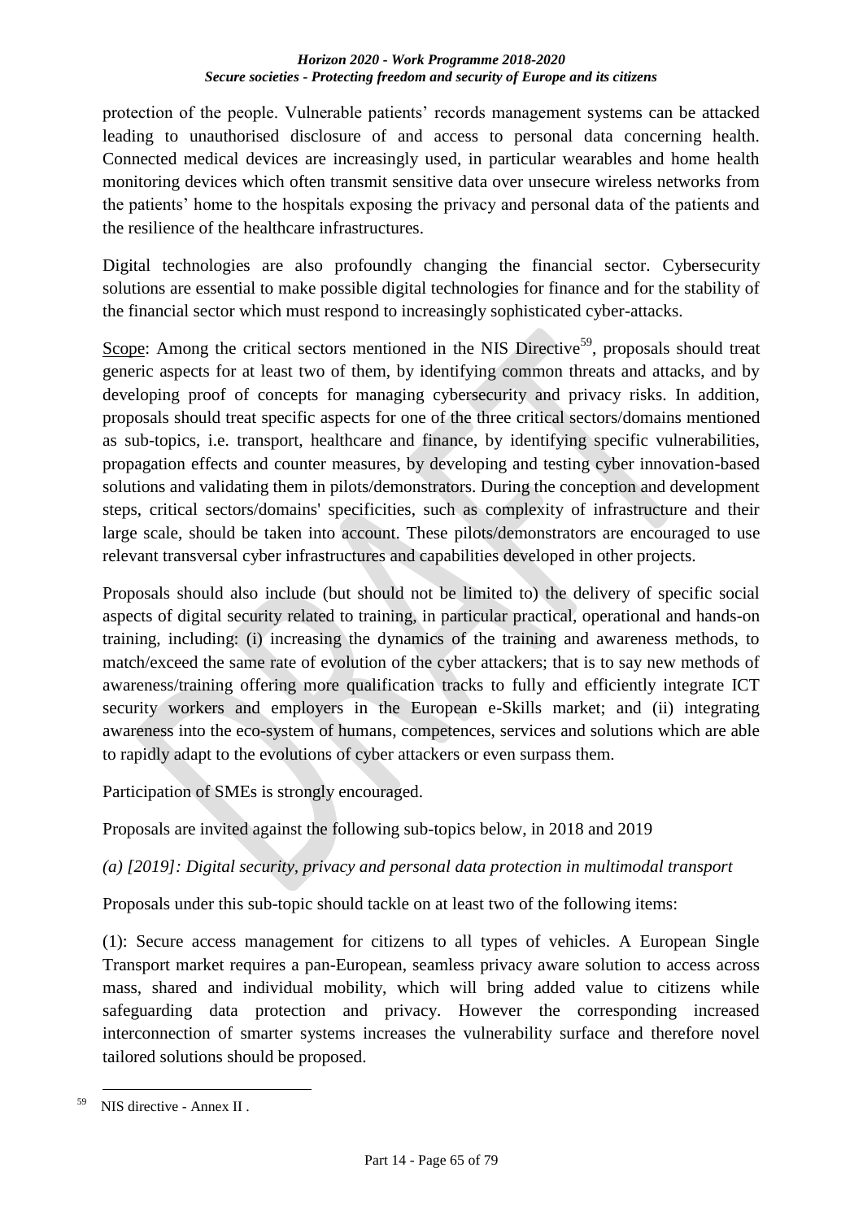protection of the people. Vulnerable patients' records management systems can be attacked leading to unauthorised disclosure of and access to personal data concerning health. Connected medical devices are increasingly used, in particular wearables and home health monitoring devices which often transmit sensitive data over unsecure wireless networks from the patients' home to the hospitals exposing the privacy and personal data of the patients and the resilience of the healthcare infrastructures.

Digital technologies are also profoundly changing the financial sector. Cybersecurity solutions are essential to make possible digital technologies for finance and for the stability of the financial sector which must respond to increasingly sophisticated cyber-attacks.

Scope: Among the critical sectors mentioned in the NIS Directive[59], proposals should treat generic aspects for at least two of them, by identifying common threats and attacks, and by developing proof of concepts for managing cybersecurity and privacy risks. In addition, proposals should treat specific aspects for one of the three critical sectors/domains mentioned as sub-topics, i.e. transport, healthcare and finance, by identifying specific vulnerabilities, propagation effects and counter measures, by developing and testing cyber innovation-based solutions and validating them in pilots/demonstrators. During the conception and development steps, critical sectors/domains' specificities, such as complexity of infrastructure and their large scale, should be taken into account. These pilots/demonstrators are encouraged to use relevant transversal cyber infrastructures and capabilities developed in other projects.

Proposals should also include (but should not be limited to) the delivery of specific social aspects of digital security related to training, in particular practical, operational and hands-on training, including: (i) increasing the dynamics of the training and awareness methods, to match/exceed the same rate of evolution of the cyber attackers; that is to say new methods of awareness/training offering more qualification tracks to fully and efficiently integrate ICT security workers and employers in the European e-Skills market; and (ii) integrating awareness into the eco-system of humans, competences, services and solutions which are able to rapidly adapt to the evolutions of cyber attackers or even surpass them.

Participation of SMEs is strongly encouraged.

Proposals are invited against the following sub-topics below, in 2018 and 2019

*(a) [2019]: Digital security, privacy and personal data protection in multimodal transport*

Proposals under this sub-topic should tackle on at least two of the following items:

(1): Secure access management for citizens to all types of vehicles. A European Single Transport market requires a pan-European, seamless privacy aware solution to access across mass, shared and individual mobility, which will bring added value to citizens while safeguarding data protection and privacy. However the corresponding increased interconnection of smarter systems increases the vulnerability surface and therefore novel tailored solutions should be proposed.

---

[59] NIS directive - Annex II .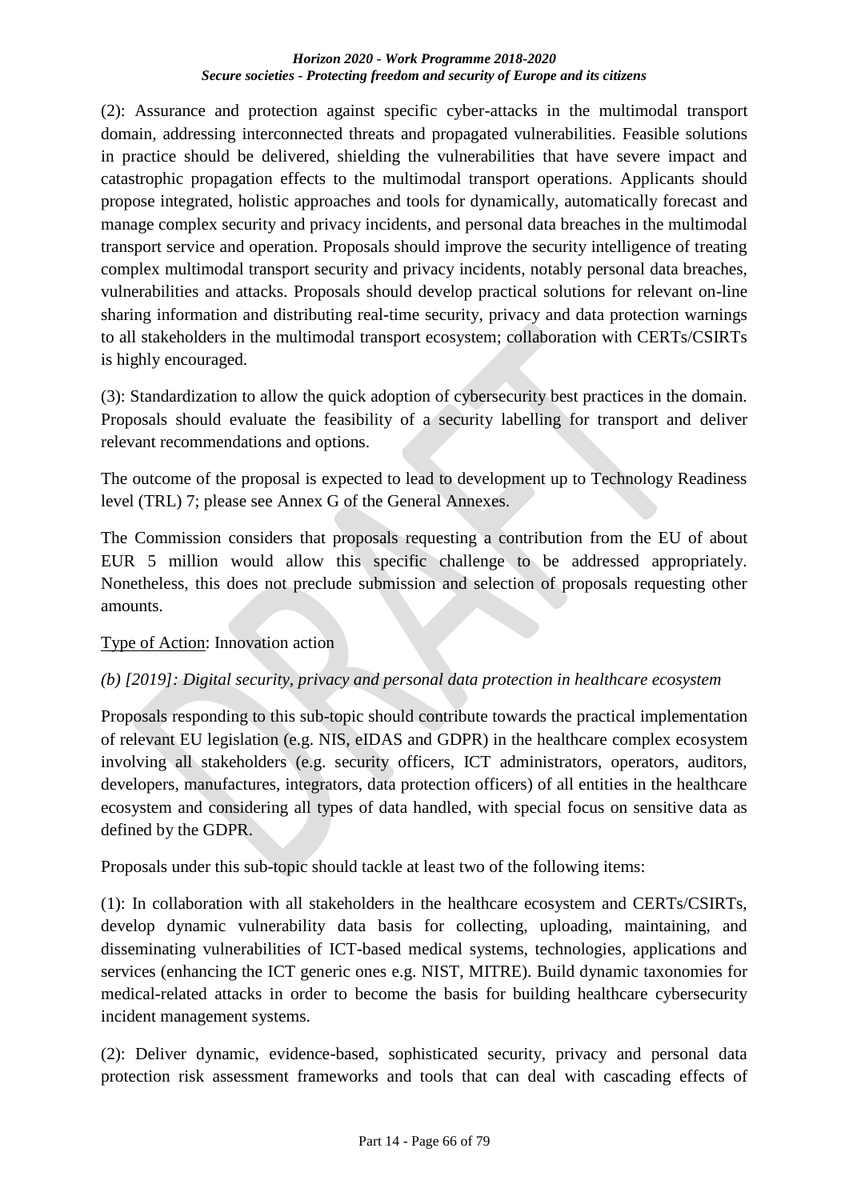(2): Assurance and protection against specific cyber-attacks in the multimodal transport domain, addressing interconnected threats and propagated vulnerabilities. Feasible solutions in practice should be delivered, shielding the vulnerabilities that have severe impact and catastrophic propagation effects to the multimodal transport operations. Applicants should propose integrated, holistic approaches and tools for dynamically, automatically forecast and manage complex security and privacy incidents, and personal data breaches in the multimodal transport service and operation. Proposals should improve the security intelligence of treating complex multimodal transport security and privacy incidents, notably personal data breaches, vulnerabilities and attacks. Proposals should develop practical solutions for relevant on-line sharing information and distributing real-time security, privacy and data protection warnings to all stakeholders in the multimodal transport ecosystem; collaboration with CERTs/CSIRTs is highly encouraged.

(3): Standardization to allow the quick adoption of cybersecurity best practices in the domain. Proposals should evaluate the feasibility of a security labelling for transport and deliver relevant recommendations and options.

The outcome of the proposal is expected to lead to development up to Technology Readiness level (TRL) 7; please see Annex G of the General Annexes.

The Commission considers that proposals requesting a contribution from the EU of about EUR 5 million would allow this specific challenge to be addressed appropriately. Nonetheless, this does not preclude submission and selection of proposals requesting other amounts.

Type of Action: Innovation action

*(b) [2019]: Digital security, privacy and personal data protection in healthcare ecosystem*

Proposals responding to this sub-topic should contribute towards the practical implementation of relevant EU legislation (e.g. NIS, eIDAS and GDPR) in the healthcare complex ecosystem involving all stakeholders (e.g. security officers, ICT administrators, operators, auditors, developers, manufactures, integrators, data protection officers) of all entities in the healthcare ecosystem and considering all types of data handled, with special focus on sensitive data as defined by the GDPR.

Proposals under this sub-topic should tackle at least two of the following items:

(1): In collaboration with all stakeholders in the healthcare ecosystem and CERTs/CSIRTs, develop dynamic vulnerability data basis for collecting, uploading, maintaining, and disseminating vulnerabilities of ICT-based medical systems, technologies, applications and services (enhancing the ICT generic ones e.g. NIST, MITRE). Build dynamic taxonomies for medical-related attacks in order to become the basis for building healthcare cybersecurity incident management systems.

(2): Deliver dynamic, evidence-based, sophisticated security, privacy and personal data protection risk assessment frameworks and tools that can deal with cascading effects of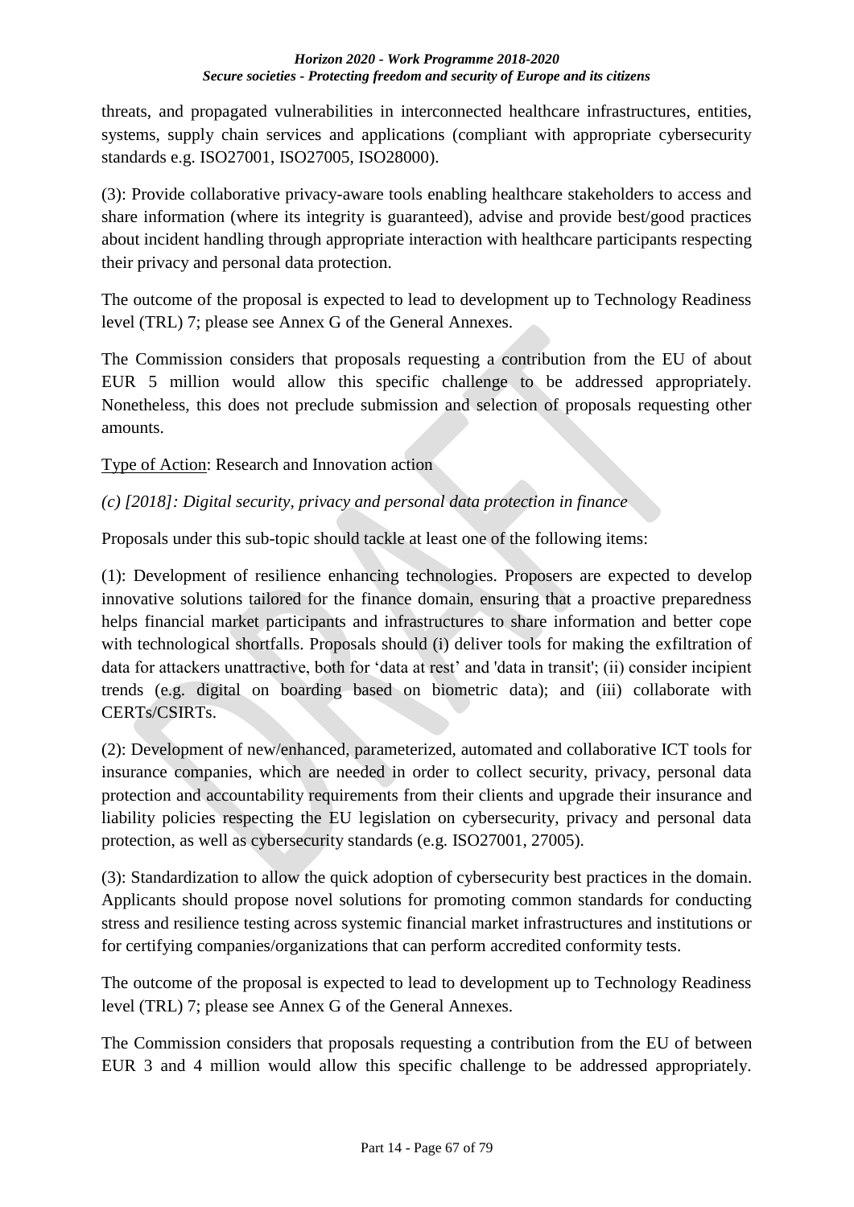threats, and propagated vulnerabilities in interconnected healthcare infrastructures, entities, systems, supply chain services and applications (compliant with appropriate cybersecurity standards e.g. ISO27001, ISO27005, ISO28000).

(3): Provide collaborative privacy-aware tools enabling healthcare stakeholders to access and share information (where its integrity is guaranteed), advise and provide best/good practices about incident handling through appropriate interaction with healthcare participants respecting their privacy and personal data protection.

The outcome of the proposal is expected to lead to development up to Technology Readiness level (TRL) 7; please see Annex G of the General Annexes.

The Commission considers that proposals requesting a contribution from the EU of about EUR 5 million would allow this specific challenge to be addressed appropriately. Nonetheless, this does not preclude submission and selection of proposals requesting other amounts.

Type of Action: Research and Innovation action

*(c) [2018]: Digital security, privacy and personal data protection in finance*

Proposals under this sub-topic should tackle at least one of the following items:

(1): Development of resilience enhancing technologies. Proposers are expected to develop innovative solutions tailored for the finance domain, ensuring that a proactive preparedness helps financial market participants and infrastructures to share information and better cope with technological shortfalls. Proposals should (i) deliver tools for making the exfiltration of data for attackers unattractive, both for 'data at rest' and 'data in transit'; (ii) consider incipient trends (e.g. digital on boarding based on biometric data); and (iii) collaborate with CERTs/CSIRTs.

(2): Development of new/enhanced, parameterized, automated and collaborative ICT tools for insurance companies, which are needed in order to collect security, privacy, personal data protection and accountability requirements from their clients and upgrade their insurance and liability policies respecting the EU legislation on cybersecurity, privacy and personal data protection, as well as cybersecurity standards (e.g. ISO27001, 27005).

(3): Standardization to allow the quick adoption of cybersecurity best practices in the domain. Applicants should propose novel solutions for promoting common standards for conducting stress and resilience testing across systemic financial market infrastructures and institutions or for certifying companies/organizations that can perform accredited conformity tests.

The outcome of the proposal is expected to lead to development up to Technology Readiness level (TRL) 7; please see Annex G of the General Annexes.

The Commission considers that proposals requesting a contribution from the EU of between EUR 3 and 4 million would allow this specific challenge to be addressed appropriately.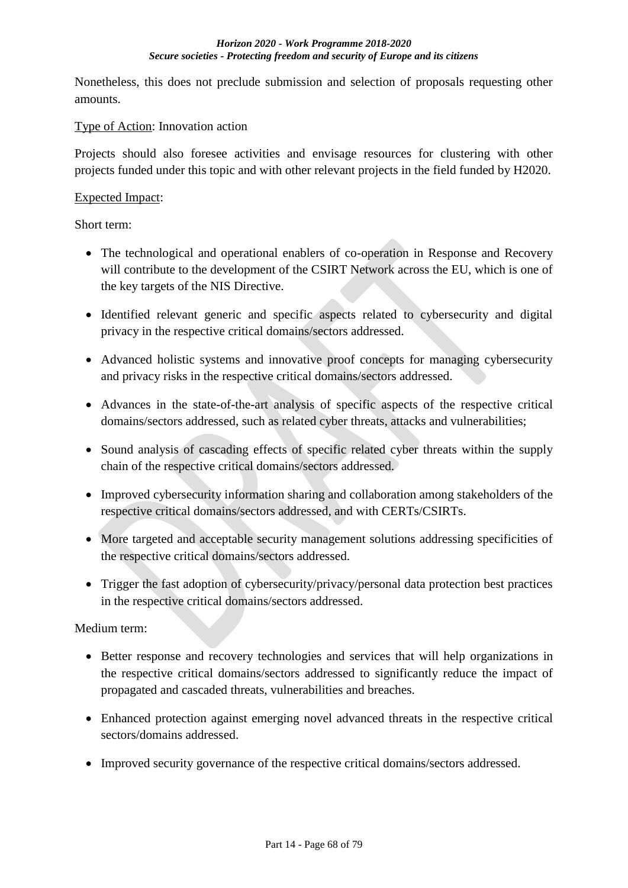Nonetheless, this does not preclude submission and selection of proposals requesting other amounts.

Type of Action: Innovation action

Projects should also foresee activities and envisage resources for clustering with other projects funded under this topic and with other relevant projects in the field funded by H2020.

Expected Impact:

Short term:

- The technological and operational enablers of co-operation in Response and Recovery will contribute to the development of the CSIRT Network across the EU, which is one of the key targets of the NIS Directive.
- Identified relevant generic and specific aspects related to cybersecurity and digital privacy in the respective critical domains/sectors addressed.
- Advanced holistic systems and innovative proof concepts for managing cybersecurity and privacy risks in the respective critical domains/sectors addressed.
- Advances in the state-of-the-art analysis of specific aspects of the respective critical domains/sectors addressed, such as related cyber threats, attacks and vulnerabilities;
- Sound analysis of cascading effects of specific related cyber threats within the supply chain of the respective critical domains/sectors addressed.
- Improved cybersecurity information sharing and collaboration among stakeholders of the respective critical domains/sectors addressed, and with CERTs/CSIRTs.
- More targeted and acceptable security management solutions addressing specificities of the respective critical domains/sectors addressed.
- Trigger the fast adoption of cybersecurity/privacy/personal data protection best practices in the respective critical domains/sectors addressed.

Medium term:

- Better response and recovery technologies and services that will help organizations in the respective critical domains/sectors addressed to significantly reduce the impact of propagated and cascaded threats, vulnerabilities and breaches.
- Enhanced protection against emerging novel advanced threats in the respective critical sectors/domains addressed.
- Improved security governance of the respective critical domains/sectors addressed.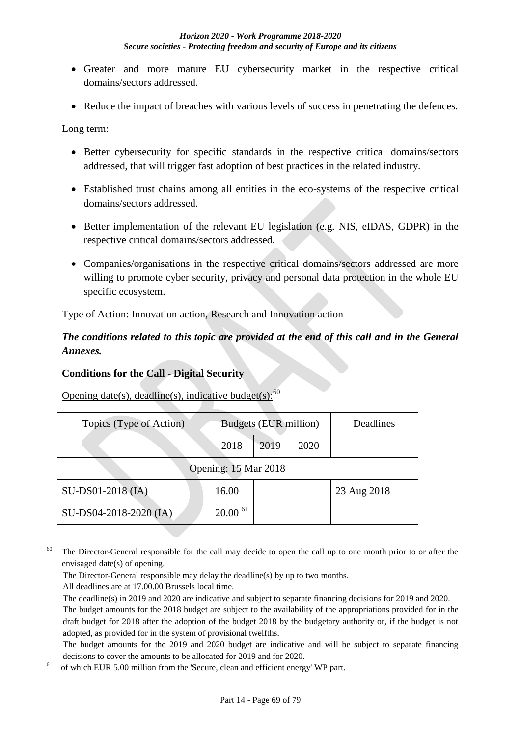- Greater and more mature EU cybersecurity market in the respective critical domains/sectors addressed.
- Reduce the impact of breaches with various levels of success in penetrating the defences.

Long term:

- Better cybersecurity for specific standards in the respective critical domains/sectors addressed, that will trigger fast adoption of best practices in the related industry.
- Established trust chains among all entities in the eco-systems of the respective critical domains/sectors addressed.
- Better implementation of the relevant EU legislation (e.g. NIS, eIDAS, GDPR) in the respective critical domains/sectors addressed.
- Companies/organisations in the respective critical domains/sectors addressed are more willing to promote cyber security, privacy and personal data protection in the whole EU specific ecosystem.

Type of Action: Innovation action, Research and Innovation action

***The conditions related to this topic are provided at the end of this call and in the General Annexes.***

**Conditions for the Call - Digital Security**

Opening date(s), deadline(s), indicative budget(s):[60]

| Topics (Type of Action) | Budgets (EUR million) | | | Deadlines |
|---|---|---|---|---|
| | 2018 | 2019 | 2020 | |
| Opening: 15 Mar 2018 | | | | |
| SU-DS01-2018 (IA) | 16.00 | | | 23 Aug 2018 |
| SU-DS04-2018-2020 (IA) | 20.00 [61] | | | |

[60] The Director-General responsible for the call may decide to open the call up to one month prior to or after the envisaged date(s) of opening.
The Director-General responsible may delay the deadline(s) by up to two months.
All deadlines are at 17.00.00 Brussels local time.
The deadline(s) in 2019 and 2020 are indicative and subject to separate financing decisions for 2019 and 2020.
The budget amounts for the 2018 budget are subject to the availability of the appropriations provided for in the draft budget for 2018 after the adoption of the budget 2018 by the budgetary authority or, if the budget is not adopted, as provided for in the system of provisional twelfths.
The budget amounts for the 2019 and 2020 budget are indicative and will be subject to separate financing decisions to cover the amounts to be allocated for 2019 and for 2020.

[61] of which EUR 5.00 million from the 'Secure, clean and efficient energy' WP part.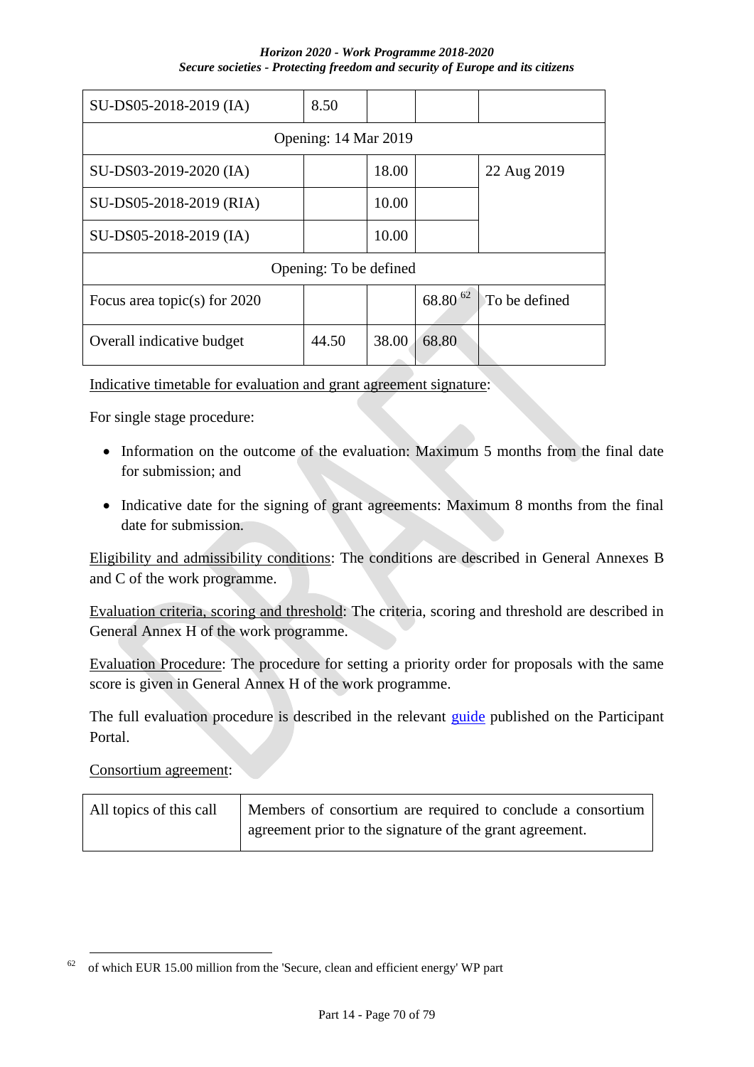| | | | | |
|---|---|---|---|---|
| SU-DS05-2018-2019 (IA) | 8.50 | | | |
| Opening: 14 Mar 2019 | | | | |
| SU-DS03-2019-2020 (IA) | | 18.00 | | 22 Aug 2019 |
| SU-DS05-2018-2019 (RIA) | | 10.00 | | |
| SU-DS05-2018-2019 (IA) | | 10.00 | | |
| Opening: To be defined | | | | |
| Focus area topic(s) for 2020 | | | 68.80 [62] | To be defined |
| Overall indicative budget | 44.50 | 38.00 | 68.80 | |

Indicative timetable for evaluation and grant agreement signature:

For single stage procedure:

- Information on the outcome of the evaluation: Maximum 5 months from the final date for submission; and
- Indicative date for the signing of grant agreements: Maximum 8 months from the final date for submission.

Eligibility and admissibility conditions: The conditions are described in General Annexes B and C of the work programme.

Evaluation criteria, scoring and threshold: The criteria, scoring and threshold are described in General Annex H of the work programme.

Evaluation Procedure: The procedure for setting a priority order for proposals with the same score is given in General Annex H of the work programme.

The full evaluation procedure is described in the relevant guide published on the Participant Portal.

Consortium agreement:

| | |
|---|---|
| All topics of this call | Members of consortium are required to conclude a consortium agreement prior to the signature of the grant agreement. |

[62] of which EUR 15.00 million from the 'Secure, clean and efficient energy' WP part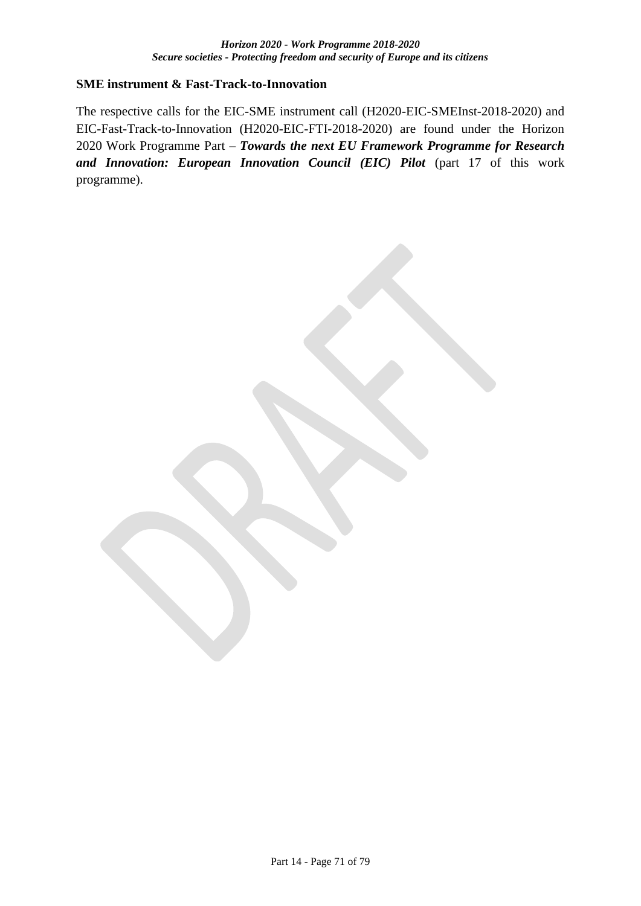**SME instrument & Fast-Track-to-Innovation**

The respective calls for the EIC-SME instrument call (H2020-EIC-SMEInst-2018-2020) and EIC-Fast-Track-to-Innovation (H2020-EIC-FTI-2018-2020) are found under the Horizon 2020 Work Programme Part – ***Towards the next EU Framework Programme for Research and Innovation: European Innovation Council (EIC) Pilot*** (part 17 of this work programme).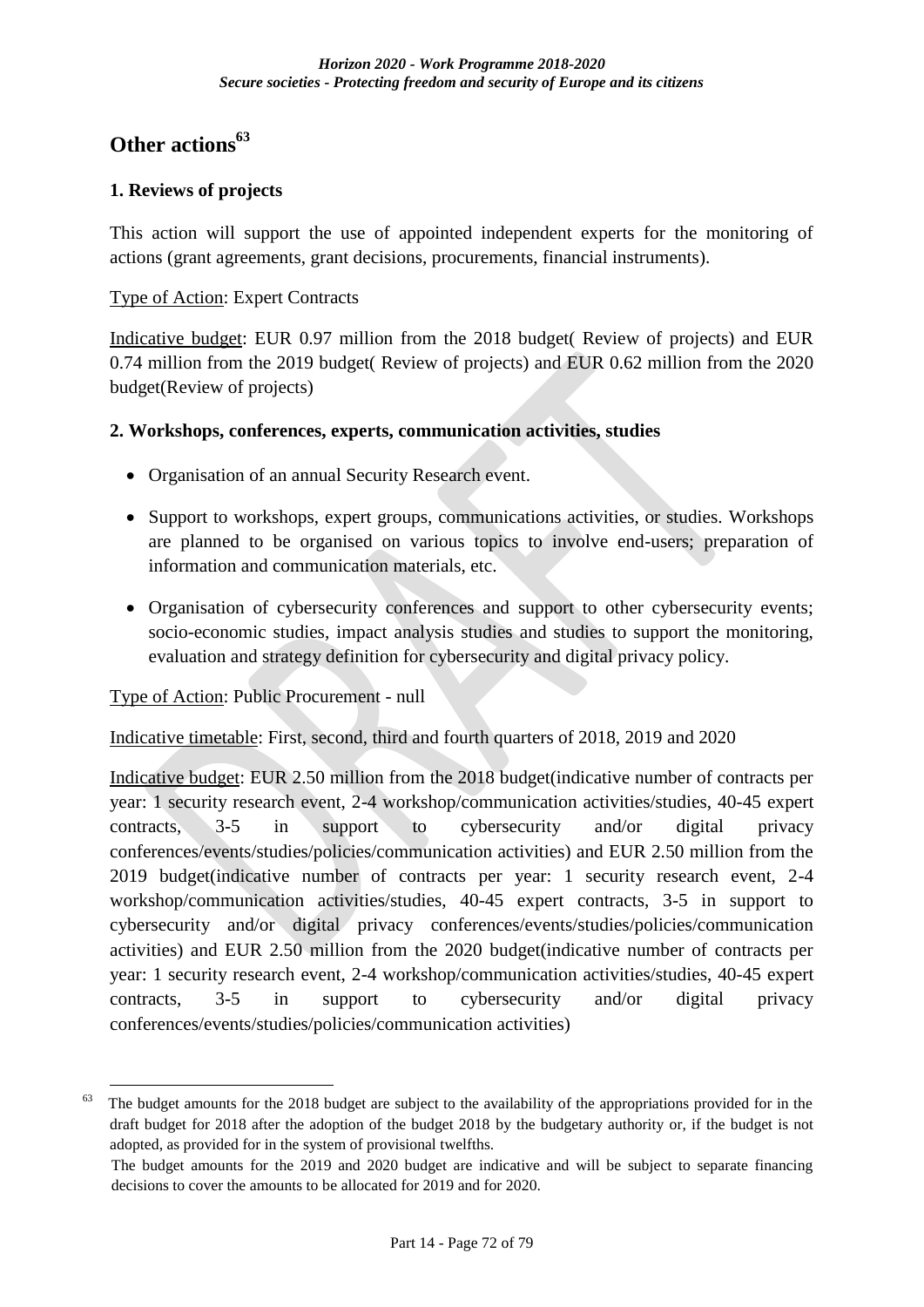# Other actions[63]

## 1. Reviews of projects

This action will support the use of appointed independent experts for the monitoring of actions (grant agreements, grant decisions, procurements, financial instruments).

Type of Action: Expert Contracts

Indicative budget: EUR 0.97 million from the 2018 budget( Review of projects) and EUR 0.74 million from the 2019 budget( Review of projects) and EUR 0.62 million from the 2020 budget(Review of projects)

## 2. Workshops, conferences, experts, communication activities, studies

- Organisation of an annual Security Research event.
- Support to workshops, expert groups, communications activities, or studies. Workshops are planned to be organised on various topics to involve end-users; preparation of information and communication materials, etc.
- Organisation of cybersecurity conferences and support to other cybersecurity events; socio-economic studies, impact analysis studies and studies to support the monitoring, evaluation and strategy definition for cybersecurity and digital privacy policy.

Type of Action: Public Procurement - null

Indicative timetable: First, second, third and fourth quarters of 2018, 2019 and 2020

Indicative budget: EUR 2.50 million from the 2018 budget(indicative number of contracts per year: 1 security research event, 2-4 workshop/communication activities/studies, 40-45 expert contracts, 3-5 in support to cybersecurity and/or digital privacy conferences/events/studies/policies/communication activities) and EUR 2.50 million from the 2019 budget(indicative number of contracts per year: 1 security research event, 2-4 workshop/communication activities/studies, 40-45 expert contracts, 3-5 in support to cybersecurity and/or digital privacy conferences/events/studies/policies/communication activities) and EUR 2.50 million from the 2020 budget(indicative number of contracts per year: 1 security research event, 2-4 workshop/communication activities/studies, 40-45 expert contracts, 3-5 in support to cybersecurity and/or digital privacy conferences/events/studies/policies/communication activities)

---

[63] The budget amounts for the 2018 budget are subject to the availability of the appropriations provided for in the draft budget for 2018 after the adoption of the budget 2018 by the budgetary authority or, if the budget is not adopted, as provided for in the system of provisional twelfths.
The budget amounts for the 2019 and 2020 budget are indicative and will be subject to separate financing decisions to cover the amounts to be allocated for 2019 and for 2020.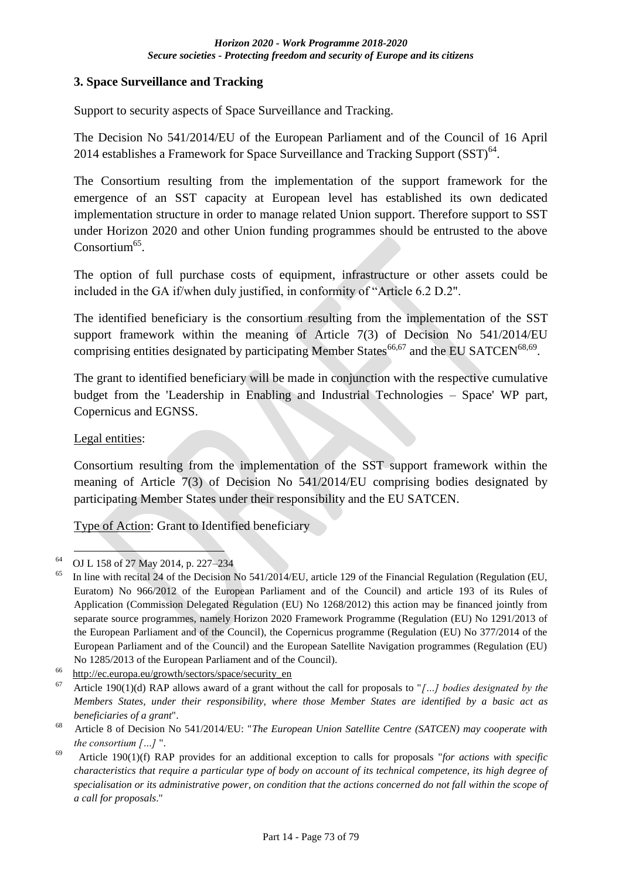### 3. Space Surveillance and Tracking

Support to security aspects of Space Surveillance and Tracking.

The Decision No 541/2014/EU of the European Parliament and of the Council of 16 April 2014 establishes a Framework for Space Surveillance and Tracking Support (SST)[64].

The Consortium resulting from the implementation of the support framework for the emergence of an SST capacity at European level has established its own dedicated implementation structure in order to manage related Union support. Therefore support to SST under Horizon 2020 and other Union funding programmes should be entrusted to the above Consortium[65].

The option of full purchase costs of equipment, infrastructure or other assets could be included in the GA if/when duly justified, in conformity of "Article 6.2 D.2".

The identified beneficiary is the consortium resulting from the implementation of the SST support framework within the meaning of Article 7(3) of Decision No 541/2014/EU comprising entities designated by participating Member States[66,67] and the EU SATCEN[68,69].

The grant to identified beneficiary will be made in conjunction with the respective cumulative budget from the 'Leadership in Enabling and Industrial Technologies – Space' WP part, Copernicus and EGNSS.

Legal entities:

Consortium resulting from the implementation of the SST support framework within the meaning of Article 7(3) of Decision No 541/2014/EU comprising bodies designated by participating Member States under their responsibility and the EU SATCEN.

Type of Action: Grant to Identified beneficiary

---

[64] OJ L 158 of 27 May 2014, p. 227–234

[65] In line with recital 24 of the Decision No 541/2014/EU, article 129 of the Financial Regulation (Regulation (EU, Euratom) No 966/2012 of the European Parliament and of the Council) and article 193 of its Rules of Application (Commission Delegated Regulation (EU) No 1268/2012) this action may be financed jointly from separate source programmes, namely Horizon 2020 Framework Programme (Regulation (EU) No 1291/2013 of the European Parliament and of the Council), the Copernicus programme (Regulation (EU) No 377/2014 of the European Parliament and of the Council) and the European Satellite Navigation programmes (Regulation (EU) No 1285/2013 of the European Parliament and of the Council).

[66] http://ec.europa.eu/growth/sectors/space/security_en

[67] Article 190(1)(d) RAP allows award of a grant without the call for proposals to "*[…] bodies designated by the Members States, under their responsibility, where those Member States are identified by a basic act as beneficiaries of a grant*".

[68] Article 8 of Decision No 541/2014/EU: "*The European Union Satellite Centre (SATCEN) may cooperate with the consortium […]* ".

[69] Article 190(1)(f) RAP provides for an additional exception to calls for proposals "*for actions with specific characteristics that require a particular type of body on account of its technical competence, its high degree of specialisation or its administrative power, on condition that the actions concerned do not fall within the scope of a call for proposals*."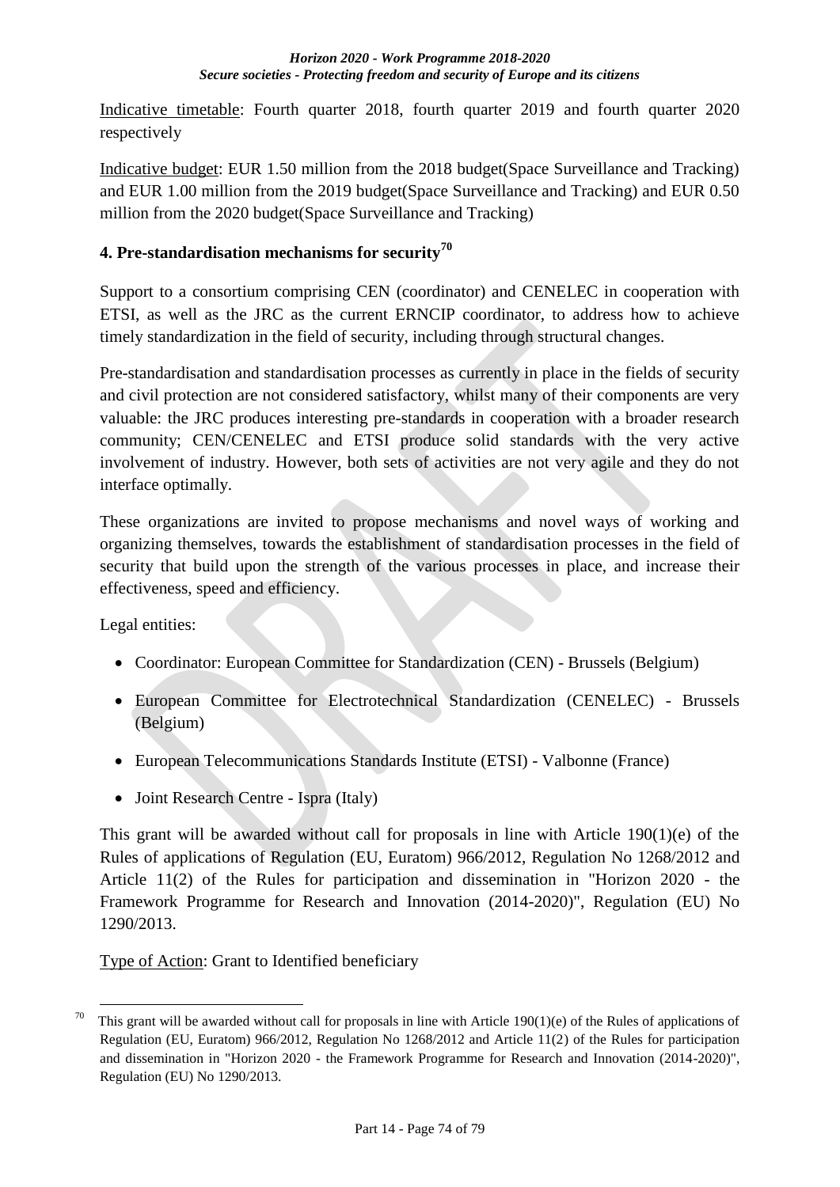Indicative timetable: Fourth quarter 2018, fourth quarter 2019 and fourth quarter 2020 respectively

Indicative budget: EUR 1.50 million from the 2018 budget(Space Surveillance and Tracking) and EUR 1.00 million from the 2019 budget(Space Surveillance and Tracking) and EUR 0.50 million from the 2020 budget(Space Surveillance and Tracking)

### 4. Pre-standardisation mechanisms for security[70]

Support to a consortium comprising CEN (coordinator) and CENELEC in cooperation with ETSI, as well as the JRC as the current ERNCIP coordinator, to address how to achieve timely standardization in the field of security, including through structural changes.

Pre-standardisation and standardisation processes as currently in place in the fields of security and civil protection are not considered satisfactory, whilst many of their components are very valuable: the JRC produces interesting pre-standards in cooperation with a broader research community; CEN/CENELEC and ETSI produce solid standards with the very active involvement of industry. However, both sets of activities are not very agile and they do not interface optimally.

These organizations are invited to propose mechanisms and novel ways of working and organizing themselves, towards the establishment of standardisation processes in the field of security that build upon the strength of the various processes in place, and increase their effectiveness, speed and efficiency.

Legal entities:

- Coordinator: European Committee for Standardization (CEN) - Brussels (Belgium)
- European Committee for Electrotechnical Standardization (CENELEC) - Brussels (Belgium)
- European Telecommunications Standards Institute (ETSI) - Valbonne (France)
- Joint Research Centre - Ispra (Italy)

This grant will be awarded without call for proposals in line with Article 190(1)(e) of the Rules of applications of Regulation (EU, Euratom) 966/2012, Regulation No 1268/2012 and Article 11(2) of the Rules for participation and dissemination in "Horizon 2020 - the Framework Programme for Research and Innovation (2014-2020)", Regulation (EU) No 1290/2013.

Type of Action: Grant to Identified beneficiary

---

[70] This grant will be awarded without call for proposals in line with Article 190(1)(e) of the Rules of applications of Regulation (EU, Euratom) 966/2012, Regulation No 1268/2012 and Article 11(2) of the Rules for participation and dissemination in "Horizon 2020 - the Framework Programme for Research and Innovation (2014-2020)", Regulation (EU) No 1290/2013.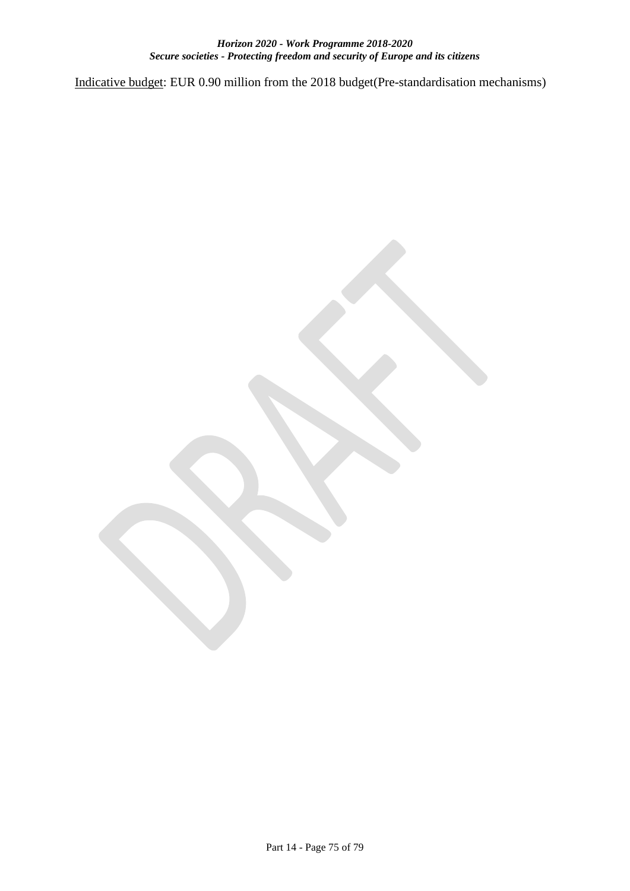<u>Indicative budget</u>: EUR 0.90 million from the 2018 budget(Pre-standardisation mechanisms)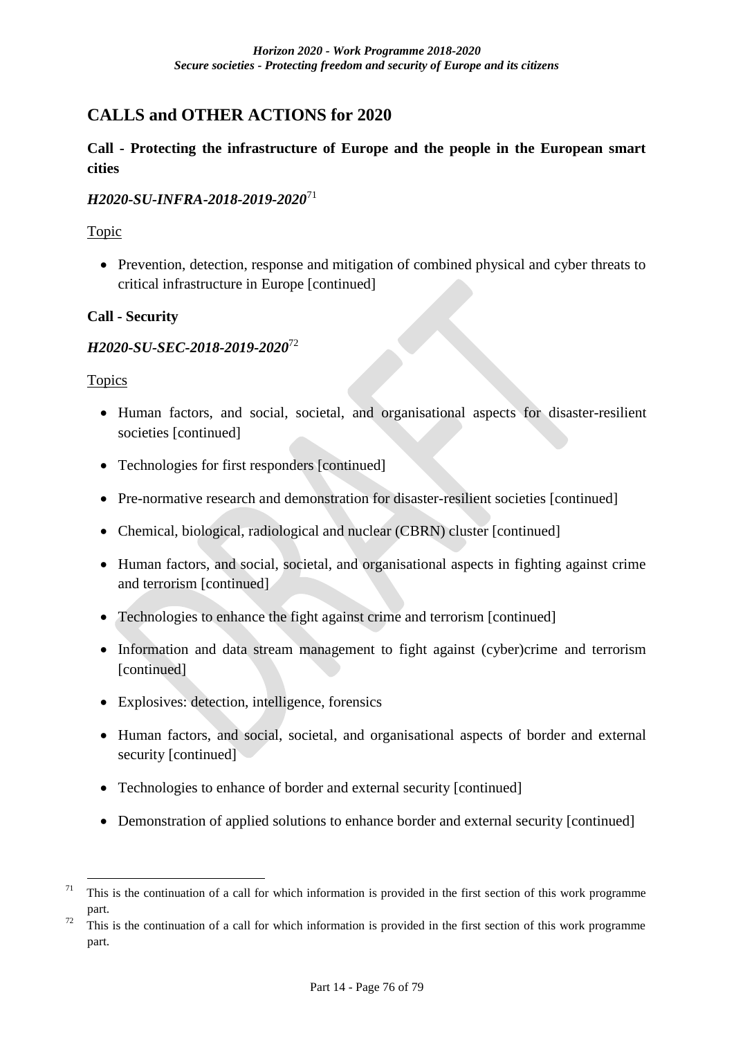# CALLS and OTHER ACTIONS for 2020

## Call - Protecting the infrastructure of Europe and the people in the European smart cities

### *H2020-SU-INFRA-2018-2019-2020*[71]

Topic

- Prevention, detection, response and mitigation of combined physical and cyber threats to critical infrastructure in Europe [continued]

## Call - Security

### *H2020-SU-SEC-2018-2019-2020*[72]

Topics

- Human factors, and social, societal, and organisational aspects for disaster-resilient societies [continued]
- Technologies for first responders [continued]
- Pre-normative research and demonstration for disaster-resilient societies [continued]
- Chemical, biological, radiological and nuclear (CBRN) cluster [continued]
- Human factors, and social, societal, and organisational aspects in fighting against crime and terrorism [continued]
- Technologies to enhance the fight against crime and terrorism [continued]
- Information and data stream management to fight against (cyber)crime and terrorism [continued]
- Explosives: detection, intelligence, forensics
- Human factors, and social, societal, and organisational aspects of border and external security [continued]
- Technologies to enhance of border and external security [continued]
- Demonstration of applied solutions to enhance border and external security [continued]

---

[71] This is the continuation of a call for which information is provided in the first section of this work programme part.

[72] This is the continuation of a call for which information is provided in the first section of this work programme part.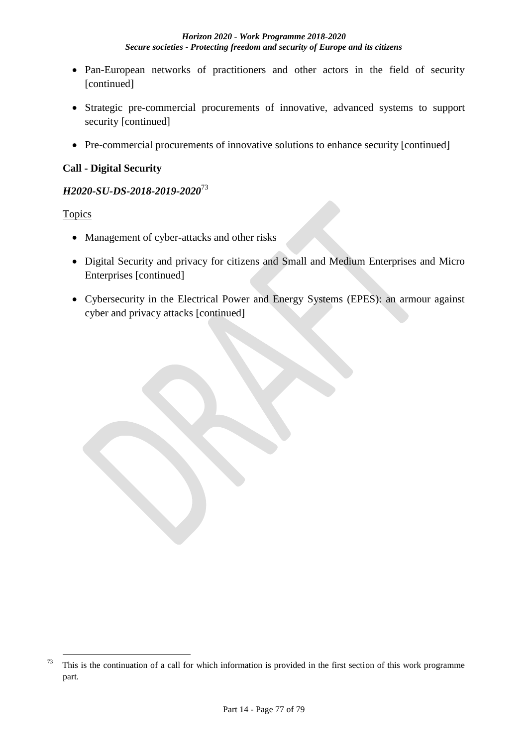- Pan-European networks of practitioners and other actors in the field of security [continued]
- Strategic pre-commercial procurements of innovative, advanced systems to support security [continued]
- Pre-commercial procurements of innovative solutions to enhance security [continued]

**Call - Digital Security**

***H2020-SU-DS-2018-2019-2020***[73]

Topics

- Management of cyber-attacks and other risks
- Digital Security and privacy for citizens and Small and Medium Enterprises and Micro Enterprises [continued]
- Cybersecurity in the Electrical Power and Energy Systems (EPES): an armour against cyber and privacy attacks [continued]

---

[73] This is the continuation of a call for which information is provided in the first section of this work programme part.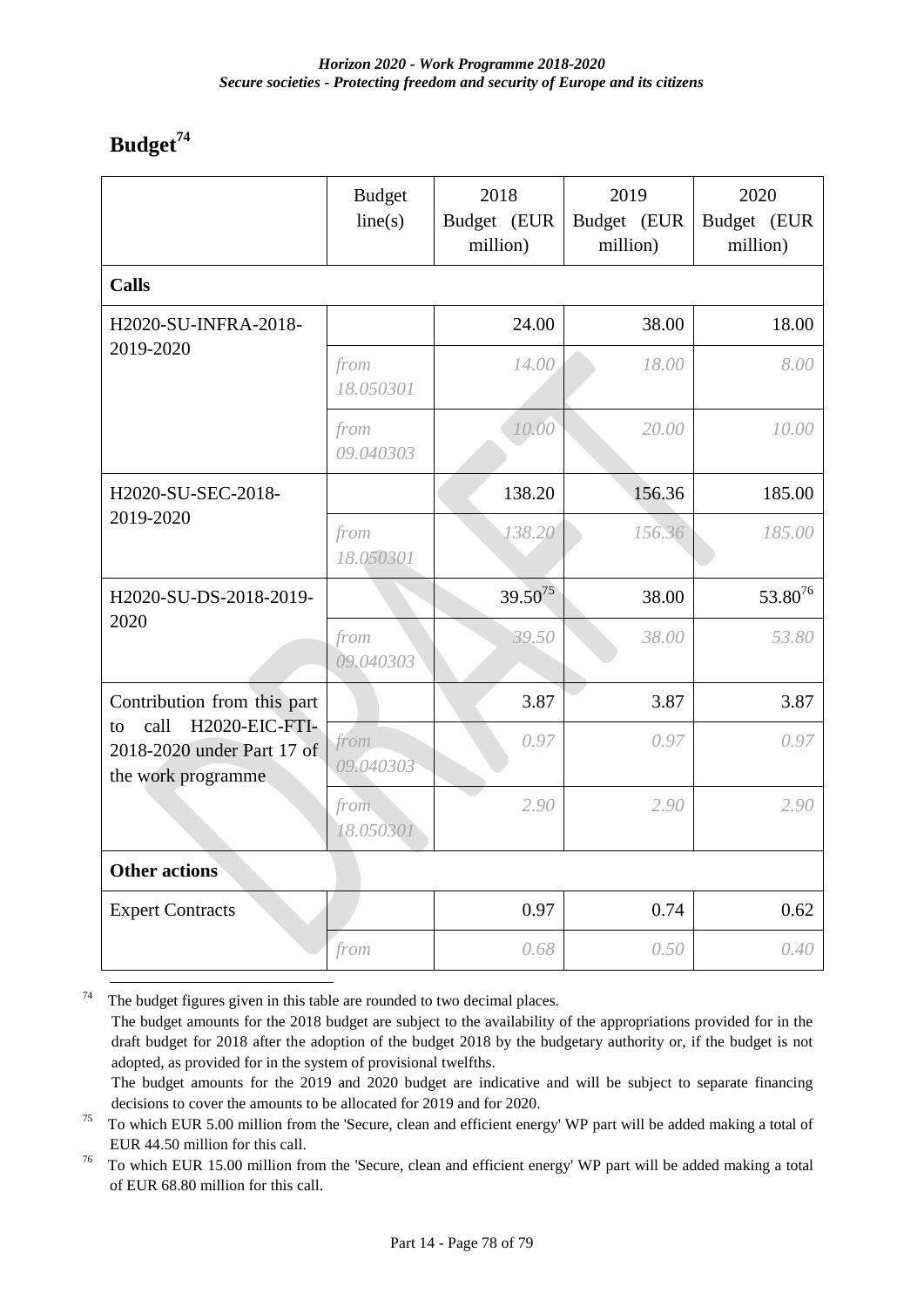## Budget[74]

| | Budget line(s) | 2018 Budget (EUR million) | 2019 Budget (EUR million) | 2020 Budget (EUR million) |
|---|---|---|---|---|
| **Calls** | | | | |
| H2020-SU-INFRA-2018-2019-2020 | | 24.00 | 38.00 | 18.00 |
| | *from 18.050301* | *14.00* | *18.00* | *8.00* |
| | *from 09.040303* | *10.00* | *20.00* | *10.00* |
| H2020-SU-SEC-2018-2019-2020 | | 138.20 | 156.36 | 185.00 |
| | *from 18.050301* | *138.20* | *156.36* | *185.00* |
| H2020-SU-DS-2018-2019-2020 | | 39.50[75] | 38.00 | 53.80[76] |
| | *from 09.040303* | *39.50* | *38.00* | *53.80* |
| Contribution from this part to call H2020-EIC-FTI-2018-2020 under Part 17 of the work programme | | 3.87 | 3.87 | 3.87 |
| | *from 09.040303* | *0.97* | *0.97* | *0.97* |
| | *from 18.050301* | *2.90* | *2.90* | *2.90* |
| **Other actions** | | | | |
| Expert Contracts | | 0.97 | 0.74 | 0.62 |
| | *from* | *0.68* | *0.50* | *0.40* |

[74] The budget figures given in this table are rounded to two decimal places.
The budget amounts for the 2018 budget are subject to the availability of the appropriations provided for in the draft budget for 2018 after the adoption of the budget 2018 by the budgetary authority or, if the budget is not adopted, as provided for in the system of provisional twelfths.
The budget amounts for the 2019 and 2020 budget are indicative and will be subject to separate financing decisions to cover the amounts to be allocated for 2019 and for 2020.

[75] To which EUR 5.00 million from the 'Secure, clean and efficient energy' WP part will be added making a total of EUR 44.50 million for this call.

[76] To which EUR 15.00 million from the 'Secure, clean and efficient energy' WP part will be added making a total of EUR 68.80 million for this call.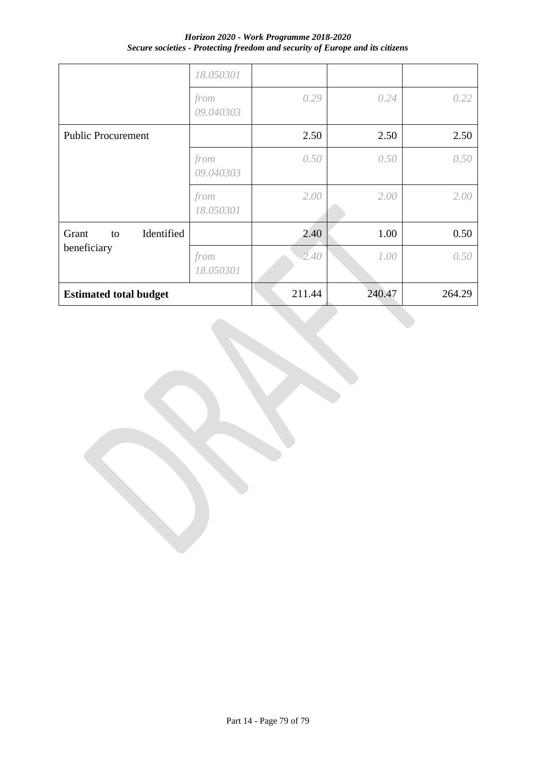| | | | | |
|---|---|---|---|---|
| | *18.050301* | | | |
| | *from 09.040303* | *0.29* | *0.24* | *0.22* |
| Public Procurement | | 2.50 | 2.50 | 2.50 |
| | *from 09.040303* | *0.50* | *0.50* | *0.50* |
| | *from 18.050301* | *2.00* | *2.00* | *2.00* |
| Grant to Identified beneficiary | | 2.40 | 1.00 | 0.50 |
| | *from 18.050301* | *2.40* | *1.00* | *0.50* |
| **Estimated total budget** | | 211.44 | 240.47 | 264.29 |